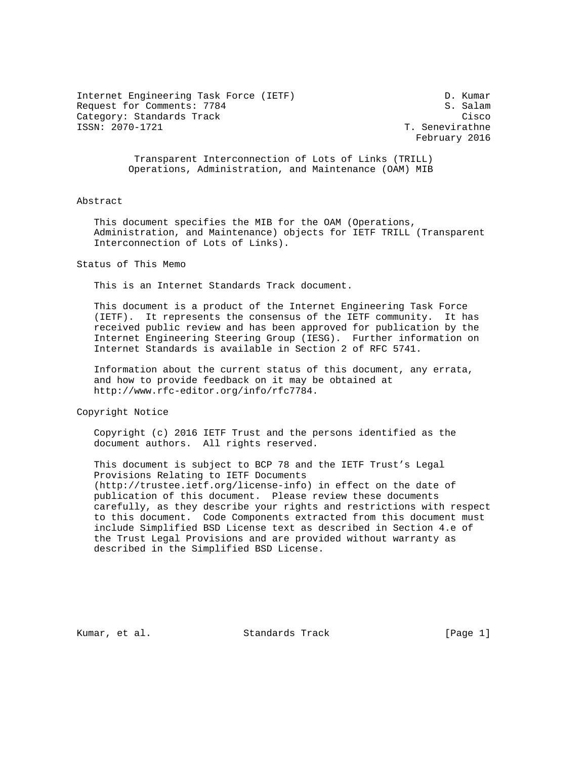Internet Engineering Task Force (IETF) D. Kumar
Request for Comments: 7784 S. Salam
Category: Standards Track Cisco
ISSN: 2070-1721 T. Senevirathne
February 2016

# Transparent Interconnection of Lots of Links (TRILL) Operations, Administration, and Maintenance (OAM) MIB

## Abstract

This document specifies the MIB for the OAM (Operations, Administration, and Maintenance) objects for IETF TRILL (Transparent Interconnection of Lots of Links).

## Status of This Memo

This is an Internet Standards Track document.

This document is a product of the Internet Engineering Task Force (IETF). It represents the consensus of the IETF community. It has received public review and has been approved for publication by the Internet Engineering Steering Group (IESG). Further information on Internet Standards is available in Section 2 of RFC 5741.

Information about the current status of this document, any errata, and how to provide feedback on it may be obtained at http://www.rfc-editor.org/info/rfc7784.

## Copyright Notice

Copyright (c) 2016 IETF Trust and the persons identified as the document authors. All rights reserved.

This document is subject to BCP 78 and the IETF Trust's Legal Provisions Relating to IETF Documents (http://trustee.ietf.org/license-info) in effect on the date of publication of this document. Please review these documents carefully, as they describe your rights and restrictions with respect to this document. Code Components extracted from this document must include Simplified BSD License text as described in Section 4.e of the Trust Legal Provisions and are provided without warranty as described in the Simplified BSD License.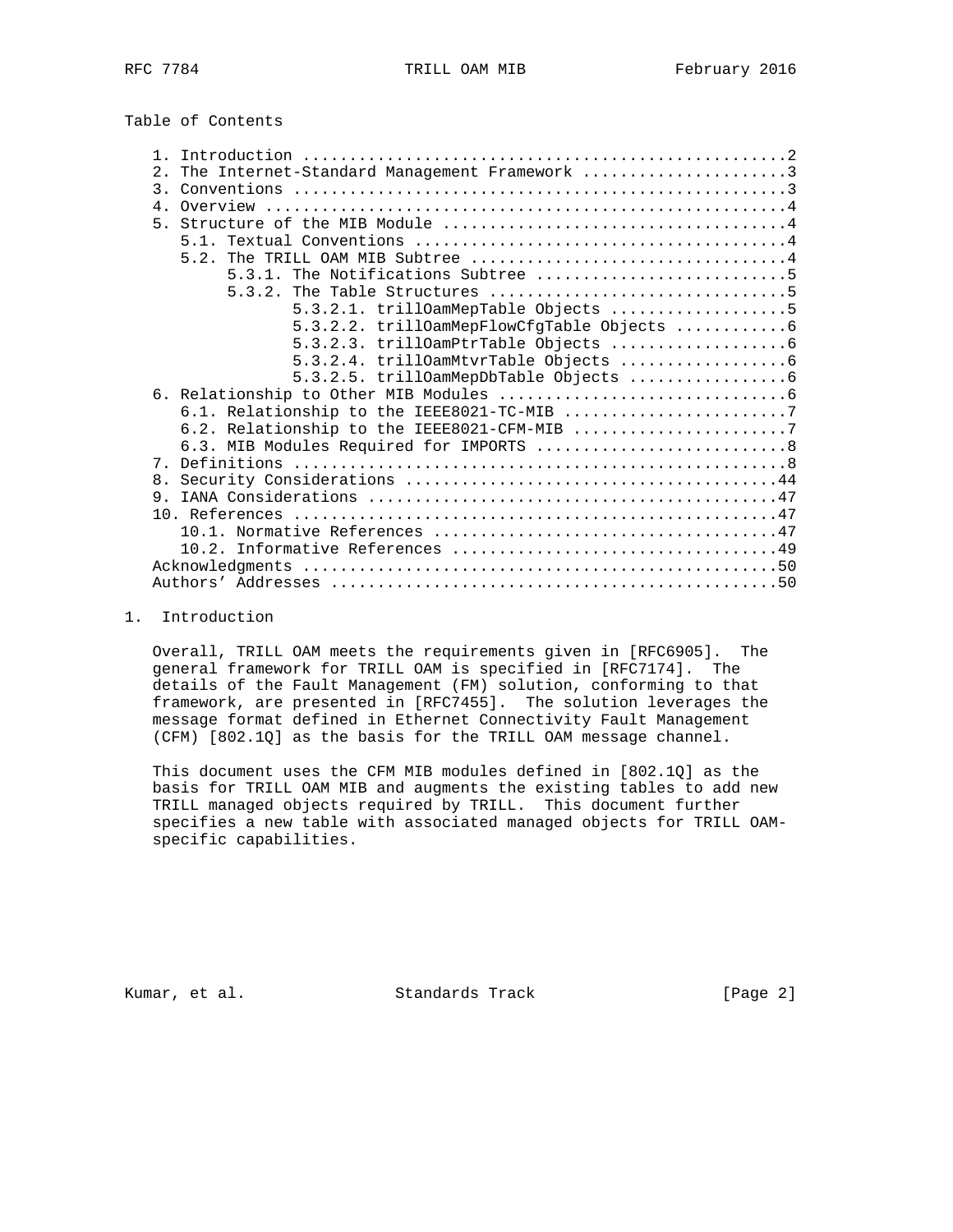Table of Contents

```
   1. Introduction ....................................................2
   2. The Internet-Standard Management Framework ......................3
   3. Conventions .....................................................3
   4. Overview ........................................................4
   5. Structure of the MIB Module .....................................4
      5.1. Textual Conventions ........................................4
      5.2. The TRILL OAM MIB Subtree ..................................4
           5.3.1. The Notifications Subtree ...........................5
           5.3.2. The Table Structures ................................5
                  5.3.2.1. trillOamMepTable Objects ...................5
                  5.3.2.2. trillOamMepFlowCfgTable Objects ............6
                  5.3.2.3. trillOamPtrTable Objects ...................6
                  5.3.2.4. trillOamMtvrTable Objects ..................6
                  5.3.2.5. trillOamMepDbTable Objects .................6
   6. Relationship to Other MIB Modules ...............................6
      6.1. Relationship to the IEEE8021-TC-MIB ........................7
      6.2. Relationship to the IEEE8021-CFM-MIB .......................7
      6.3. MIB Modules Required for IMPORTS ...........................8
   7. Definitions .....................................................8
   8. Security Considerations ........................................44
   9. IANA Considerations ............................................47
   10. References ....................................................47
      10.1. Normative References .....................................47
      10.2. Informative References ...................................49
   Acknowledgments ...................................................50
   Authors' Addresses ................................................50
```

# 1. Introduction

Overall, TRILL OAM meets the requirements given in [RFC6905]. The general framework for TRILL OAM is specified in [RFC7174]. The details of the Fault Management (FM) solution, conforming to that framework, are presented in [RFC7455]. The solution leverages the message format defined in Ethernet Connectivity Fault Management (CFM) [802.1Q] as the basis for the TRILL OAM message channel.

This document uses the CFM MIB modules defined in [802.1Q] as the basis for TRILL OAM MIB and augments the existing tables to add new TRILL managed objects required by TRILL. This document further specifies a new table with associated managed objects for TRILL OAM-specific capabilities.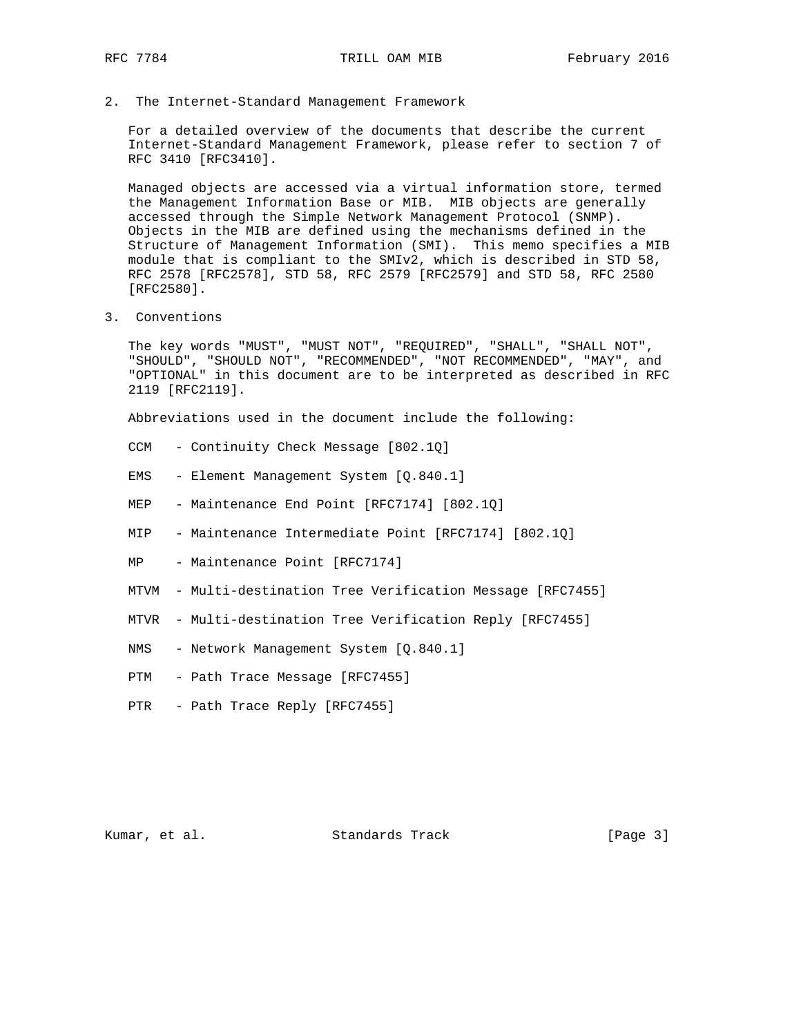## 2. The Internet-Standard Management Framework

For a detailed overview of the documents that describe the current Internet-Standard Management Framework, please refer to section 7 of RFC 3410 [RFC3410].

Managed objects are accessed via a virtual information store, termed the Management Information Base or MIB. MIB objects are generally accessed through the Simple Network Management Protocol (SNMP). Objects in the MIB are defined using the mechanisms defined in the Structure of Management Information (SMI). This memo specifies a MIB module that is compliant to the SMIv2, which is described in STD 58, RFC 2578 [RFC2578], STD 58, RFC 2579 [RFC2579] and STD 58, RFC 2580 [RFC2580].

## 3. Conventions

The key words "MUST", "MUST NOT", "REQUIRED", "SHALL", "SHALL NOT", "SHOULD", "SHOULD NOT", "RECOMMENDED", "NOT RECOMMENDED", "MAY", and "OPTIONAL" in this document are to be interpreted as described in RFC 2119 [RFC2119].

Abbreviations used in the document include the following:

- CCM - Continuity Check Message [802.1Q]
- EMS - Element Management System [Q.840.1]
- MEP - Maintenance End Point [RFC7174] [802.1Q]
- MIP - Maintenance Intermediate Point [RFC7174] [802.1Q]
- MP - Maintenance Point [RFC7174]
- MTVM - Multi-destination Tree Verification Message [RFC7455]
- MTVR - Multi-destination Tree Verification Reply [RFC7455]
- NMS - Network Management System [Q.840.1]
- PTM - Path Trace Message [RFC7455]
- PTR - Path Trace Reply [RFC7455]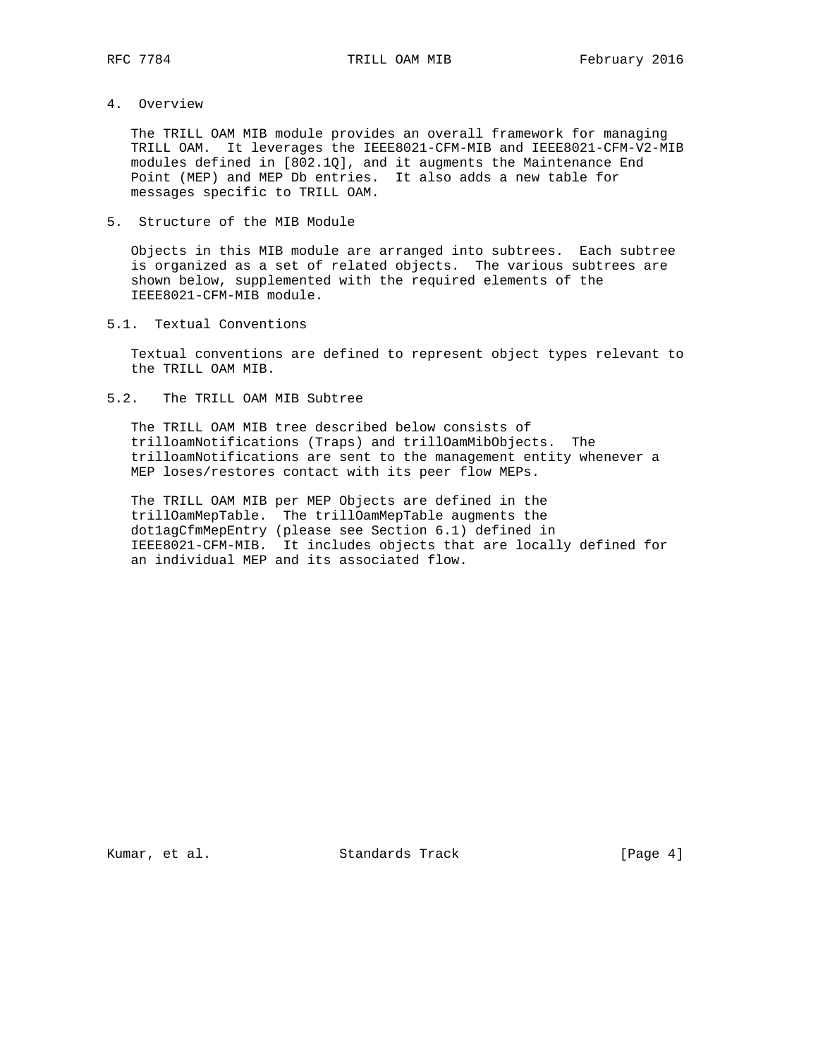## 4. Overview

The TRILL OAM MIB module provides an overall framework for managing TRILL OAM. It leverages the IEEE8021-CFM-MIB and IEEE8021-CFM-V2-MIB modules defined in [802.1Q], and it augments the Maintenance End Point (MEP) and MEP Db entries. It also adds a new table for messages specific to TRILL OAM.

## 5. Structure of the MIB Module

Objects in this MIB module are arranged into subtrees. Each subtree is organized as a set of related objects. The various subtrees are shown below, supplemented with the required elements of the IEEE8021-CFM-MIB module.

### 5.1. Textual Conventions

Textual conventions are defined to represent object types relevant to the TRILL OAM MIB.

### 5.2. The TRILL OAM MIB Subtree

The TRILL OAM MIB tree described below consists of trilloamNotifications (Traps) and trillOamMibObjects. The trilloamNotifications are sent to the management entity whenever a MEP loses/restores contact with its peer flow MEPs.

The TRILL OAM MIB per MEP Objects are defined in the trillOamMepTable. The trillOamMepTable augments the dot1agCfmMepEntry (please see Section 6.1) defined in IEEE8021-CFM-MIB. It includes objects that are locally defined for an individual MEP and its associated flow.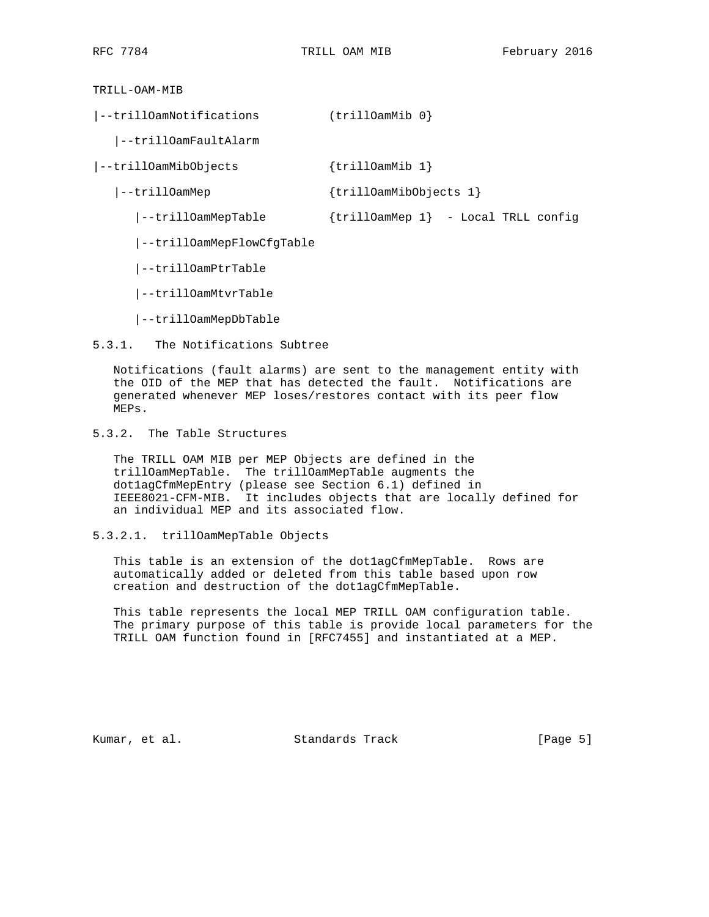```
TRILL-OAM-MIB

|--trillOamNotifications          (trillOamMib 0}

   |--trillOamFaultAlarm

|--trillOamMibObjects             {trillOamMib 1}

   |--trillOamMep                 {trillOamMibObjects 1}

      |--trillOamMepTable         {trillOamMep 1}  - Local TRLL config

      |--trillOamMepFlowCfgTable

      |--trillOamPtrTable

      |--trillOamMtvrTable

      |--trillOamMepDbTable
```

### 5.3.1. The Notifications Subtree

Notifications (fault alarms) are sent to the management entity with the OID of the MEP that has detected the fault. Notifications are generated whenever MEP loses/restores contact with its peer flow MEPs.

### 5.3.2. The Table Structures

The TRILL OAM MIB per MEP Objects are defined in the trillOamMepTable. The trillOamMepTable augments the dot1agCfmMepEntry (please see Section 6.1) defined in IEEE8021-CFM-MIB. It includes objects that are locally defined for an individual MEP and its associated flow.

#### 5.3.2.1. trillOamMepTable Objects

This table is an extension of the dot1agCfmMepTable. Rows are automatically added or deleted from this table based upon row creation and destruction of the dot1agCfmMepTable.

This table represents the local MEP TRILL OAM configuration table. The primary purpose of this table is provide local parameters for the TRILL OAM function found in [RFC7455] and instantiated at a MEP.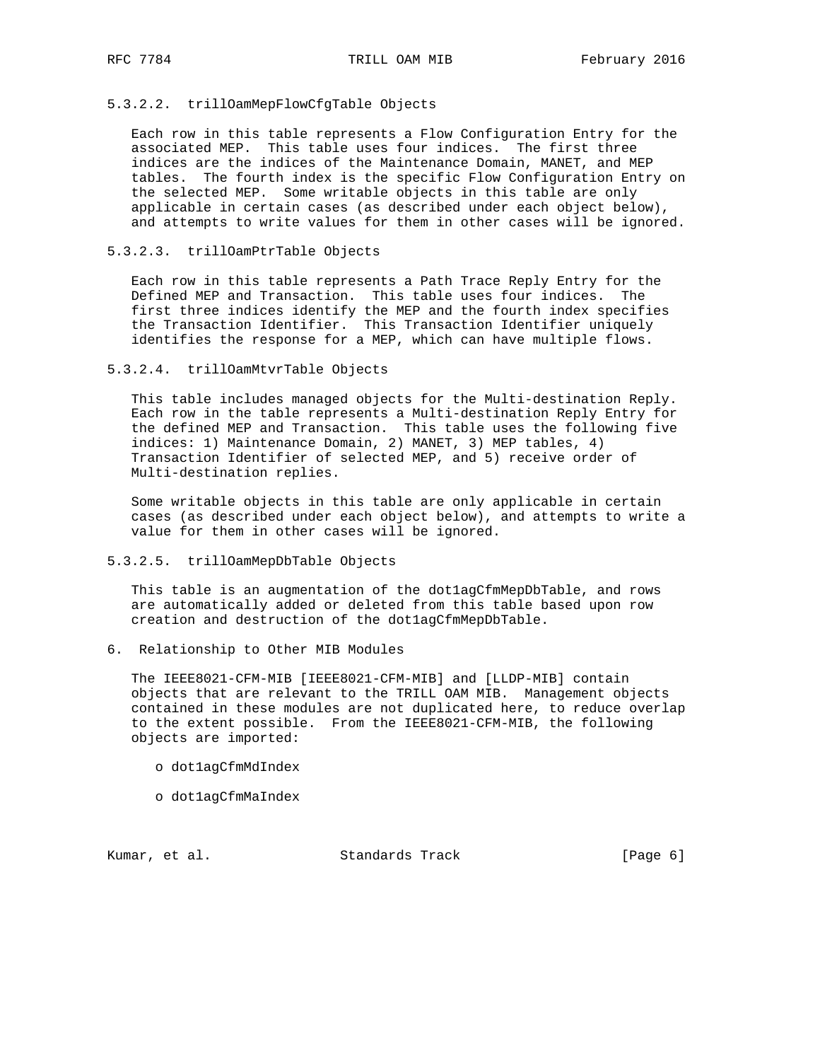#### 5.3.2.2. trillOamMepFlowCfgTable Objects

Each row in this table represents a Flow Configuration Entry for the associated MEP. This table uses four indices. The first three indices are the indices of the Maintenance Domain, MANET, and MEP tables. The fourth index is the specific Flow Configuration Entry on the selected MEP. Some writable objects in this table are only applicable in certain cases (as described under each object below), and attempts to write values for them in other cases will be ignored.

#### 5.3.2.3. trillOamPtrTable Objects

Each row in this table represents a Path Trace Reply Entry for the Defined MEP and Transaction. This table uses four indices. The first three indices identify the MEP and the fourth index specifies the Transaction Identifier. This Transaction Identifier uniquely identifies the response for a MEP, which can have multiple flows.

#### 5.3.2.4. trillOamMtvrTable Objects

This table includes managed objects for the Multi-destination Reply. Each row in the table represents a Multi-destination Reply Entry for the defined MEP and Transaction. This table uses the following five indices: 1) Maintenance Domain, 2) MANET, 3) MEP tables, 4) Transaction Identifier of selected MEP, and 5) receive order of Multi-destination replies.

Some writable objects in this table are only applicable in certain cases (as described under each object below), and attempts to write a value for them in other cases will be ignored.

#### 5.3.2.5. trillOamMepDbTable Objects

This table is an augmentation of the dot1agCfmMepDbTable, and rows are automatically added or deleted from this table based upon row creation and destruction of the dot1agCfmMepDbTable.

## 6. Relationship to Other MIB Modules

The IEEE8021-CFM-MIB [IEEE8021-CFM-MIB] and [LLDP-MIB] contain objects that are relevant to the TRILL OAM MIB. Management objects contained in these modules are not duplicated here, to reduce overlap to the extent possible. From the IEEE8021-CFM-MIB, the following objects are imported:

- dot1agCfmMdIndex
- dot1agCfmMaIndex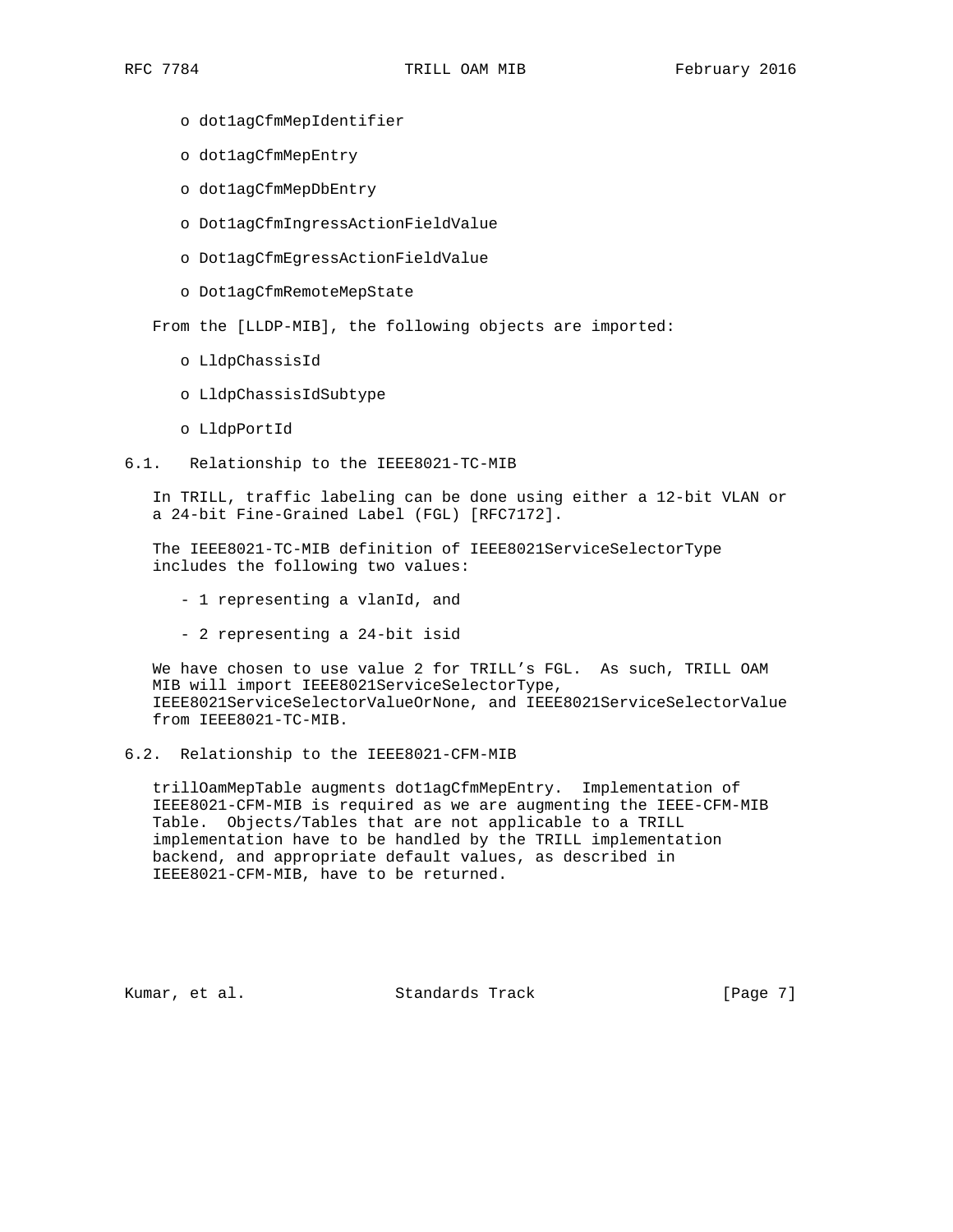- dot1agCfmMepIdentifier
- dot1agCfmMepEntry
- dot1agCfmMepDbEntry
- Dot1agCfmIngressActionFieldValue
- Dot1agCfmEgressActionFieldValue
- Dot1agCfmRemoteMepState

From the [LLDP-MIB], the following objects are imported:

- LldpChassisId
- LldpChassisIdSubtype
- LldpPortId

## 6.1. Relationship to the IEEE8021-TC-MIB

In TRILL, traffic labeling can be done using either a 12-bit VLAN or a 24-bit Fine-Grained Label (FGL) [RFC7172].

The IEEE8021-TC-MIB definition of IEEE8021ServiceSelectorType includes the following two values:

- 1 representing a vlanId, and
- 2 representing a 24-bit isid

We have chosen to use value 2 for TRILL's FGL. As such, TRILL OAM MIB will import IEEE8021ServiceSelectorType, IEEE8021ServiceSelectorValueOrNone, and IEEE8021ServiceSelectorValue from IEEE8021-TC-MIB.

## 6.2. Relationship to the IEEE8021-CFM-MIB

trillOamMepTable augments dot1agCfmMepEntry. Implementation of IEEE8021-CFM-MIB is required as we are augmenting the IEEE-CFM-MIB Table. Objects/Tables that are not applicable to a TRILL implementation have to be handled by the TRILL implementation backend, and appropriate default values, as described in IEEE8021-CFM-MIB, have to be returned.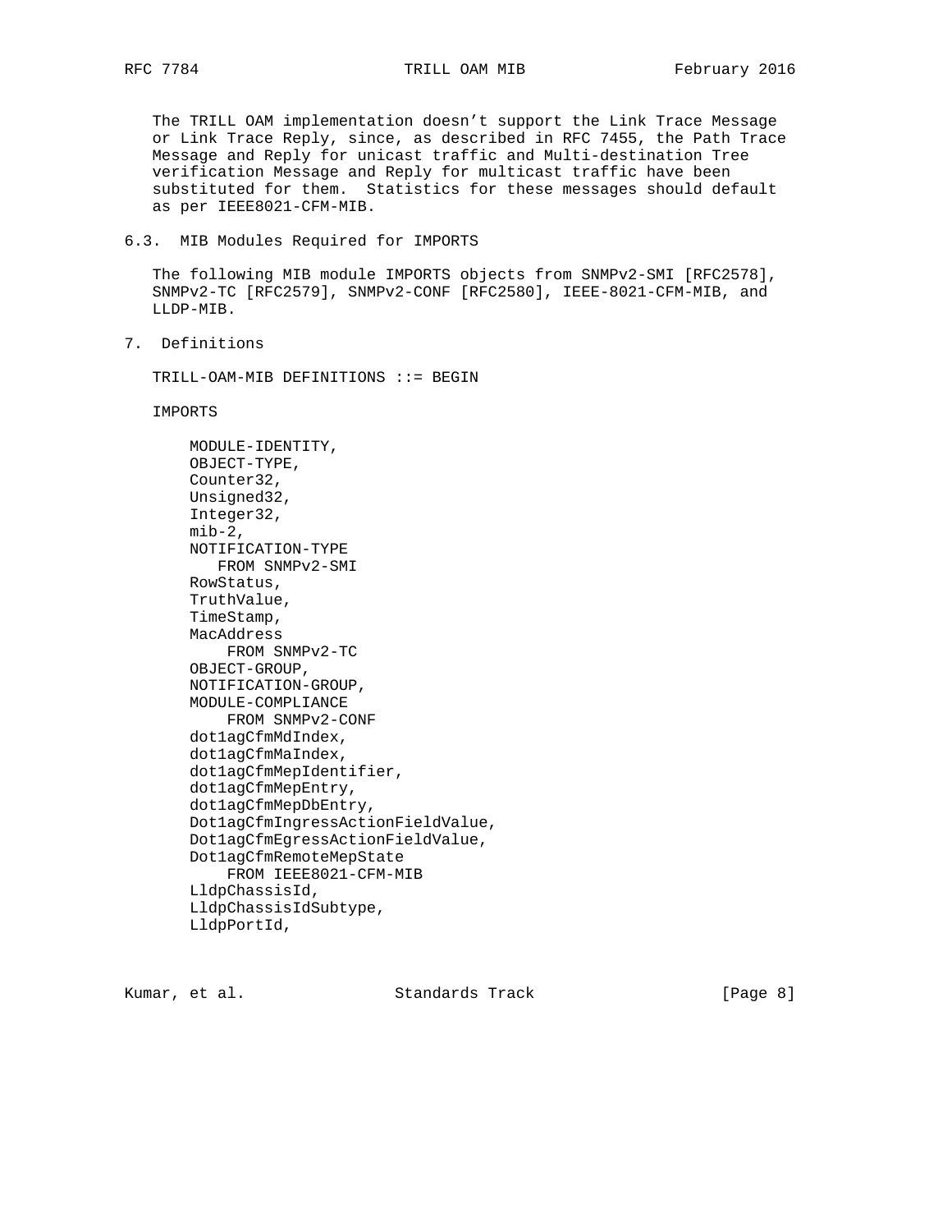The TRILL OAM implementation doesn't support the Link Trace Message or Link Trace Reply, since, as described in RFC 7455, the Path Trace Message and Reply for unicast traffic and Multi-destination Tree verification Message and Reply for multicast traffic have been substituted for them. Statistics for these messages should default as per IEEE8021-CFM-MIB.

### 6.3. MIB Modules Required for IMPORTS

The following MIB module IMPORTS objects from SNMPv2-SMI [RFC2578], SNMPv2-TC [RFC2579], SNMPv2-CONF [RFC2580], IEEE-8021-CFM-MIB, and LLDP-MIB.

## 7. Definitions

```
TRILL-OAM-MIB DEFINITIONS ::= BEGIN

IMPORTS

    MODULE-IDENTITY,
    OBJECT-TYPE,
    Counter32,
    Unsigned32,
    Integer32,
    mib-2,
    NOTIFICATION-TYPE
       FROM SNMPv2-SMI
    RowStatus,
    TruthValue,
    TimeStamp,
    MacAddress
        FROM SNMPv2-TC
    OBJECT-GROUP,
    NOTIFICATION-GROUP,
    MODULE-COMPLIANCE
        FROM SNMPv2-CONF
    dot1agCfmMdIndex,
    dot1agCfmMaIndex,
    dot1agCfmMepIdentifier,
    dot1agCfmMepEntry,
    dot1agCfmMepDbEntry,
    Dot1agCfmIngressActionFieldValue,
    Dot1agCfmEgressActionFieldValue,
    Dot1agCfmRemoteMepState
        FROM IEEE8021-CFM-MIB
    LldpChassisId,
    LldpChassisIdSubtype,
    LldpPortId,
```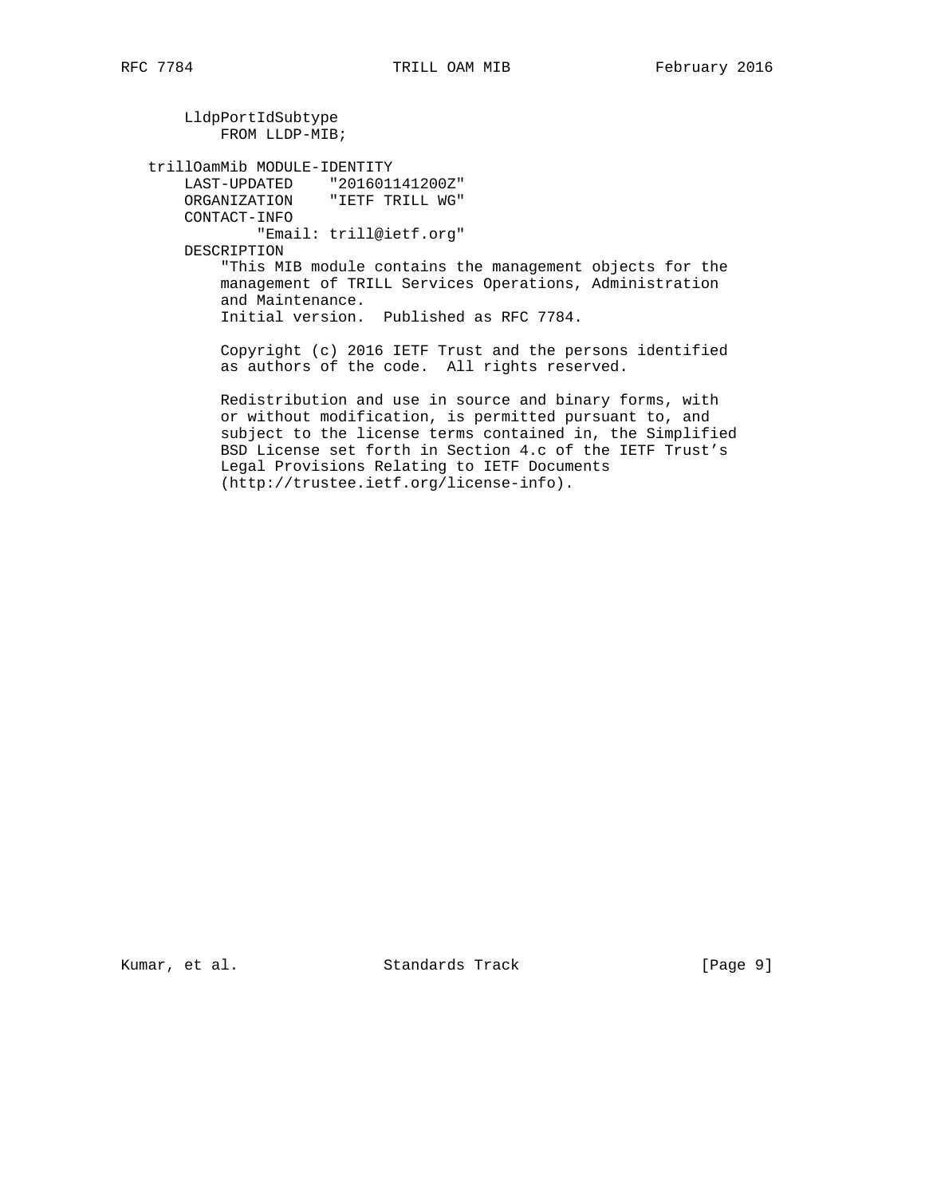```
       LldpPortIdSubtype
           FROM LLDP-MIB;

   trillOamMib MODULE-IDENTITY
       LAST-UPDATED    "201601141200Z"
       ORGANIZATION    "IETF TRILL WG"
       CONTACT-INFO
               "Email: trill@ietf.org"
       DESCRIPTION
           "This MIB module contains the management objects for the
           management of TRILL Services Operations, Administration
           and Maintenance.
           Initial version.  Published as RFC 7784.

           Copyright (c) 2016 IETF Trust and the persons identified
           as authors of the code.  All rights reserved.

           Redistribution and use in source and binary forms, with
           or without modification, is permitted pursuant to, and
           subject to the license terms contained in, the Simplified
           BSD License set forth in Section 4.c of the IETF Trust's
           Legal Provisions Relating to IETF Documents
           (http://trustee.ietf.org/license-info).
```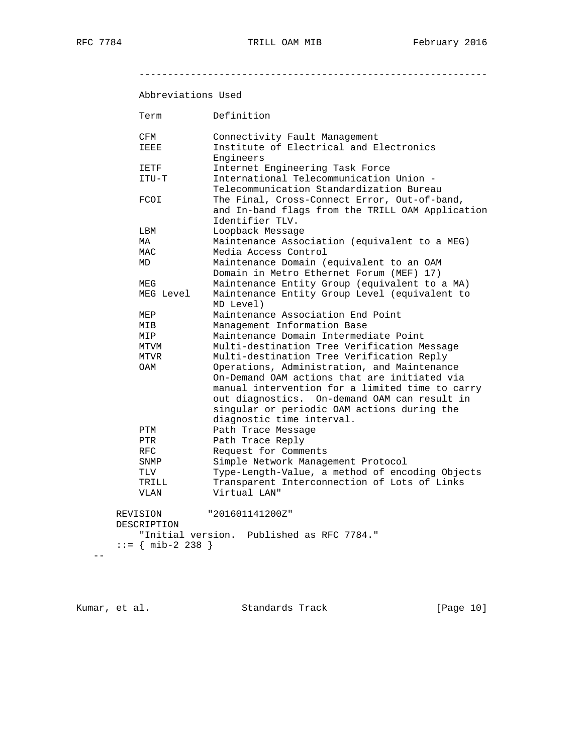```
        ------------------------------------------------------------

        Abbreviations Used

        Term          Definition

        CFM           Connectivity Fault Management
        IEEE          Institute of Electrical and Electronics
                      Engineers
        IETF          Internet Engineering Task Force
        ITU-T         International Telecommunication Union -
                      Telecommunication Standardization Bureau
        FCOI          The Final, Cross-Connect Error, Out-of-band,
                      and In-band flags from the TRILL OAM Application
                      Identifier TLV.
        LBM           Loopback Message
        MA            Maintenance Association (equivalent to a MEG)
        MAC           Media Access Control
        MD            Maintenance Domain (equivalent to an OAM
                      Domain in Metro Ethernet Forum (MEF) 17)
        MEG           Maintenance Entity Group (equivalent to a MA)
        MEG Level     Maintenance Entity Group Level (equivalent to
                      MD Level)
        MEP           Maintenance Association End Point
        MIB           Management Information Base
        MIP           Maintenance Domain Intermediate Point
        MTVM          Multi-destination Tree Verification Message
        MTVR          Multi-destination Tree Verification Reply
        OAM           Operations, Administration, and Maintenance
                      On-Demand OAM actions that are initiated via
                      manual intervention for a limited time to carry
                      out diagnostics.  On-demand OAM can result in
                      singular or periodic OAM actions during the
                      diagnostic time interval.
        PTM           Path Trace Message
        PTR           Path Trace Reply
        RFC           Request for Comments
        SNMP          Simple Network Management Protocol
        TLV           Type-Length-Value, a method of encoding Objects
        TRILL         Transparent Interconnection of Lots of Links
        VLAN          Virtual LAN"

    REVISION        "201601141200Z"
    DESCRIPTION
        "Initial version.  Published as RFC 7784."
    ::= { mib-2 238 }
--
```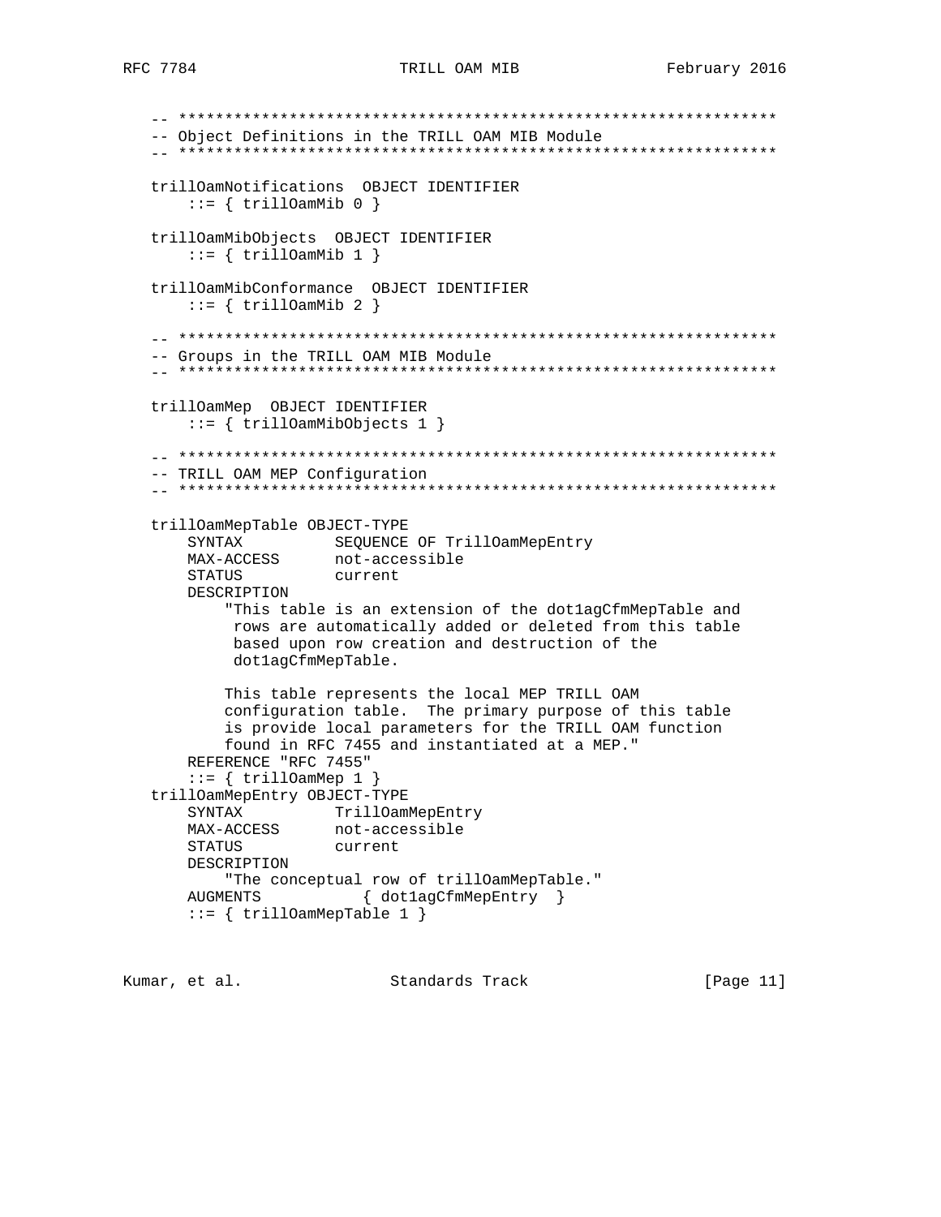```
-- ******************************************************************
-- Object Definitions in the TRILL OAM MIB Module
-- ******************************************************************

trillOamNotifications  OBJECT IDENTIFIER
    ::= { trillOamMib 0 }

trillOamMibObjects  OBJECT IDENTIFIER
    ::= { trillOamMib 1 }

trillOamMibConformance  OBJECT IDENTIFIER
    ::= { trillOamMib 2 }

-- ******************************************************************
-- Groups in the TRILL OAM MIB Module
-- ******************************************************************

trillOamMep  OBJECT IDENTIFIER
    ::= { trillOamMibObjects 1 }

-- ******************************************************************
-- TRILL OAM MEP Configuration
-- ******************************************************************

trillOamMepTable OBJECT-TYPE
    SYNTAX          SEQUENCE OF TrillOamMepEntry
    MAX-ACCESS      not-accessible
    STATUS          current
    DESCRIPTION
        "This table is an extension of the dot1agCfmMepTable and
         rows are automatically added or deleted from this table
         based upon row creation and destruction of the
         dot1agCfmMepTable.

        This table represents the local MEP TRILL OAM
        configuration table.  The primary purpose of this table
        is provide local parameters for the TRILL OAM function
        found in RFC 7455 and instantiated at a MEP."
    REFERENCE "RFC 7455"
    ::= { trillOamMep 1 }
trillOamMepEntry OBJECT-TYPE
    SYNTAX          TrillOamMepEntry
    MAX-ACCESS      not-accessible
    STATUS          current
    DESCRIPTION
        "The conceptual row of trillOamMepTable."
    AUGMENTS           { dot1agCfmMepEntry  }
    ::= { trillOamMepTable 1 }
```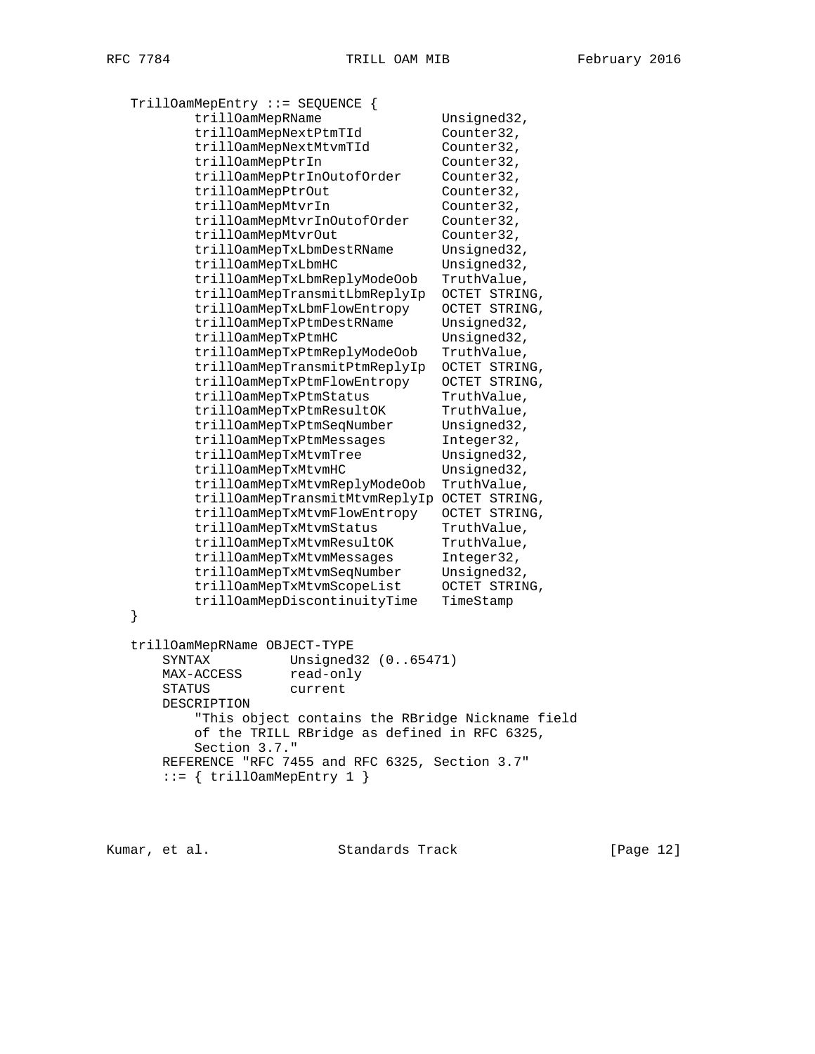```
   TrillOamMepEntry ::= SEQUENCE {
           trillOamMepRName               Unsigned32,
           trillOamMepNextPtmTId          Counter32,
           trillOamMepNextMtvmTId         Counter32,
           trillOamMepPtrIn               Counter32,
           trillOamMepPtrInOutofOrder     Counter32,
           trillOamMepPtrOut              Counter32,
           trillOamMepMtvrIn              Counter32,
           trillOamMepMtvrInOutofOrder    Counter32,
           trillOamMepMtvrOut             Counter32,
           trillOamMepTxLbmDestRName      Unsigned32,
           trillOamMepTxLbmHC             Unsigned32,
           trillOamMepTxLbmReplyModeOob   TruthValue,
           trillOamMepTransmitLbmReplyIp  OCTET STRING,
           trillOamMepTxLbmFlowEntropy    OCTET STRING,
           trillOamMepTxPtmDestRName      Unsigned32,
           trillOamMepTxPtmHC             Unsigned32,
           trillOamMepTxPtmReplyModeOob   TruthValue,
           trillOamMepTransmitPtmReplyIp  OCTET STRING,
           trillOamMepTxPtmFlowEntropy    OCTET STRING,
           trillOamMepTxPtmStatus         TruthValue,
           trillOamMepTxPtmResultOK       TruthValue,
           trillOamMepTxPtmSeqNumber      Unsigned32,
           trillOamMepTxPtmMessages       Integer32,
           trillOamMepTxMtvmTree          Unsigned32,
           trillOamMepTxMtvmHC            Unsigned32,
           trillOamMepTxMtvmReplyModeOob  TruthValue,
           trillOamMepTransmitMtvmReplyIp OCTET STRING,
           trillOamMepTxMtvmFlowEntropy   OCTET STRING,
           trillOamMepTxMtvmStatus        TruthValue,
           trillOamMepTxMtvmResultOK      TruthValue,
           trillOamMepTxMtvmMessages      Integer32,
           trillOamMepTxMtvmSeqNumber     Unsigned32,
           trillOamMepTxMtvmScopeList     OCTET STRING,
           trillOamMepDiscontinuityTime   TimeStamp
   }

   trillOamMepRName OBJECT-TYPE
       SYNTAX          Unsigned32 (0..65471)
       MAX-ACCESS      read-only
       STATUS          current
       DESCRIPTION
           "This object contains the RBridge Nickname field
           of the TRILL RBridge as defined in RFC 6325,
           Section 3.7."
       REFERENCE "RFC 7455 and RFC 6325, Section 3.7"
       ::= { trillOamMepEntry 1 }
```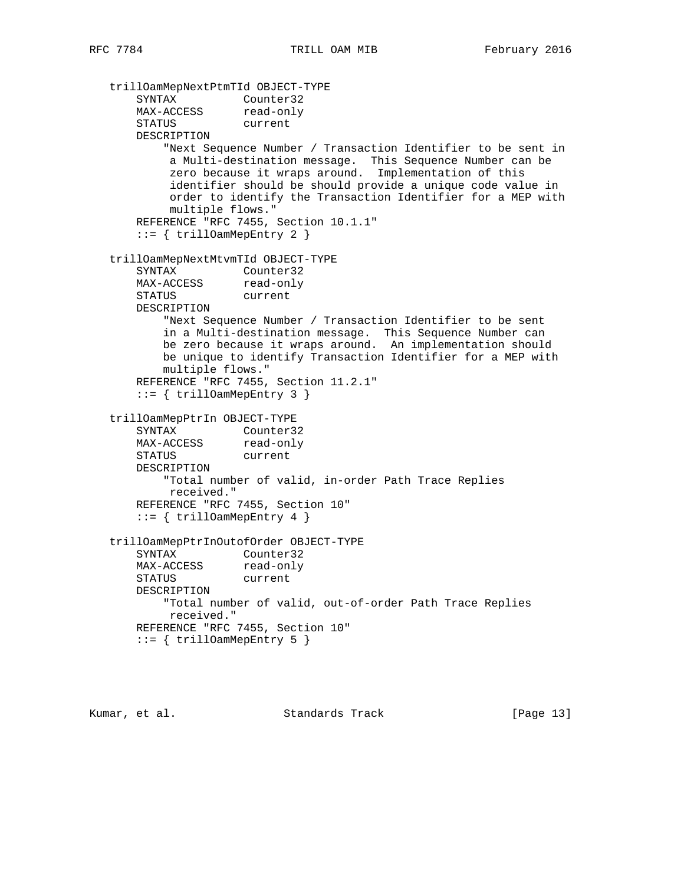```
   trillOamMepNextPtmTId OBJECT-TYPE
       SYNTAX          Counter32
       MAX-ACCESS      read-only
       STATUS          current
       DESCRIPTION
           "Next Sequence Number / Transaction Identifier to be sent in
            a Multi-destination message.  This Sequence Number can be
            zero because it wraps around.  Implementation of this
            identifier should be should provide a unique code value in
            order to identify the Transaction Identifier for a MEP with
            multiple flows."
       REFERENCE "RFC 7455, Section 10.1.1"
       ::= { trillOamMepEntry 2 }

   trillOamMepNextMtvmTId OBJECT-TYPE
       SYNTAX          Counter32
       MAX-ACCESS      read-only
       STATUS          current
       DESCRIPTION
           "Next Sequence Number / Transaction Identifier to be sent
           in a Multi-destination message.  This Sequence Number can
           be zero because it wraps around.  An implementation should
           be unique to identify Transaction Identifier for a MEP with
           multiple flows."
       REFERENCE "RFC 7455, Section 11.2.1"
       ::= { trillOamMepEntry 3 }

   trillOamMepPtrIn OBJECT-TYPE
       SYNTAX          Counter32
       MAX-ACCESS      read-only
       STATUS          current
       DESCRIPTION
           "Total number of valid, in-order Path Trace Replies
            received."
       REFERENCE "RFC 7455, Section 10"
       ::= { trillOamMepEntry 4 }

   trillOamMepPtrInOutofOrder OBJECT-TYPE
       SYNTAX          Counter32
       MAX-ACCESS      read-only
       STATUS          current
       DESCRIPTION
           "Total number of valid, out-of-order Path Trace Replies
            received."
       REFERENCE "RFC 7455, Section 10"
       ::= { trillOamMepEntry 5 }
```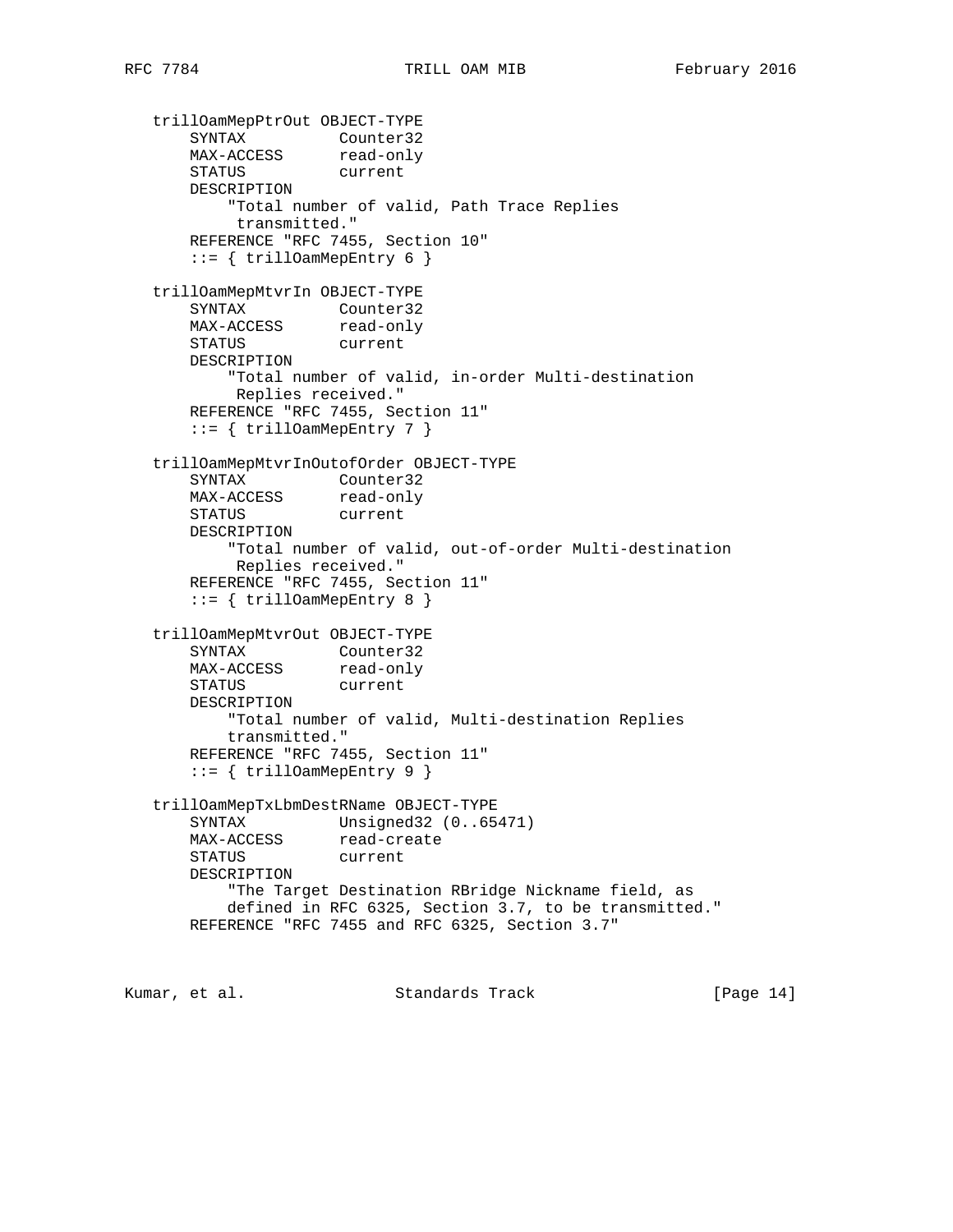```
   trillOamMepPtrOut OBJECT-TYPE
       SYNTAX          Counter32
       MAX-ACCESS      read-only
       STATUS          current
       DESCRIPTION
           "Total number of valid, Path Trace Replies
            transmitted."
       REFERENCE "RFC 7455, Section 10"
       ::= { trillOamMepEntry 6 }

   trillOamMepMtvrIn OBJECT-TYPE
       SYNTAX          Counter32
       MAX-ACCESS      read-only
       STATUS          current
       DESCRIPTION
           "Total number of valid, in-order Multi-destination
            Replies received."
       REFERENCE "RFC 7455, Section 11"
       ::= { trillOamMepEntry 7 }

   trillOamMepMtvrInOutofOrder OBJECT-TYPE
       SYNTAX          Counter32
       MAX-ACCESS      read-only
       STATUS          current
       DESCRIPTION
           "Total number of valid, out-of-order Multi-destination
            Replies received."
       REFERENCE "RFC 7455, Section 11"
       ::= { trillOamMepEntry 8 }

   trillOamMepMtvrOut OBJECT-TYPE
       SYNTAX          Counter32
       MAX-ACCESS      read-only
       STATUS          current
       DESCRIPTION
           "Total number of valid, Multi-destination Replies
           transmitted."
       REFERENCE "RFC 7455, Section 11"
       ::= { trillOamMepEntry 9 }

   trillOamMepTxLbmDestRName OBJECT-TYPE
       SYNTAX          Unsigned32 (0..65471)
       MAX-ACCESS      read-create
       STATUS          current
       DESCRIPTION
           "The Target Destination RBridge Nickname field, as
           defined in RFC 6325, Section 3.7, to be transmitted."
       REFERENCE "RFC 7455 and RFC 6325, Section 3.7"
```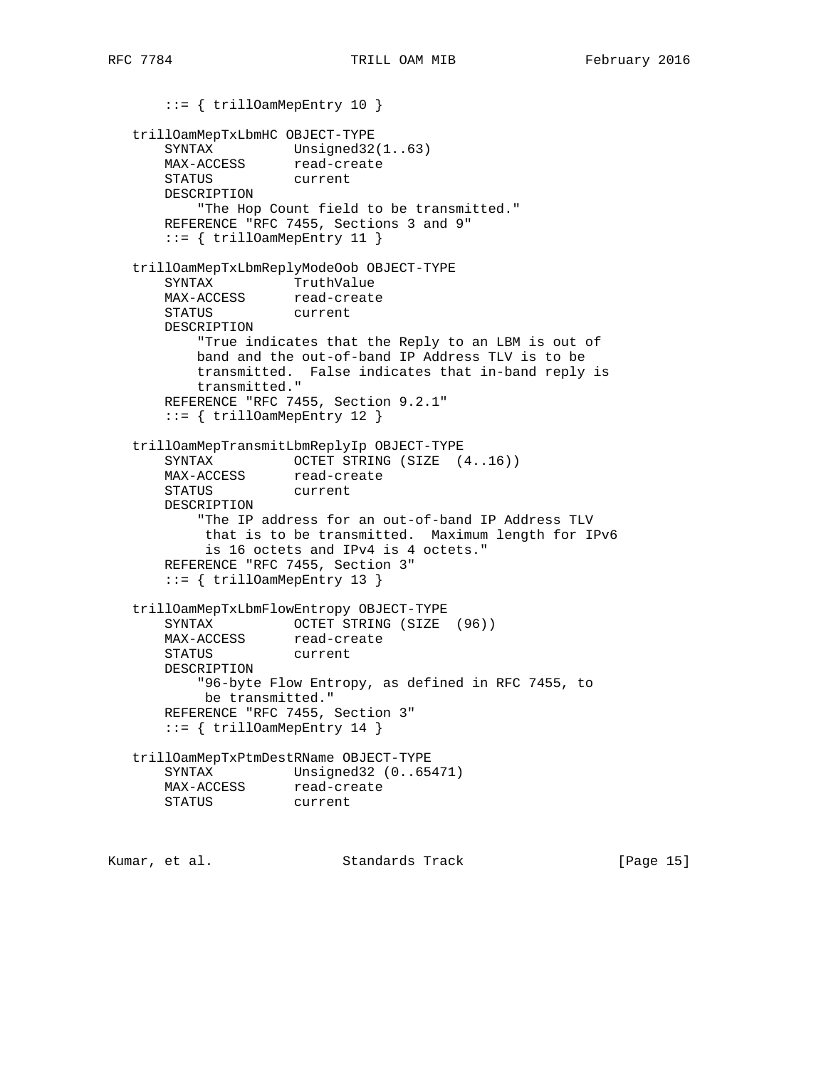```
       ::= { trillOamMepEntry 10 }

   trillOamMepTxLbmHC OBJECT-TYPE
       SYNTAX          Unsigned32(1..63)
       MAX-ACCESS      read-create
       STATUS          current
       DESCRIPTION
           "The Hop Count field to be transmitted."
       REFERENCE "RFC 7455, Sections 3 and 9"
       ::= { trillOamMepEntry 11 }

   trillOamMepTxLbmReplyModeOob OBJECT-TYPE
       SYNTAX          TruthValue
       MAX-ACCESS      read-create
       STATUS          current
       DESCRIPTION
           "True indicates that the Reply to an LBM is out of
           band and the out-of-band IP Address TLV is to be
           transmitted.  False indicates that in-band reply is
           transmitted."
       REFERENCE "RFC 7455, Section 9.2.1"
       ::= { trillOamMepEntry 12 }

   trillOamMepTransmitLbmReplyIp OBJECT-TYPE
       SYNTAX          OCTET STRING (SIZE  (4..16))
       MAX-ACCESS      read-create
       STATUS          current
       DESCRIPTION
           "The IP address for an out-of-band IP Address TLV
            that is to be transmitted.  Maximum length for IPv6
            is 16 octets and IPv4 is 4 octets."
       REFERENCE "RFC 7455, Section 3"
       ::= { trillOamMepEntry 13 }

   trillOamMepTxLbmFlowEntropy OBJECT-TYPE
       SYNTAX          OCTET STRING (SIZE  (96))
       MAX-ACCESS      read-create
       STATUS          current
       DESCRIPTION
           "96-byte Flow Entropy, as defined in RFC 7455, to
            be transmitted."
       REFERENCE "RFC 7455, Section 3"
       ::= { trillOamMepEntry 14 }

   trillOamMepTxPtmDestRName OBJECT-TYPE
       SYNTAX          Unsigned32 (0..65471)
       MAX-ACCESS      read-create
       STATUS          current
```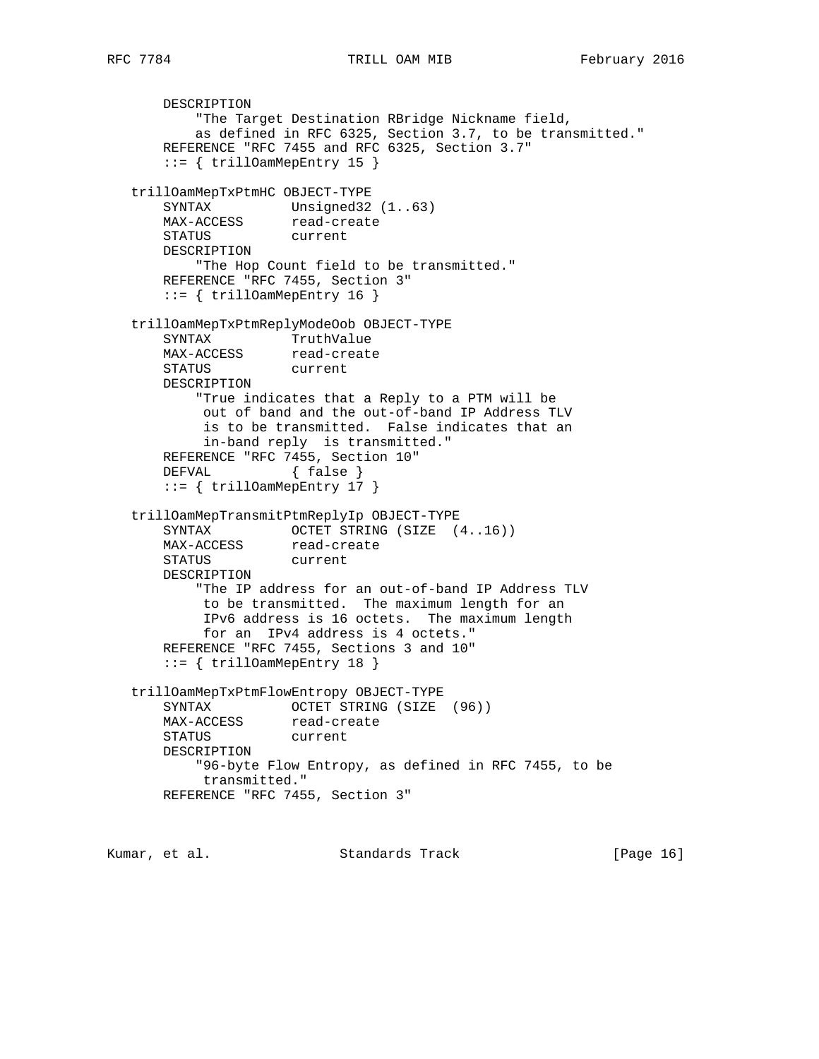```
       DESCRIPTION
           "The Target Destination RBridge Nickname field,
           as defined in RFC 6325, Section 3.7, to be transmitted."
       REFERENCE "RFC 7455 and RFC 6325, Section 3.7"
       ::= { trillOamMepEntry 15 }

   trillOamMepTxPtmHC OBJECT-TYPE
       SYNTAX          Unsigned32 (1..63)
       MAX-ACCESS      read-create
       STATUS          current
       DESCRIPTION
           "The Hop Count field to be transmitted."
       REFERENCE "RFC 7455, Section 3"
       ::= { trillOamMepEntry 16 }

   trillOamMepTxPtmReplyModeOob OBJECT-TYPE
       SYNTAX          TruthValue
       MAX-ACCESS      read-create
       STATUS          current
       DESCRIPTION
           "True indicates that a Reply to a PTM will be
            out of band and the out-of-band IP Address TLV
            is to be transmitted.  False indicates that an
            in-band reply  is transmitted."
       REFERENCE "RFC 7455, Section 10"
       DEFVAL          { false }
       ::= { trillOamMepEntry 17 }

   trillOamMepTransmitPtmReplyIp OBJECT-TYPE
       SYNTAX          OCTET STRING (SIZE  (4..16))
       MAX-ACCESS      read-create
       STATUS          current
       DESCRIPTION
           "The IP address for an out-of-band IP Address TLV
            to be transmitted.  The maximum length for an
            IPv6 address is 16 octets.  The maximum length
            for an  IPv4 address is 4 octets."
       REFERENCE "RFC 7455, Sections 3 and 10"
       ::= { trillOamMepEntry 18 }

   trillOamMepTxPtmFlowEntropy OBJECT-TYPE
       SYNTAX          OCTET STRING (SIZE  (96))
       MAX-ACCESS      read-create
       STATUS          current
       DESCRIPTION
           "96-byte Flow Entropy, as defined in RFC 7455, to be
            transmitted."
       REFERENCE "RFC 7455, Section 3"
```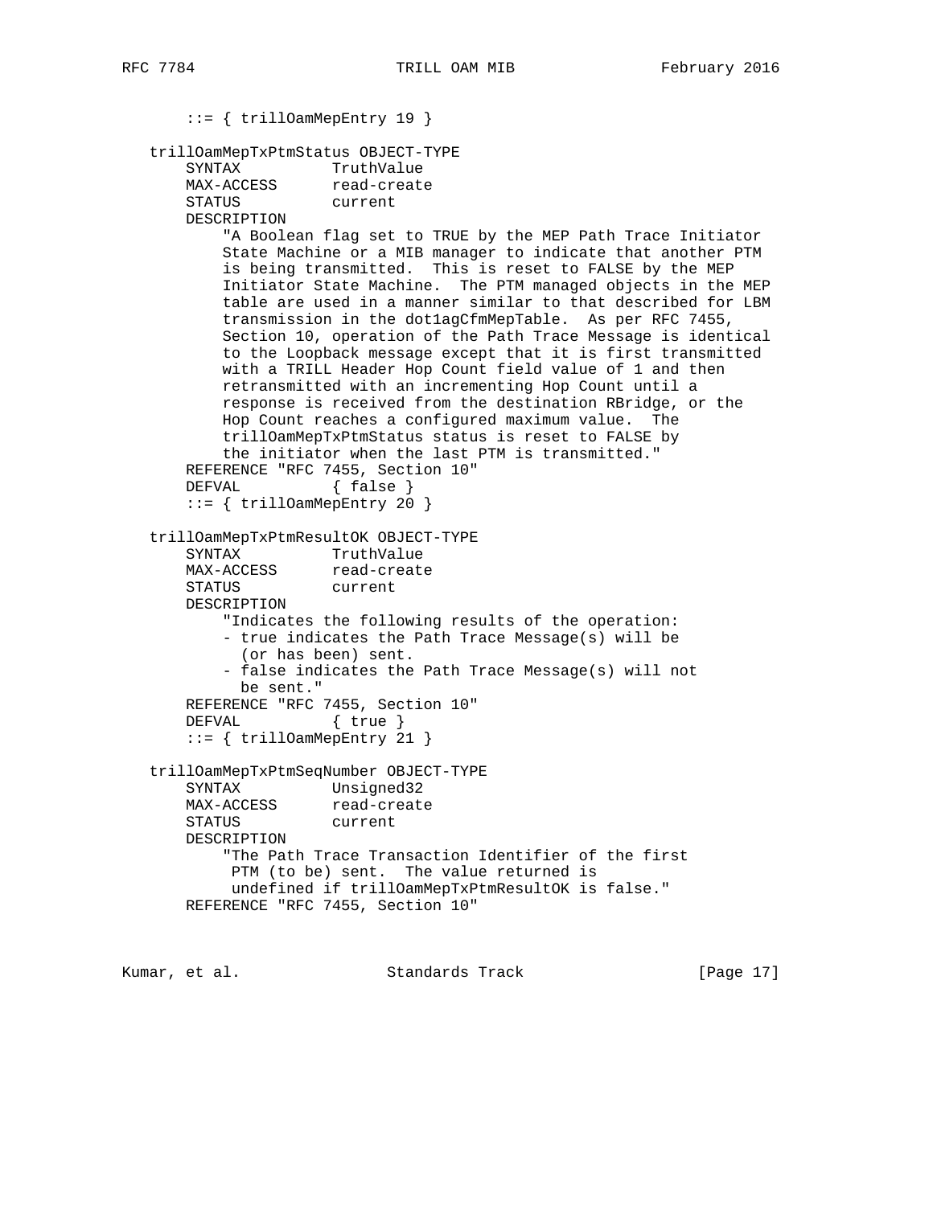```
       ::= { trillOamMepEntry 19 }

   trillOamMepTxPtmStatus OBJECT-TYPE
       SYNTAX          TruthValue
       MAX-ACCESS      read-create
       STATUS          current
       DESCRIPTION
           "A Boolean flag set to TRUE by the MEP Path Trace Initiator
           State Machine or a MIB manager to indicate that another PTM
           is being transmitted.  This is reset to FALSE by the MEP
           Initiator State Machine.  The PTM managed objects in the MEP
           table are used in a manner similar to that described for LBM
           transmission in the dot1agCfmMepTable.  As per RFC 7455,
           Section 10, operation of the Path Trace Message is identical
           to the Loopback message except that it is first transmitted
           with a TRILL Header Hop Count field value of 1 and then
           retransmitted with an incrementing Hop Count until a
           response is received from the destination RBridge, or the
           Hop Count reaches a configured maximum value.  The
           trillOamMepTxPtmStatus status is reset to FALSE by
           the initiator when the last PTM is transmitted."
       REFERENCE "RFC 7455, Section 10"
       DEFVAL          { false }
       ::= { trillOamMepEntry 20 }

   trillOamMepTxPtmResultOK OBJECT-TYPE
       SYNTAX          TruthValue
       MAX-ACCESS      read-create
       STATUS          current
       DESCRIPTION
           "Indicates the following results of the operation:
           - true indicates the Path Trace Message(s) will be
             (or has been) sent.
           - false indicates the Path Trace Message(s) will not
             be sent."
       REFERENCE "RFC 7455, Section 10"
       DEFVAL          { true }
       ::= { trillOamMepEntry 21 }

   trillOamMepTxPtmSeqNumber OBJECT-TYPE
       SYNTAX          Unsigned32
       MAX-ACCESS      read-create
       STATUS          current
       DESCRIPTION
           "The Path Trace Transaction Identifier of the first
            PTM (to be) sent.  The value returned is
            undefined if trillOamMepTxPtmResultOK is false."
       REFERENCE "RFC 7455, Section 10"
```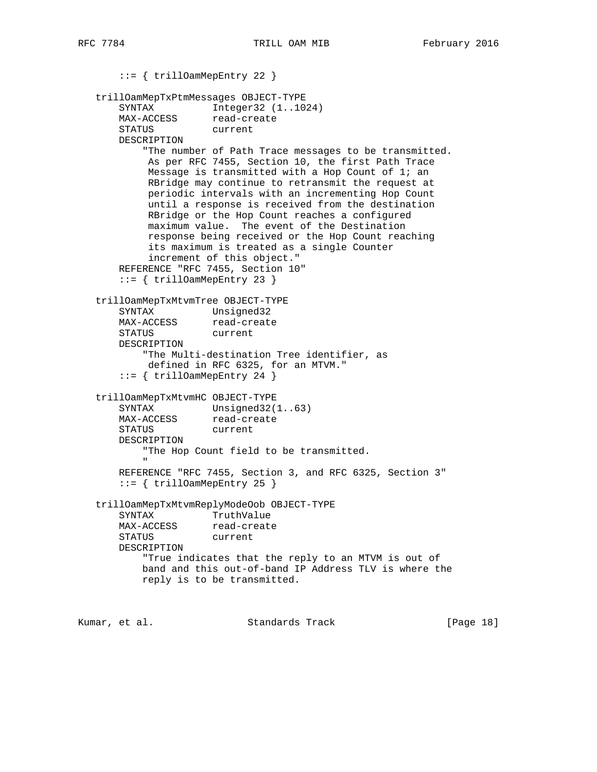```
       ::= { trillOamMepEntry 22 }

   trillOamMepTxPtmMessages OBJECT-TYPE
       SYNTAX          Integer32 (1..1024)
       MAX-ACCESS      read-create
       STATUS          current
       DESCRIPTION
           "The number of Path Trace messages to be transmitted.
            As per RFC 7455, Section 10, the first Path Trace
            Message is transmitted with a Hop Count of 1; an
            RBridge may continue to retransmit the request at
            periodic intervals with an incrementing Hop Count
            until a response is received from the destination
            RBridge or the Hop Count reaches a configured
            maximum value.  The event of the Destination
            response being received or the Hop Count reaching
            its maximum is treated as a single Counter
            increment of this object."
       REFERENCE "RFC 7455, Section 10"
       ::= { trillOamMepEntry 23 }

   trillOamMepTxMtvmTree OBJECT-TYPE
       SYNTAX          Unsigned32
       MAX-ACCESS      read-create
       STATUS          current
       DESCRIPTION
           "The Multi-destination Tree identifier, as
            defined in RFC 6325, for an MTVM."
       ::= { trillOamMepEntry 24 }

   trillOamMepTxMtvmHC OBJECT-TYPE
       SYNTAX          Unsigned32(1..63)
       MAX-ACCESS      read-create
       STATUS          current
       DESCRIPTION
           "The Hop Count field to be transmitted.
            "
       REFERENCE "RFC 7455, Section 3, and RFC 6325, Section 3"
       ::= { trillOamMepEntry 25 }

   trillOamMepTxMtvmReplyModeOob OBJECT-TYPE
       SYNTAX          TruthValue
       MAX-ACCESS      read-create
       STATUS          current
       DESCRIPTION
           "True indicates that the reply to an MTVM is out of
           band and this out-of-band IP Address TLV is where the
           reply is to be transmitted.
```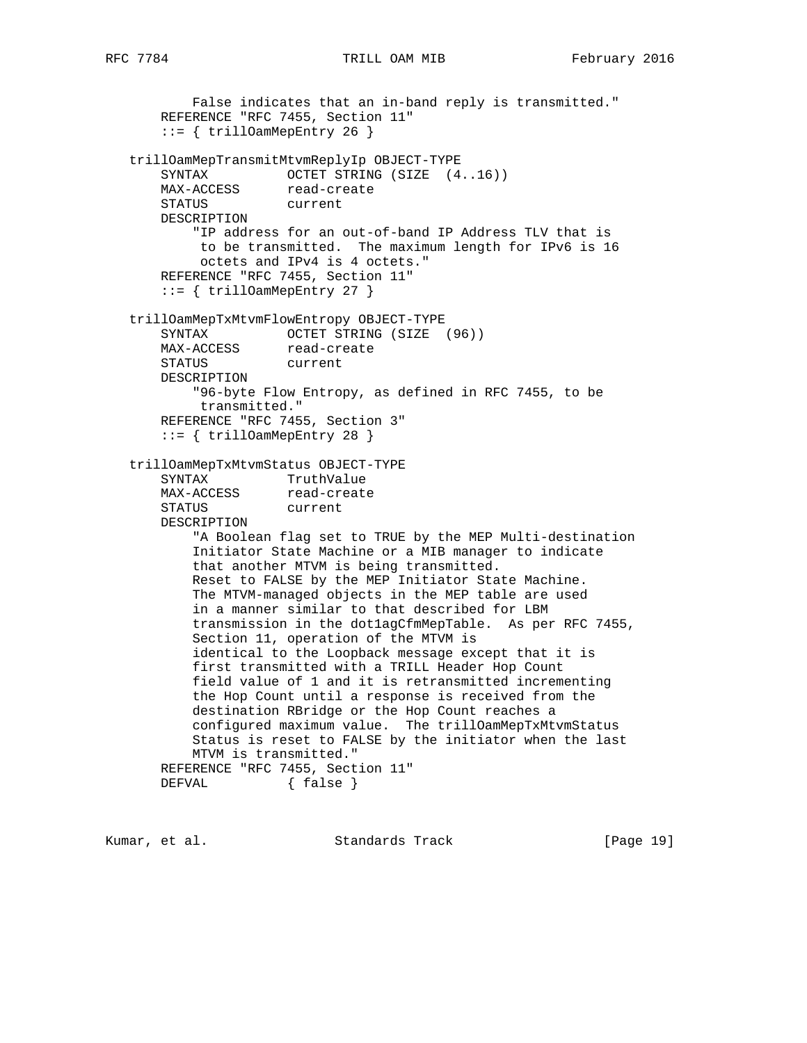```
          False indicates that an in-band reply is transmitted."
      REFERENCE "RFC 7455, Section 11"
      ::= { trillOamMepEntry 26 }

   trillOamMepTransmitMtvmReplyIp OBJECT-TYPE
      SYNTAX          OCTET STRING (SIZE  (4..16))
      MAX-ACCESS      read-create
      STATUS          current
      DESCRIPTION
          "IP address for an out-of-band IP Address TLV that is
           to be transmitted.  The maximum length for IPv6 is 16
           octets and IPv4 is 4 octets."
      REFERENCE "RFC 7455, Section 11"
      ::= { trillOamMepEntry 27 }

   trillOamMepTxMtvmFlowEntropy OBJECT-TYPE
      SYNTAX          OCTET STRING (SIZE  (96))
      MAX-ACCESS      read-create
      STATUS          current
      DESCRIPTION
          "96-byte Flow Entropy, as defined in RFC 7455, to be
           transmitted."
      REFERENCE "RFC 7455, Section 3"
      ::= { trillOamMepEntry 28 }

   trillOamMepTxMtvmStatus OBJECT-TYPE
      SYNTAX          TruthValue
      MAX-ACCESS      read-create
      STATUS          current
      DESCRIPTION
          "A Boolean flag set to TRUE by the MEP Multi-destination
          Initiator State Machine or a MIB manager to indicate
          that another MTVM is being transmitted.
          Reset to FALSE by the MEP Initiator State Machine.
          The MTVM-managed objects in the MEP table are used
          in a manner similar to that described for LBM
          transmission in the dot1agCfmMepTable.  As per RFC 7455,
          Section 11, operation of the MTVM is
          identical to the Loopback message except that it is
          first transmitted with a TRILL Header Hop Count
          field value of 1 and it is retransmitted incrementing
          the Hop Count until a response is received from the
          destination RBridge or the Hop Count reaches a
          configured maximum value.  The trillOamMepTxMtvmStatus
          Status is reset to FALSE by the initiator when the last
          MTVM is transmitted."
      REFERENCE "RFC 7455, Section 11"
      DEFVAL          { false }
```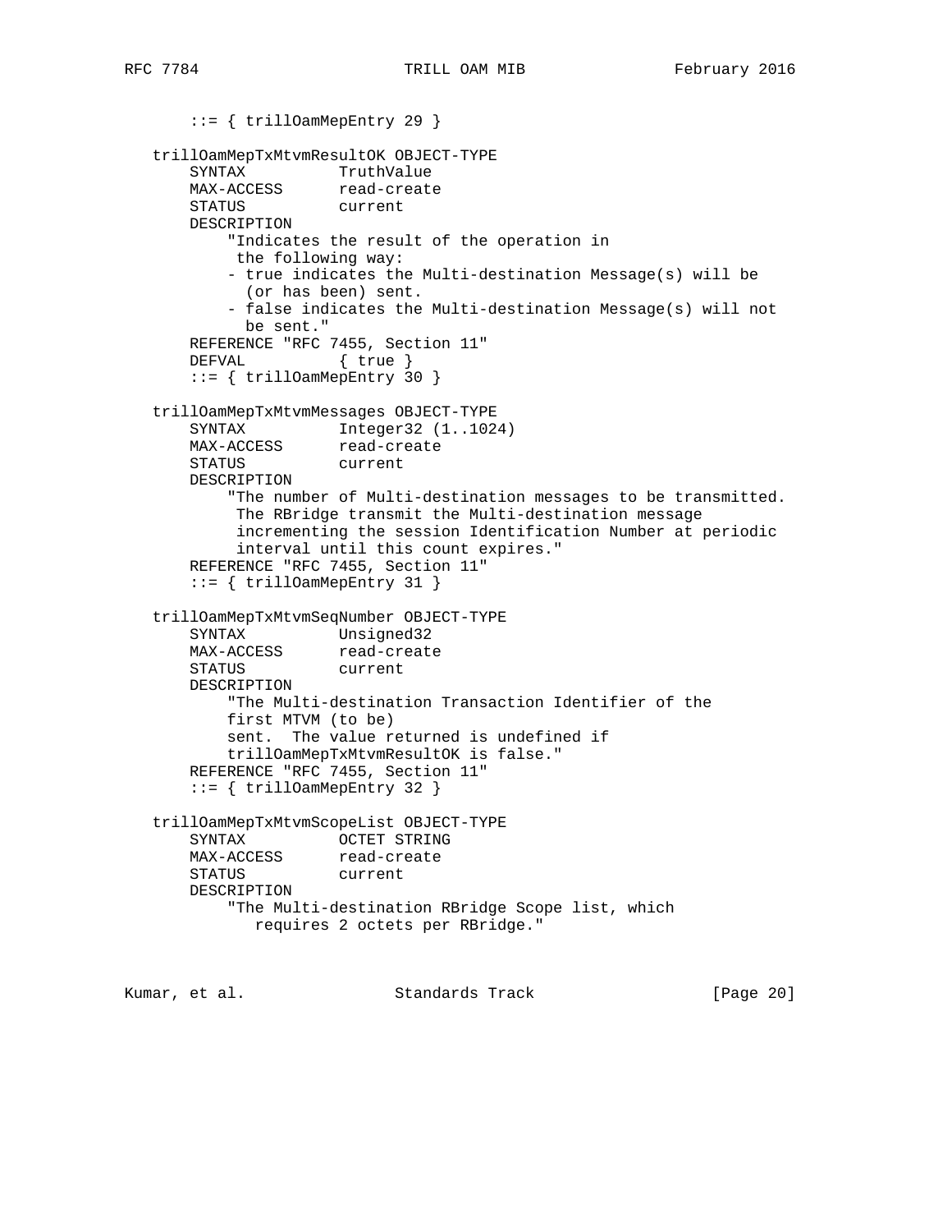```
       ::= { trillOamMepEntry 29 }

   trillOamMepTxMtvmResultOK OBJECT-TYPE
       SYNTAX          TruthValue
       MAX-ACCESS      read-create
       STATUS          current
       DESCRIPTION
           "Indicates the result of the operation in
            the following way:
           - true indicates the Multi-destination Message(s) will be
             (or has been) sent.
           - false indicates the Multi-destination Message(s) will not
             be sent."
       REFERENCE "RFC 7455, Section 11"
       DEFVAL          { true }
       ::= { trillOamMepEntry 30 }

   trillOamMepTxMtvmMessages OBJECT-TYPE
       SYNTAX          Integer32 (1..1024)
       MAX-ACCESS      read-create
       STATUS          current
       DESCRIPTION
           "The number of Multi-destination messages to be transmitted.
            The RBridge transmit the Multi-destination message
            incrementing the session Identification Number at periodic
            interval until this count expires."
       REFERENCE "RFC 7455, Section 11"
       ::= { trillOamMepEntry 31 }

   trillOamMepTxMtvmSeqNumber OBJECT-TYPE
       SYNTAX          Unsigned32
       MAX-ACCESS      read-create
       STATUS          current
       DESCRIPTION
           "The Multi-destination Transaction Identifier of the
           first MTVM (to be)
           sent.  The value returned is undefined if
           trillOamMepTxMtvmResultOK is false."
       REFERENCE "RFC 7455, Section 11"
       ::= { trillOamMepEntry 32 }

   trillOamMepTxMtvmScopeList OBJECT-TYPE
       SYNTAX          OCTET STRING
       MAX-ACCESS      read-create
       STATUS          current
       DESCRIPTION
           "The Multi-destination RBridge Scope list, which
              requires 2 octets per RBridge."
```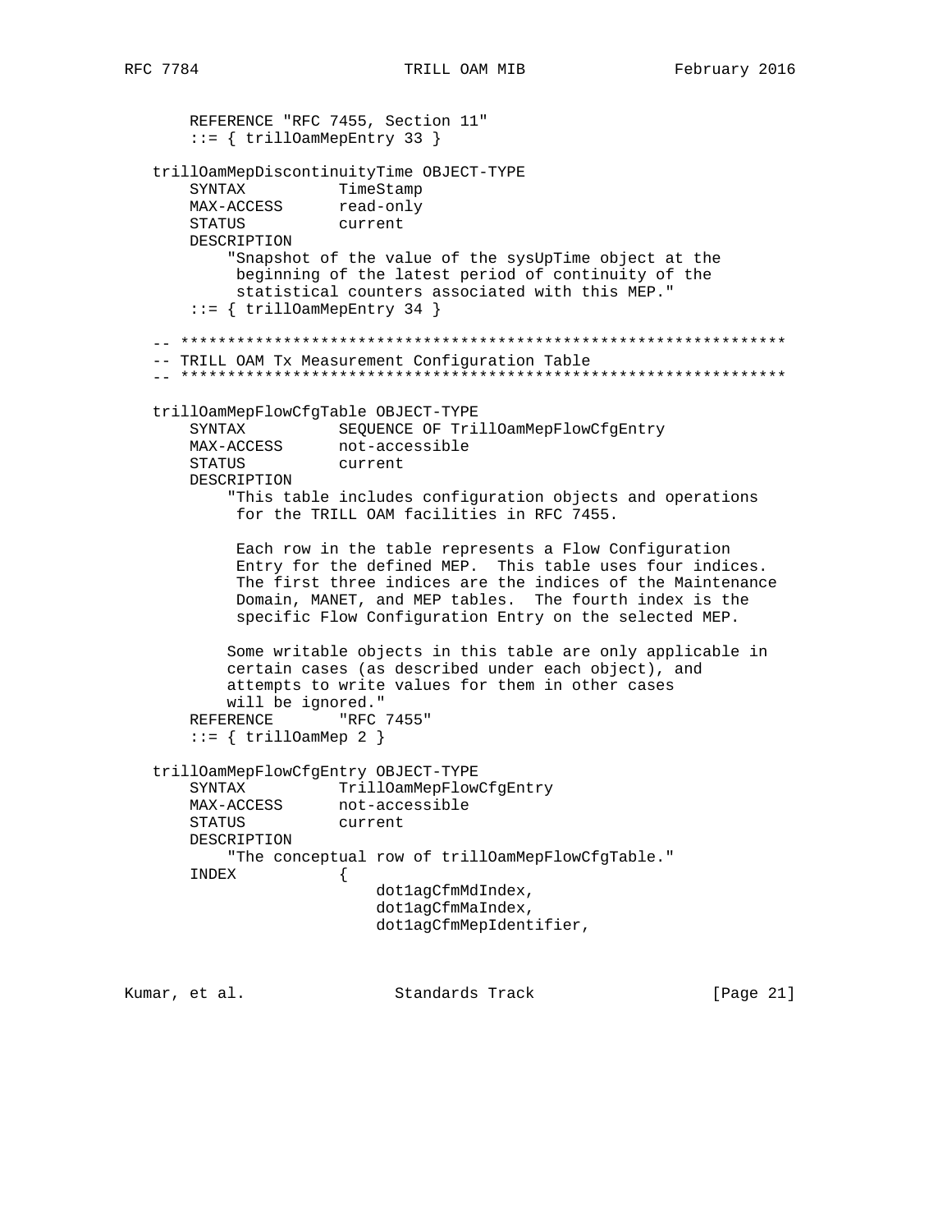```
       REFERENCE "RFC 7455, Section 11"
       ::= { trillOamMepEntry 33 }

   trillOamMepDiscontinuityTime OBJECT-TYPE
       SYNTAX          TimeStamp
       MAX-ACCESS      read-only
       STATUS          current
       DESCRIPTION
           "Snapshot of the value of the sysUpTime object at the
            beginning of the latest period of continuity of the
            statistical counters associated with this MEP."
       ::= { trillOamMepEntry 34 }

   -- *****************************************************************
   -- TRILL OAM Tx Measurement Configuration Table
   -- *****************************************************************

   trillOamMepFlowCfgTable OBJECT-TYPE
       SYNTAX          SEQUENCE OF TrillOamMepFlowCfgEntry
       MAX-ACCESS      not-accessible
       STATUS          current
       DESCRIPTION
           "This table includes configuration objects and operations
            for the TRILL OAM facilities in RFC 7455.

            Each row in the table represents a Flow Configuration
            Entry for the defined MEP.  This table uses four indices.
            The first three indices are the indices of the Maintenance
            Domain, MANET, and MEP tables.  The fourth index is the
            specific Flow Configuration Entry on the selected MEP.

           Some writable objects in this table are only applicable in
           certain cases (as described under each object), and
           attempts to write values for them in other cases
           will be ignored."
       REFERENCE       "RFC 7455"
       ::= { trillOamMep 2 }

   trillOamMepFlowCfgEntry OBJECT-TYPE
       SYNTAX          TrillOamMepFlowCfgEntry
       MAX-ACCESS      not-accessible
       STATUS          current
       DESCRIPTION
           "The conceptual row of trillOamMepFlowCfgTable."
       INDEX           {
                           dot1agCfmMdIndex,
                           dot1agCfmMaIndex,
                           dot1agCfmMepIdentifier,
```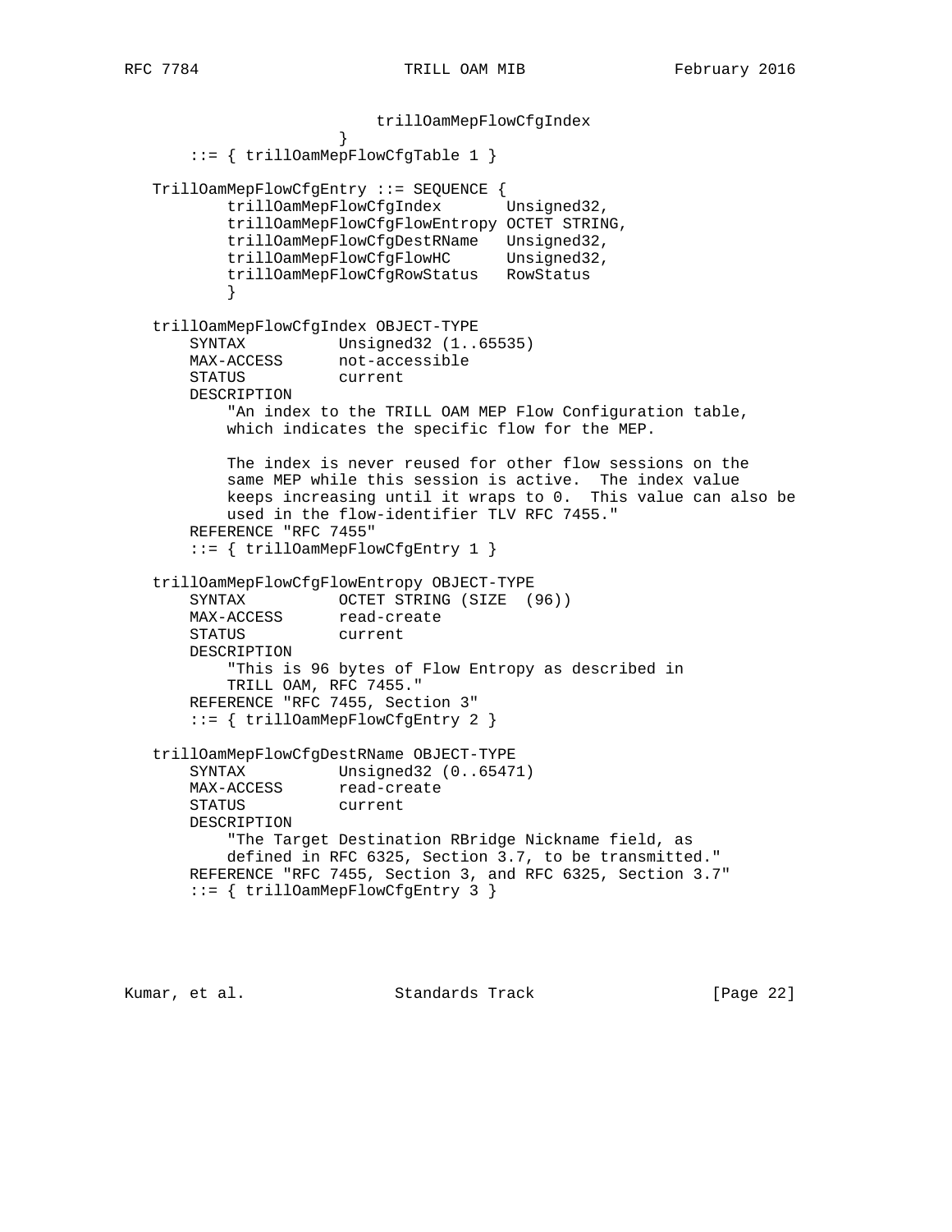```
                         trillOamMepFlowCfgIndex
                     }
       ::= { trillOamMepFlowCfgTable 1 }

   TrillOamMepFlowCfgEntry ::= SEQUENCE {
           trillOamMepFlowCfgIndex       Unsigned32,
           trillOamMepFlowCfgFlowEntropy OCTET STRING,
           trillOamMepFlowCfgDestRName   Unsigned32,
           trillOamMepFlowCfgFlowHC      Unsigned32,
           trillOamMepFlowCfgRowStatus   RowStatus
           }

   trillOamMepFlowCfgIndex OBJECT-TYPE
       SYNTAX          Unsigned32 (1..65535)
       MAX-ACCESS      not-accessible
       STATUS          current
       DESCRIPTION
           "An index to the TRILL OAM MEP Flow Configuration table,
           which indicates the specific flow for the MEP.

           The index is never reused for other flow sessions on the
           same MEP while this session is active.  The index value
           keeps increasing until it wraps to 0.  This value can also be
           used in the flow-identifier TLV RFC 7455."
       REFERENCE "RFC 7455"
       ::= { trillOamMepFlowCfgEntry 1 }

   trillOamMepFlowCfgFlowEntropy OBJECT-TYPE
       SYNTAX          OCTET STRING (SIZE  (96))
       MAX-ACCESS      read-create
       STATUS          current
       DESCRIPTION
           "This is 96 bytes of Flow Entropy as described in
           TRILL OAM, RFC 7455."
       REFERENCE "RFC 7455, Section 3"
       ::= { trillOamMepFlowCfgEntry 2 }

   trillOamMepFlowCfgDestRName OBJECT-TYPE
       SYNTAX          Unsigned32 (0..65471)
       MAX-ACCESS      read-create
       STATUS          current
       DESCRIPTION
           "The Target Destination RBridge Nickname field, as
           defined in RFC 6325, Section 3.7, to be transmitted."
       REFERENCE "RFC 7455, Section 3, and RFC 6325, Section 3.7"
       ::= { trillOamMepFlowCfgEntry 3 }
```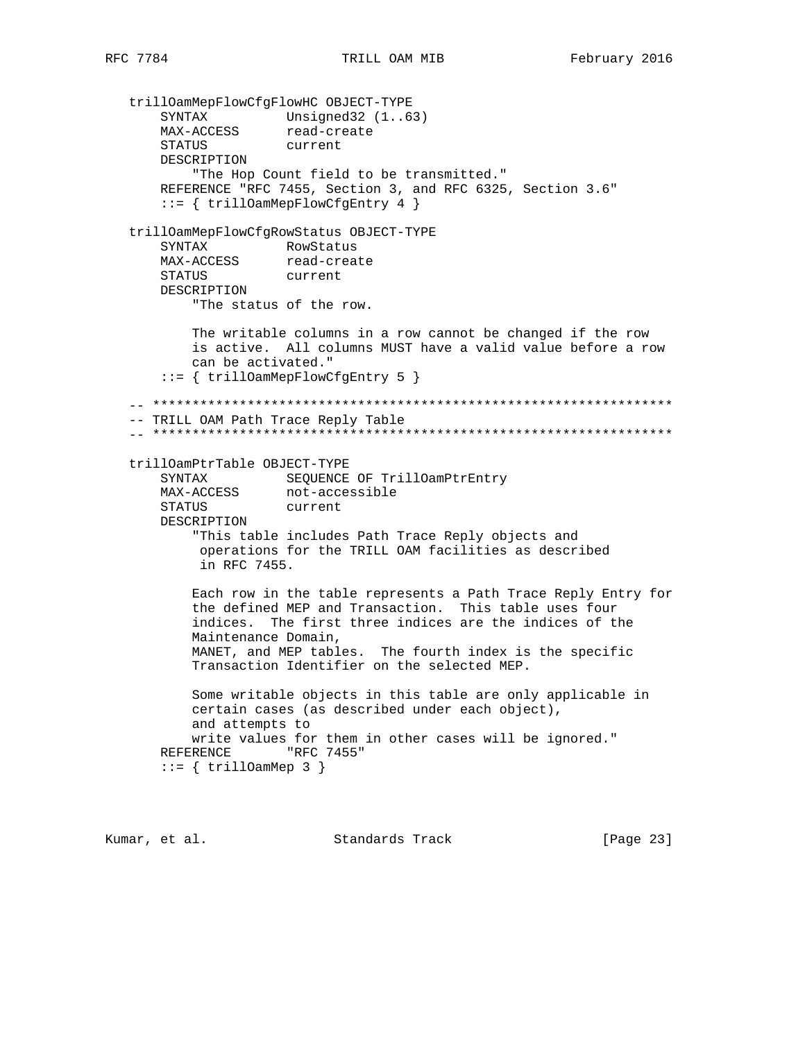```
   trillOamMepFlowCfgFlowHC OBJECT-TYPE
       SYNTAX          Unsigned32 (1..63)
       MAX-ACCESS      read-create
       STATUS          current
       DESCRIPTION
           "The Hop Count field to be transmitted."
       REFERENCE "RFC 7455, Section 3, and RFC 6325, Section 3.6"
       ::= { trillOamMepFlowCfgEntry 4 }

   trillOamMepFlowCfgRowStatus OBJECT-TYPE
       SYNTAX          RowStatus
       MAX-ACCESS      read-create
       STATUS          current
       DESCRIPTION
           "The status of the row.

           The writable columns in a row cannot be changed if the row
           is active.  All columns MUST have a valid value before a row
           can be activated."
       ::= { trillOamMepFlowCfgEntry 5 }

   -- *******************************************************************
   -- TRILL OAM Path Trace Reply Table
   -- *******************************************************************

   trillOamPtrTable OBJECT-TYPE
       SYNTAX          SEQUENCE OF TrillOamPtrEntry
       MAX-ACCESS      not-accessible
       STATUS          current
       DESCRIPTION
           "This table includes Path Trace Reply objects and
            operations for the TRILL OAM facilities as described
            in RFC 7455.

           Each row in the table represents a Path Trace Reply Entry for
           the defined MEP and Transaction.  This table uses four
           indices.  The first three indices are the indices of the
           Maintenance Domain,
           MANET, and MEP tables.  The fourth index is the specific
           Transaction Identifier on the selected MEP.

           Some writable objects in this table are only applicable in
           certain cases (as described under each object),
           and attempts to
           write values for them in other cases will be ignored."
       REFERENCE       "RFC 7455"
       ::= { trillOamMep 3 }
```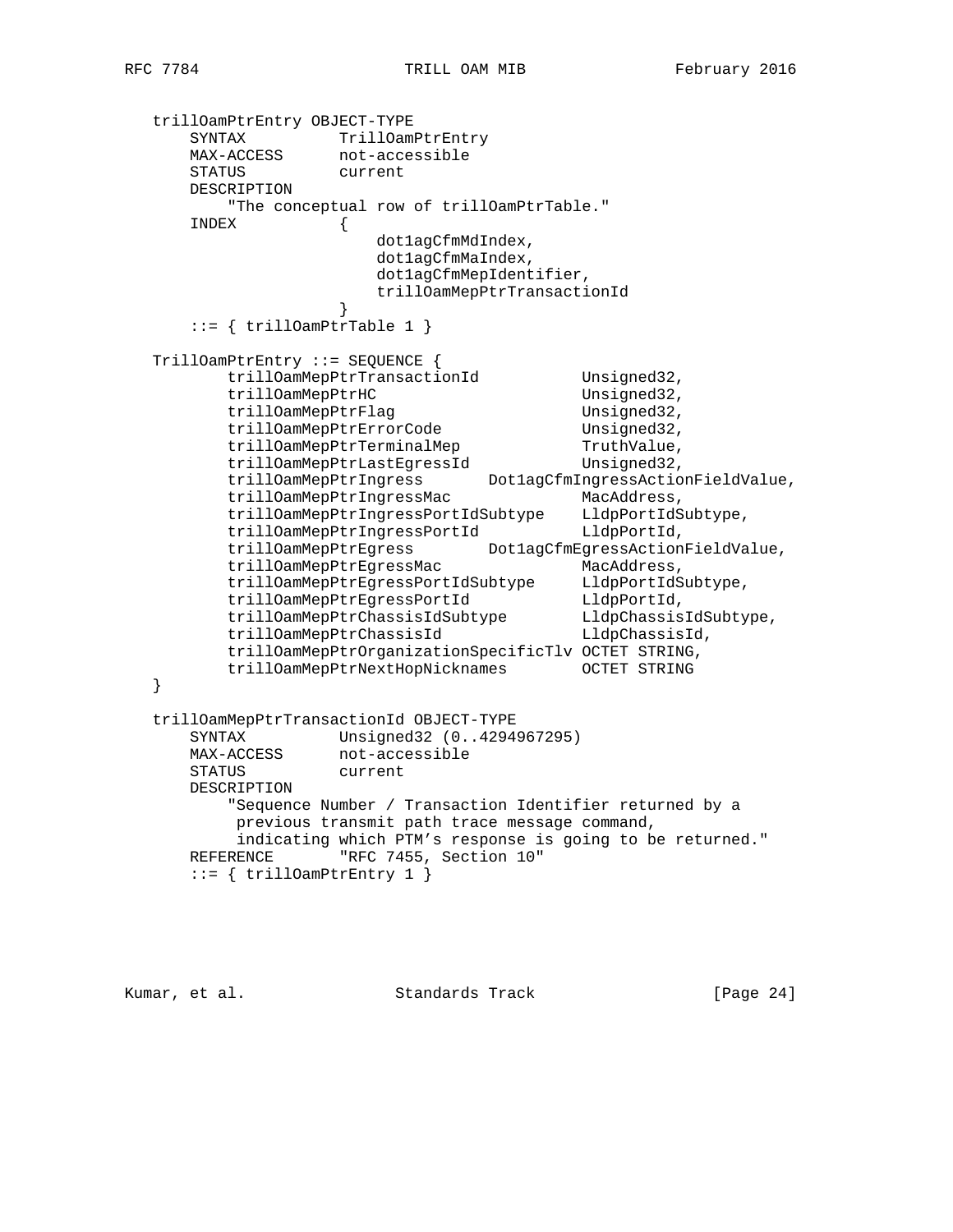```
   trillOamPtrEntry OBJECT-TYPE
       SYNTAX          TrillOamPtrEntry
       MAX-ACCESS      not-accessible
       STATUS          current
       DESCRIPTION
           "The conceptual row of trillOamPtrTable."
       INDEX           {
                           dot1agCfmMdIndex,
                           dot1agCfmMaIndex,
                           dot1agCfmMepIdentifier,
                           trillOamMepPtrTransactionId
                       }
       ::= { trillOamPtrTable 1 }

   TrillOamPtrEntry ::= SEQUENCE {
           trillOamMepPtrTransactionId           Unsigned32,
           trillOamMepPtrHC                      Unsigned32,
           trillOamMepPtrFlag                    Unsigned32,
           trillOamMepPtrErrorCode               Unsigned32,
           trillOamMepPtrTerminalMep             TruthValue,
           trillOamMepPtrLastEgressId            Unsigned32,
           trillOamMepPtrIngress       Dot1agCfmIngressActionFieldValue,
           trillOamMepPtrIngressMac              MacAddress,
           trillOamMepPtrIngressPortIdSubtype    LldpPortIdSubtype,
           trillOamMepPtrIngressPortId           LldpPortId,
           trillOamMepPtrEgress        Dot1agCfmEgressActionFieldValue,
           trillOamMepPtrEgressMac               MacAddress,
           trillOamMepPtrEgressPortIdSubtype     LldpPortIdSubtype,
           trillOamMepPtrEgressPortId            LldpPortId,
           trillOamMepPtrChassisIdSubtype        LldpChassisIdSubtype,
           trillOamMepPtrChassisId               LldpChassisId,
           trillOamMepPtrOrganizationSpecificTlv OCTET STRING,
           trillOamMepPtrNextHopNicknames        OCTET STRING
   }

   trillOamMepPtrTransactionId OBJECT-TYPE
       SYNTAX          Unsigned32 (0..4294967295)
       MAX-ACCESS      not-accessible
       STATUS          current
       DESCRIPTION
           "Sequence Number / Transaction Identifier returned by a
            previous transmit path trace message command,
            indicating which PTM's response is going to be returned."
       REFERENCE       "RFC 7455, Section 10"
       ::= { trillOamPtrEntry 1 }
```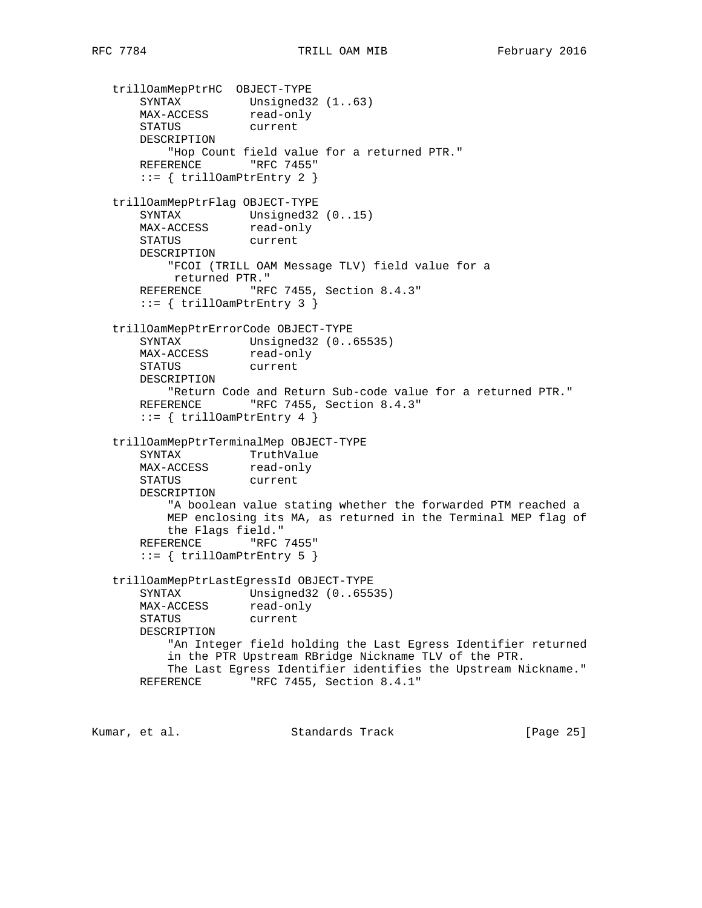```
   trillOamMepPtrHC  OBJECT-TYPE
       SYNTAX          Unsigned32 (1..63)
       MAX-ACCESS      read-only
       STATUS          current
       DESCRIPTION
           "Hop Count field value for a returned PTR."
       REFERENCE       "RFC 7455"
       ::= { trillOamPtrEntry 2 }

   trillOamMepPtrFlag OBJECT-TYPE
       SYNTAX          Unsigned32 (0..15)
       MAX-ACCESS      read-only
       STATUS          current
       DESCRIPTION
           "FCOI (TRILL OAM Message TLV) field value for a
            returned PTR."
       REFERENCE       "RFC 7455, Section 8.4.3"
       ::= { trillOamPtrEntry 3 }

   trillOamMepPtrErrorCode OBJECT-TYPE
       SYNTAX          Unsigned32 (0..65535)
       MAX-ACCESS      read-only
       STATUS          current
       DESCRIPTION
           "Return Code and Return Sub-code value for a returned PTR."
       REFERENCE       "RFC 7455, Section 8.4.3"
       ::= { trillOamPtrEntry 4 }

   trillOamMepPtrTerminalMep OBJECT-TYPE
       SYNTAX          TruthValue
       MAX-ACCESS      read-only
       STATUS          current
       DESCRIPTION
           "A boolean value stating whether the forwarded PTM reached a
           MEP enclosing its MA, as returned in the Terminal MEP flag of
           the Flags field."
       REFERENCE       "RFC 7455"
       ::= { trillOamPtrEntry 5 }

   trillOamMepPtrLastEgressId OBJECT-TYPE
       SYNTAX          Unsigned32 (0..65535)
       MAX-ACCESS      read-only
       STATUS          current
       DESCRIPTION
           "An Integer field holding the Last Egress Identifier returned
           in the PTR Upstream RBridge Nickname TLV of the PTR.
           The Last Egress Identifier identifies the Upstream Nickname."
       REFERENCE       "RFC 7455, Section 8.4.1"
```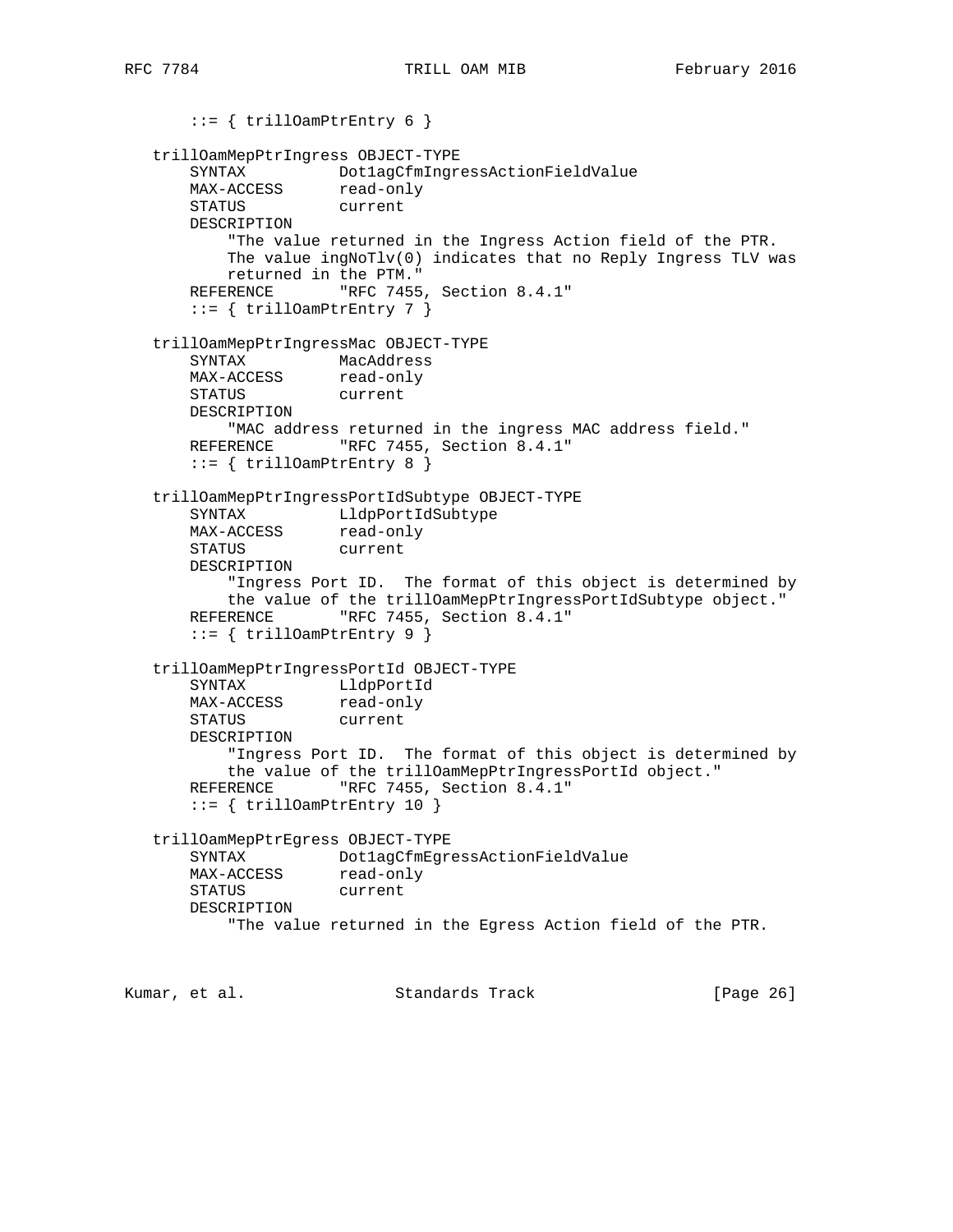```
       ::= { trillOamPtrEntry 6 }

   trillOamMepPtrIngress OBJECT-TYPE
       SYNTAX          Dot1agCfmIngressActionFieldValue
       MAX-ACCESS      read-only
       STATUS          current
       DESCRIPTION
           "The value returned in the Ingress Action field of the PTR.
           The value ingNoTlv(0) indicates that no Reply Ingress TLV was
           returned in the PTM."
       REFERENCE       "RFC 7455, Section 8.4.1"
       ::= { trillOamPtrEntry 7 }

   trillOamMepPtrIngressMac OBJECT-TYPE
       SYNTAX          MacAddress
       MAX-ACCESS      read-only
       STATUS          current
       DESCRIPTION
           "MAC address returned in the ingress MAC address field."
       REFERENCE       "RFC 7455, Section 8.4.1"
       ::= { trillOamPtrEntry 8 }

   trillOamMepPtrIngressPortIdSubtype OBJECT-TYPE
       SYNTAX          LldpPortIdSubtype
       MAX-ACCESS      read-only
       STATUS          current
       DESCRIPTION
           "Ingress Port ID.  The format of this object is determined by
           the value of the trillOamMepPtrIngressPortIdSubtype object."
       REFERENCE       "RFC 7455, Section 8.4.1"
       ::= { trillOamPtrEntry 9 }

   trillOamMepPtrIngressPortId OBJECT-TYPE
       SYNTAX          LldpPortId
       MAX-ACCESS      read-only
       STATUS          current
       DESCRIPTION
           "Ingress Port ID.  The format of this object is determined by
           the value of the trillOamMepPtrIngressPortId object."
       REFERENCE       "RFC 7455, Section 8.4.1"
       ::= { trillOamPtrEntry 10 }

   trillOamMepPtrEgress OBJECT-TYPE
       SYNTAX          Dot1agCfmEgressActionFieldValue
       MAX-ACCESS      read-only
       STATUS          current
       DESCRIPTION
           "The value returned in the Egress Action field of the PTR.
```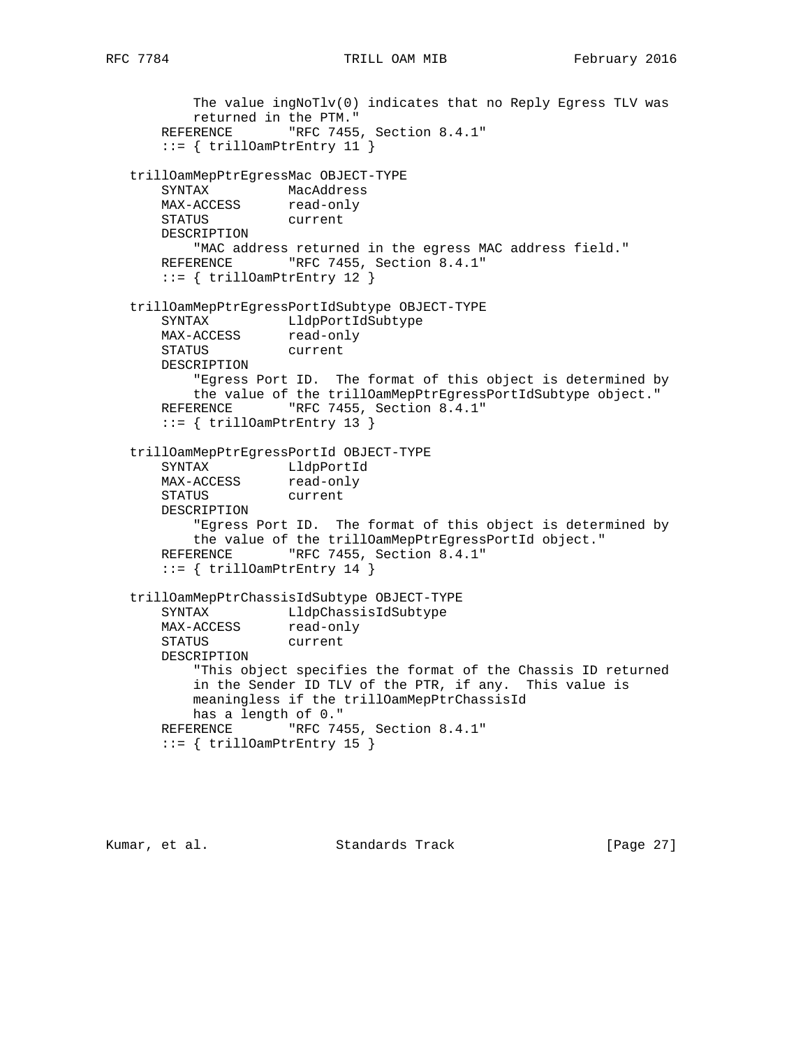```
           The value ingNoTlv(0) indicates that no Reply Egress TLV was
           returned in the PTM."
       REFERENCE       "RFC 7455, Section 8.4.1"
       ::= { trillOamPtrEntry 11 }

   trillOamMepPtrEgressMac OBJECT-TYPE
       SYNTAX          MacAddress
       MAX-ACCESS      read-only
       STATUS          current
       DESCRIPTION
           "MAC address returned in the egress MAC address field."
       REFERENCE       "RFC 7455, Section 8.4.1"
       ::= { trillOamPtrEntry 12 }

   trillOamMepPtrEgressPortIdSubtype OBJECT-TYPE
       SYNTAX          LldpPortIdSubtype
       MAX-ACCESS      read-only
       STATUS          current
       DESCRIPTION
           "Egress Port ID.  The format of this object is determined by
           the value of the trillOamMepPtrEgressPortIdSubtype object."
       REFERENCE       "RFC 7455, Section 8.4.1"
       ::= { trillOamPtrEntry 13 }

   trillOamMepPtrEgressPortId OBJECT-TYPE
       SYNTAX          LldpPortId
       MAX-ACCESS      read-only
       STATUS          current
       DESCRIPTION
           "Egress Port ID.  The format of this object is determined by
           the value of the trillOamMepPtrEgressPortId object."
       REFERENCE       "RFC 7455, Section 8.4.1"
       ::= { trillOamPtrEntry 14 }

   trillOamMepPtrChassisIdSubtype OBJECT-TYPE
       SYNTAX          LldpChassisIdSubtype
       MAX-ACCESS      read-only
       STATUS          current
       DESCRIPTION
           "This object specifies the format of the Chassis ID returned
           in the Sender ID TLV of the PTR, if any.  This value is
           meaningless if the trillOamMepPtrChassisId
           has a length of 0."
       REFERENCE       "RFC 7455, Section 8.4.1"
       ::= { trillOamPtrEntry 15 }
```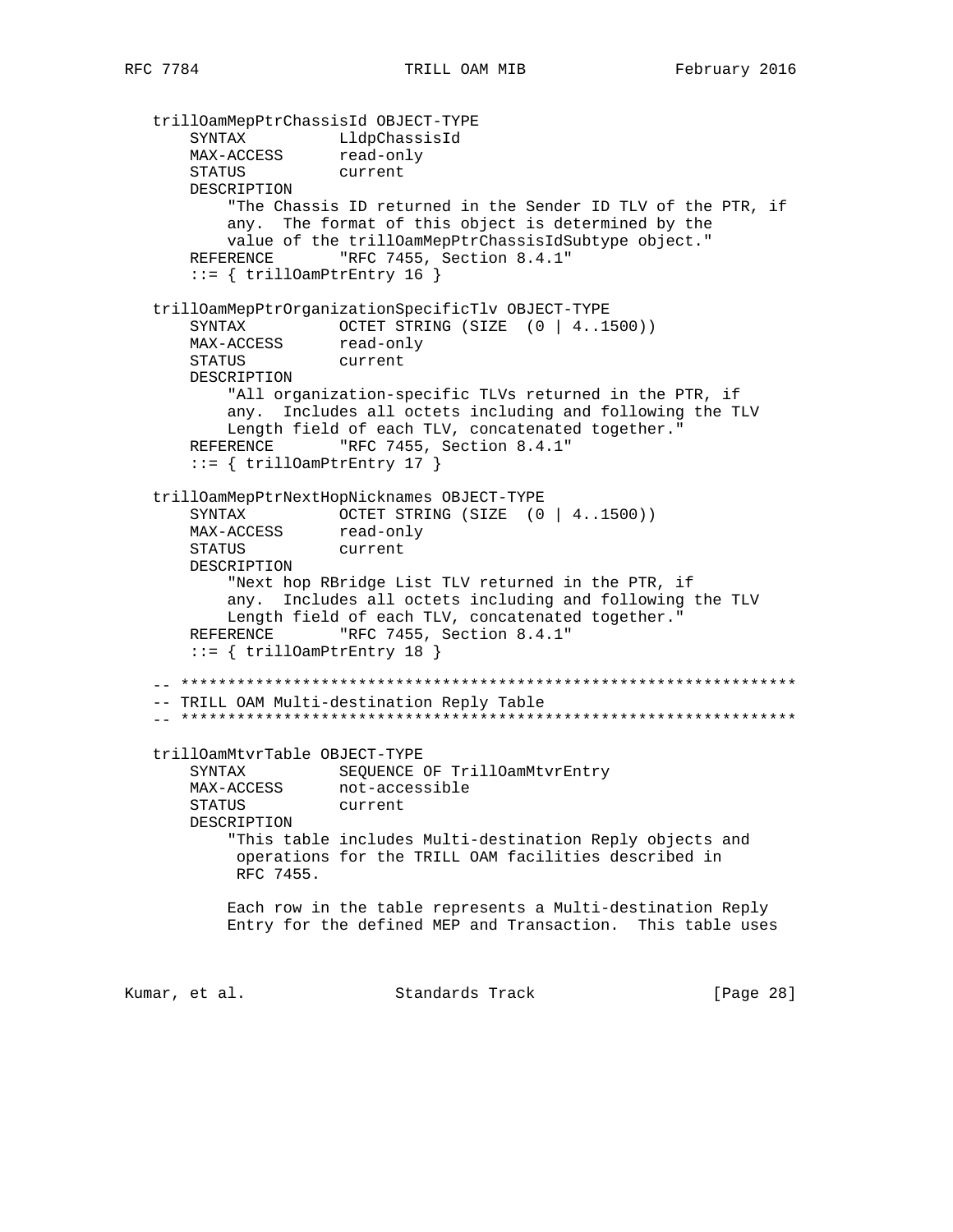```
   trillOamMepPtrChassisId OBJECT-TYPE
       SYNTAX          LldpChassisId
       MAX-ACCESS      read-only
       STATUS          current
       DESCRIPTION
           "The Chassis ID returned in the Sender ID TLV of the PTR, if
           any.  The format of this object is determined by the
           value of the trillOamMepPtrChassisIdSubtype object."
       REFERENCE       "RFC 7455, Section 8.4.1"
       ::= { trillOamPtrEntry 16 }

   trillOamMepPtrOrganizationSpecificTlv OBJECT-TYPE
       SYNTAX          OCTET STRING (SIZE  (0 | 4..1500))
       MAX-ACCESS      read-only
       STATUS          current
       DESCRIPTION
           "All organization-specific TLVs returned in the PTR, if
           any.  Includes all octets including and following the TLV
           Length field of each TLV, concatenated together."
       REFERENCE       "RFC 7455, Section 8.4.1"
       ::= { trillOamPtrEntry 17 }

   trillOamMepPtrNextHopNicknames OBJECT-TYPE
       SYNTAX          OCTET STRING (SIZE  (0 | 4..1500))
       MAX-ACCESS      read-only
       STATUS          current
       DESCRIPTION
           "Next hop RBridge List TLV returned in the PTR, if
           any.  Includes all octets including and following the TLV
           Length field of each TLV, concatenated together."
       REFERENCE       "RFC 7455, Section 8.4.1"
       ::= { trillOamPtrEntry 18 }

   -- ******************************************************************
   -- TRILL OAM Multi-destination Reply Table
   -- ******************************************************************

   trillOamMtvrTable OBJECT-TYPE
       SYNTAX          SEQUENCE OF TrillOamMtvrEntry
       MAX-ACCESS      not-accessible
       STATUS          current
       DESCRIPTION
           "This table includes Multi-destination Reply objects and
            operations for the TRILL OAM facilities described in
            RFC 7455.

           Each row in the table represents a Multi-destination Reply
           Entry for the defined MEP and Transaction.  This table uses
```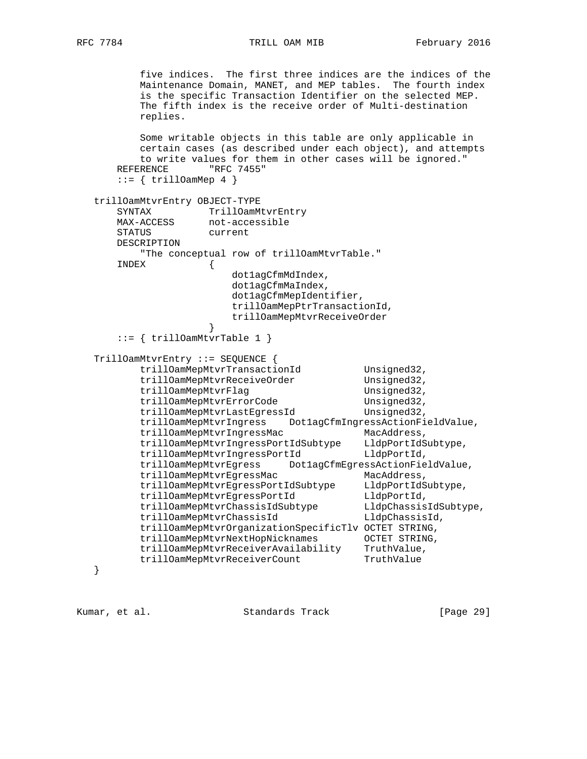```
          five indices.  The first three indices are the indices of the
          Maintenance Domain, MANET, and MEP tables.  The fourth index
          is the specific Transaction Identifier on the selected MEP.
          The fifth index is the receive order of Multi-destination
          replies.

          Some writable objects in this table are only applicable in
          certain cases (as described under each object), and attempts
          to write values for them in other cases will be ignored."
      REFERENCE       "RFC 7455"
      ::= { trillOamMep 4 }

  trillOamMtvrEntry OBJECT-TYPE
      SYNTAX          TrillOamMtvrEntry
      MAX-ACCESS      not-accessible
      STATUS          current
      DESCRIPTION
          "The conceptual row of trillOamMtvrTable."
      INDEX           {
                          dot1agCfmMdIndex,
                          dot1agCfmMaIndex,
                          dot1agCfmMepIdentifier,
                          trillOamMepPtrTransactionId,
                          trillOamMepMtvrReceiveOrder
                      }
      ::= { trillOamMtvrTable 1 }

  TrillOamMtvrEntry ::= SEQUENCE {
          trillOamMepMtvrTransactionId           Unsigned32,
          trillOamMepMtvrReceiveOrder            Unsigned32,
          trillOamMepMtvrFlag                    Unsigned32,
          trillOamMepMtvrErrorCode               Unsigned32,
          trillOamMepMtvrLastEgressId            Unsigned32,
          trillOamMepMtvrIngress    Dot1agCfmIngressActionFieldValue,
          trillOamMepMtvrIngressMac              MacAddress,
          trillOamMepMtvrIngressPortIdSubtype    LldpPortIdSubtype,
          trillOamMepMtvrIngressPortId           LldpPortId,
          trillOamMepMtvrEgress     Dot1agCfmEgressActionFieldValue,
          trillOamMepMtvrEgressMac               MacAddress,
          trillOamMepMtvrEgressPortIdSubtype     LldpPortIdSubtype,
          trillOamMepMtvrEgressPortId            LldpPortId,
          trillOamMepMtvrChassisIdSubtype        LldpChassisIdSubtype,
          trillOamMepMtvrChassisId               LldpChassisId,
          trillOamMepMtvrOrganizationSpecificTlv OCTET STRING,
          trillOamMepMtvrNextHopNicknames        OCTET STRING,
          trillOamMepMtvrReceiverAvailability    TruthValue,
          trillOamMepMtvrReceiverCount           TruthValue
  }
```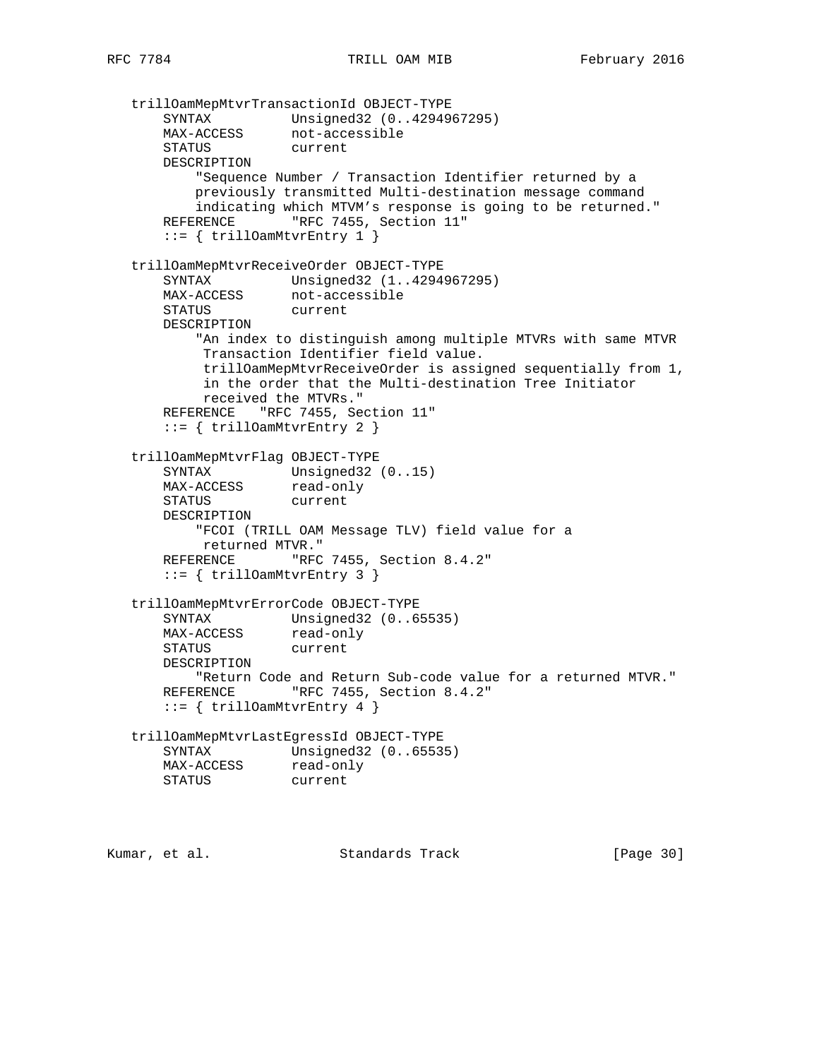```
   trillOamMepMtvrTransactionId OBJECT-TYPE
       SYNTAX          Unsigned32 (0..4294967295)
       MAX-ACCESS      not-accessible
       STATUS          current
       DESCRIPTION
           "Sequence Number / Transaction Identifier returned by a
           previously transmitted Multi-destination message command
           indicating which MTVM's response is going to be returned."
       REFERENCE       "RFC 7455, Section 11"
       ::= { trillOamMtvrEntry 1 }

   trillOamMepMtvrReceiveOrder OBJECT-TYPE
       SYNTAX          Unsigned32 (1..4294967295)
       MAX-ACCESS      not-accessible
       STATUS          current
       DESCRIPTION
           "An index to distinguish among multiple MTVRs with same MTVR
            Transaction Identifier field value.
            trillOamMepMtvrReceiveOrder is assigned sequentially from 1,
            in the order that the Multi-destination Tree Initiator
            received the MTVRs."
       REFERENCE   "RFC 7455, Section 11"
       ::= { trillOamMtvrEntry 2 }

   trillOamMepMtvrFlag OBJECT-TYPE
       SYNTAX          Unsigned32 (0..15)
       MAX-ACCESS      read-only
       STATUS          current
       DESCRIPTION
           "FCOI (TRILL OAM Message TLV) field value for a
            returned MTVR."
       REFERENCE       "RFC 7455, Section 8.4.2"
       ::= { trillOamMtvrEntry 3 }

   trillOamMepMtvrErrorCode OBJECT-TYPE
       SYNTAX          Unsigned32 (0..65535)
       MAX-ACCESS      read-only
       STATUS          current
       DESCRIPTION
           "Return Code and Return Sub-code value for a returned MTVR."
       REFERENCE       "RFC 7455, Section 8.4.2"
       ::= { trillOamMtvrEntry 4 }

   trillOamMepMtvrLastEgressId OBJECT-TYPE
       SYNTAX          Unsigned32 (0..65535)
       MAX-ACCESS      read-only
       STATUS          current
```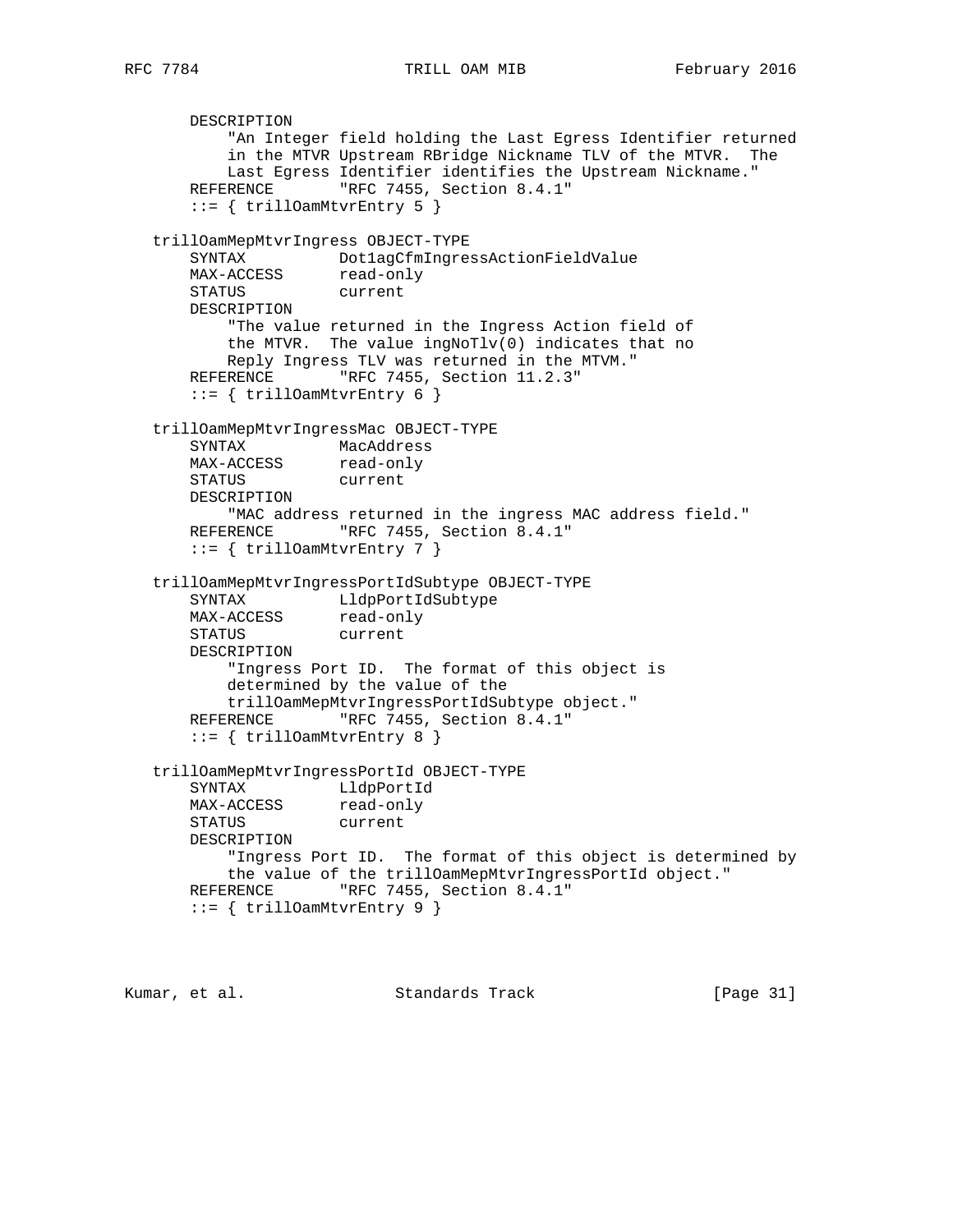```
       DESCRIPTION
           "An Integer field holding the Last Egress Identifier returned
           in the MTVR Upstream RBridge Nickname TLV of the MTVR.  The
           Last Egress Identifier identifies the Upstream Nickname."
       REFERENCE       "RFC 7455, Section 8.4.1"
       ::= { trillOamMtvrEntry 5 }

   trillOamMepMtvrIngress OBJECT-TYPE
       SYNTAX          Dot1agCfmIngressActionFieldValue
       MAX-ACCESS      read-only
       STATUS          current
       DESCRIPTION
           "The value returned in the Ingress Action field of
           the MTVR.  The value ingNoTlv(0) indicates that no
           Reply Ingress TLV was returned in the MTVM."
       REFERENCE       "RFC 7455, Section 11.2.3"
       ::= { trillOamMtvrEntry 6 }

   trillOamMepMtvrIngressMac OBJECT-TYPE
       SYNTAX          MacAddress
       MAX-ACCESS      read-only
       STATUS          current
       DESCRIPTION
           "MAC address returned in the ingress MAC address field."
       REFERENCE       "RFC 7455, Section 8.4.1"
       ::= { trillOamMtvrEntry 7 }

   trillOamMepMtvrIngressPortIdSubtype OBJECT-TYPE
       SYNTAX          LldpPortIdSubtype
       MAX-ACCESS      read-only
       STATUS          current
       DESCRIPTION
           "Ingress Port ID.  The format of this object is
           determined by the value of the
           trillOamMepMtvrIngressPortIdSubtype object."
       REFERENCE       "RFC 7455, Section 8.4.1"
       ::= { trillOamMtvrEntry 8 }

   trillOamMepMtvrIngressPortId OBJECT-TYPE
       SYNTAX          LldpPortId
       MAX-ACCESS      read-only
       STATUS          current
       DESCRIPTION
           "Ingress Port ID.  The format of this object is determined by
           the value of the trillOamMepMtvrIngressPortId object."
       REFERENCE       "RFC 7455, Section 8.4.1"
       ::= { trillOamMtvrEntry 9 }
```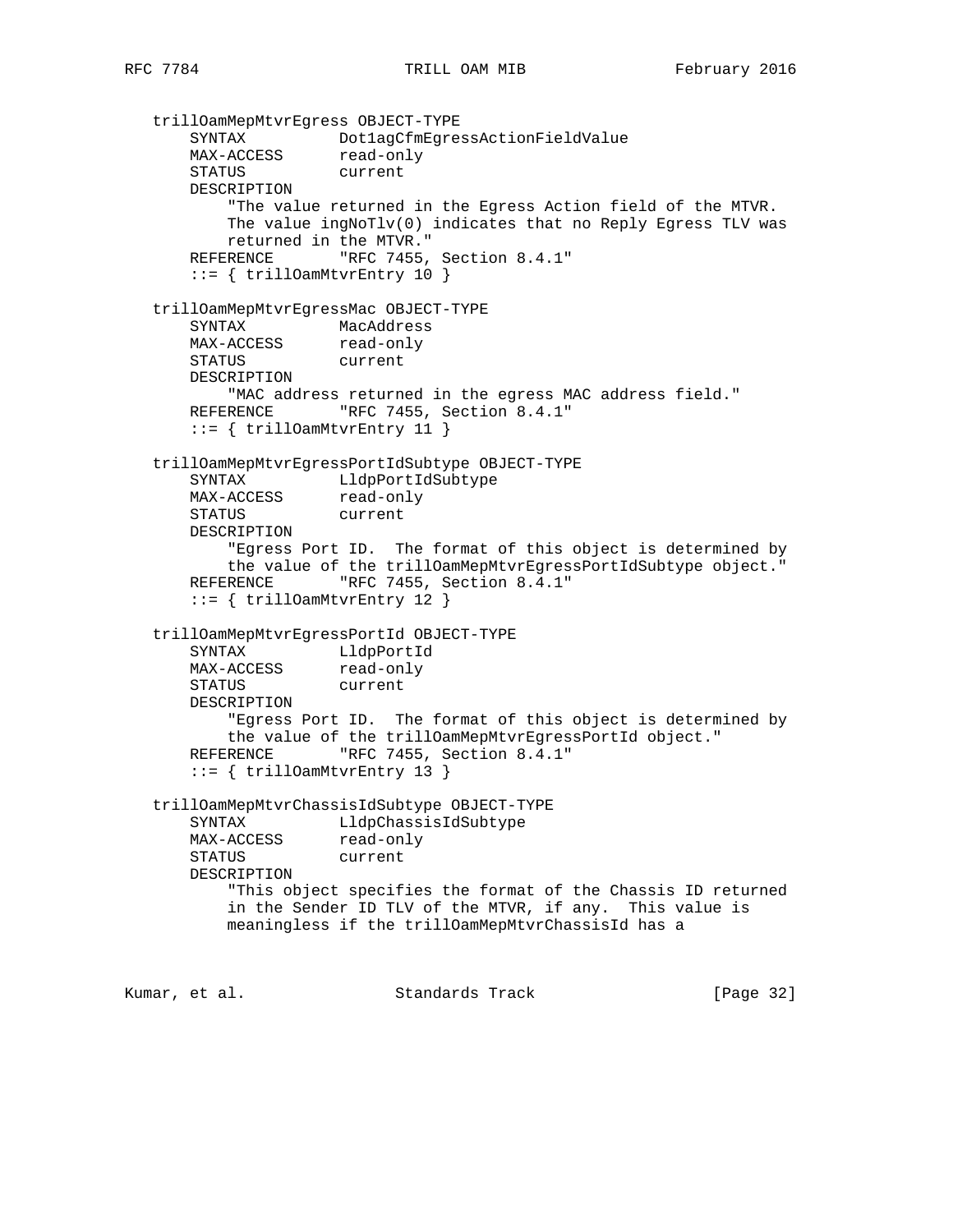```
   trillOamMepMtvrEgress OBJECT-TYPE
       SYNTAX          Dot1agCfmEgressActionFieldValue
       MAX-ACCESS      read-only
       STATUS          current
       DESCRIPTION
           "The value returned in the Egress Action field of the MTVR.
           The value ingNoTlv(0) indicates that no Reply Egress TLV was
           returned in the MTVR."
       REFERENCE       "RFC 7455, Section 8.4.1"
       ::= { trillOamMtvrEntry 10 }

   trillOamMepMtvrEgressMac OBJECT-TYPE
       SYNTAX          MacAddress
       MAX-ACCESS      read-only
       STATUS          current
       DESCRIPTION
           "MAC address returned in the egress MAC address field."
       REFERENCE       "RFC 7455, Section 8.4.1"
       ::= { trillOamMtvrEntry 11 }

   trillOamMepMtvrEgressPortIdSubtype OBJECT-TYPE
       SYNTAX          LldpPortIdSubtype
       MAX-ACCESS      read-only
       STATUS          current
       DESCRIPTION
           "Egress Port ID.  The format of this object is determined by
           the value of the trillOamMepMtvrEgressPortIdSubtype object."
       REFERENCE       "RFC 7455, Section 8.4.1"
       ::= { trillOamMtvrEntry 12 }

   trillOamMepMtvrEgressPortId OBJECT-TYPE
       SYNTAX          LldpPortId
       MAX-ACCESS      read-only
       STATUS          current
       DESCRIPTION
           "Egress Port ID.  The format of this object is determined by
           the value of the trillOamMepMtvrEgressPortId object."
       REFERENCE       "RFC 7455, Section 8.4.1"
       ::= { trillOamMtvrEntry 13 }

   trillOamMepMtvrChassisIdSubtype OBJECT-TYPE
       SYNTAX          LldpChassisIdSubtype
       MAX-ACCESS      read-only
       STATUS          current
       DESCRIPTION
           "This object specifies the format of the Chassis ID returned
           in the Sender ID TLV of the MTVR, if any.  This value is
           meaningless if the trillOamMepMtvrChassisId has a
```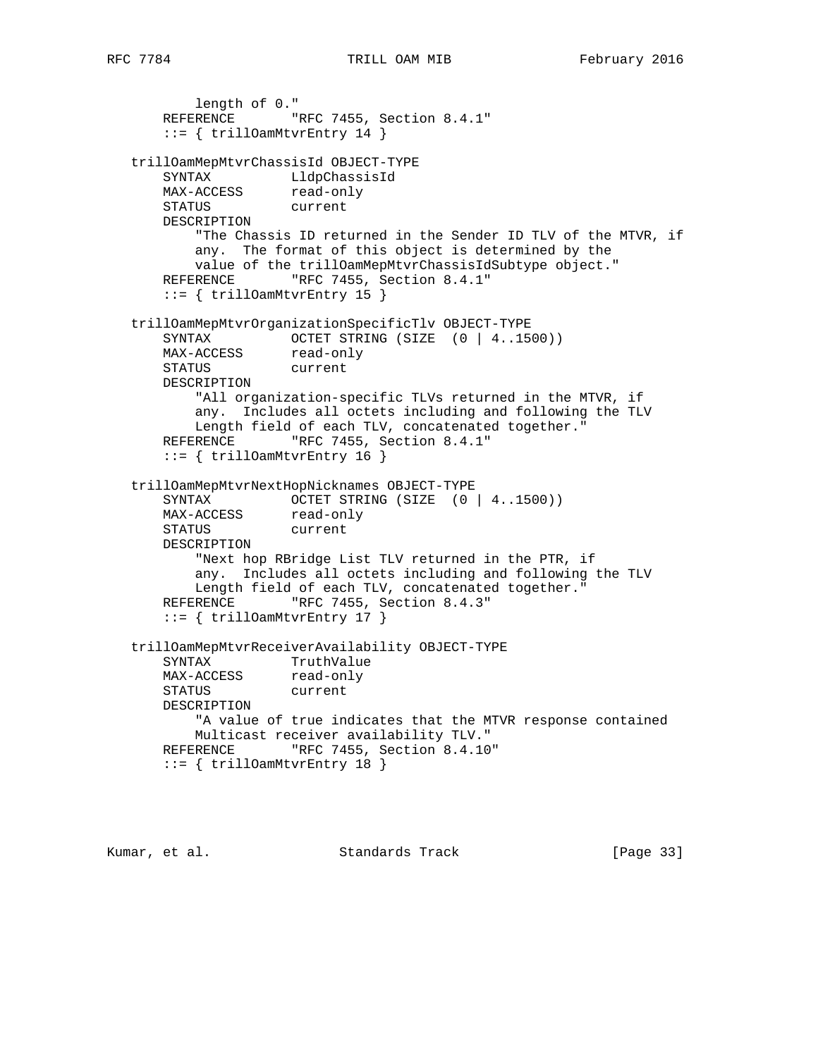```
           length of 0."
       REFERENCE       "RFC 7455, Section 8.4.1"
       ::= { trillOamMtvrEntry 14 }

   trillOamMepMtvrChassisId OBJECT-TYPE
       SYNTAX          LldpChassisId
       MAX-ACCESS      read-only
       STATUS          current
       DESCRIPTION
           "The Chassis ID returned in the Sender ID TLV of the MTVR, if
           any.  The format of this object is determined by the
           value of the trillOamMepMtvrChassisIdSubtype object."
       REFERENCE       "RFC 7455, Section 8.4.1"
       ::= { trillOamMtvrEntry 15 }

   trillOamMepMtvrOrganizationSpecificTlv OBJECT-TYPE
       SYNTAX          OCTET STRING (SIZE  (0 | 4..1500))
       MAX-ACCESS      read-only
       STATUS          current
       DESCRIPTION
           "All organization-specific TLVs returned in the MTVR, if
           any.  Includes all octets including and following the TLV
           Length field of each TLV, concatenated together."
       REFERENCE       "RFC 7455, Section 8.4.1"
       ::= { trillOamMtvrEntry 16 }

   trillOamMepMtvrNextHopNicknames OBJECT-TYPE
       SYNTAX          OCTET STRING (SIZE  (0 | 4..1500))
       MAX-ACCESS      read-only
       STATUS          current
       DESCRIPTION
           "Next hop RBridge List TLV returned in the PTR, if
           any.  Includes all octets including and following the TLV
           Length field of each TLV, concatenated together."
       REFERENCE       "RFC 7455, Section 8.4.3"
       ::= { trillOamMtvrEntry 17 }

   trillOamMepMtvrReceiverAvailability OBJECT-TYPE
       SYNTAX          TruthValue
       MAX-ACCESS      read-only
       STATUS          current
       DESCRIPTION
           "A value of true indicates that the MTVR response contained
           Multicast receiver availability TLV."
       REFERENCE       "RFC 7455, Section 8.4.10"
       ::= { trillOamMtvrEntry 18 }
```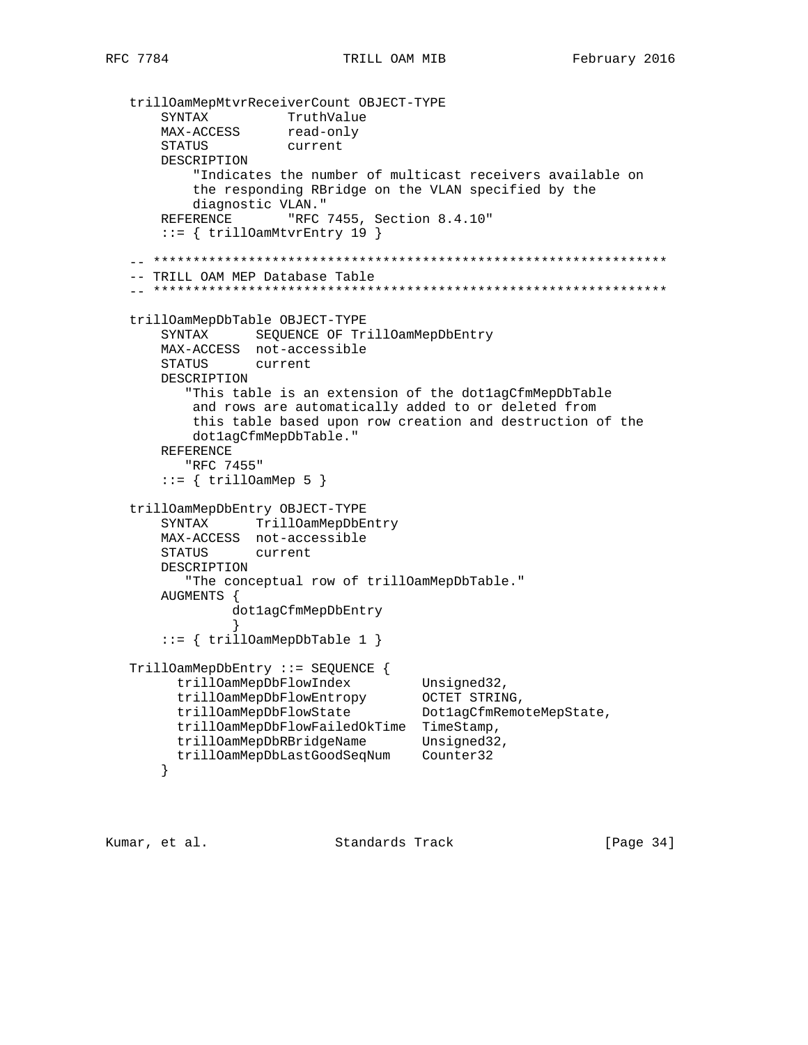```
   trillOamMepMtvrReceiverCount OBJECT-TYPE
       SYNTAX          TruthValue
       MAX-ACCESS      read-only
       STATUS          current
       DESCRIPTION
           "Indicates the number of multicast receivers available on
           the responding RBridge on the VLAN specified by the
           diagnostic VLAN."
       REFERENCE       "RFC 7455, Section 8.4.10"
       ::= { trillOamMtvrEntry 19 }

   -- *****************************************************************
   -- TRILL OAM MEP Database Table
   -- *****************************************************************

   trillOamMepDbTable OBJECT-TYPE
       SYNTAX      SEQUENCE OF TrillOamMepDbEntry
       MAX-ACCESS  not-accessible
       STATUS      current
       DESCRIPTION
          "This table is an extension of the dot1agCfmMepDbTable
           and rows are automatically added to or deleted from
           this table based upon row creation and destruction of the
           dot1agCfmMepDbTable."
       REFERENCE
          "RFC 7455"
       ::= { trillOamMep 5 }

   trillOamMepDbEntry OBJECT-TYPE
       SYNTAX      TrillOamMepDbEntry
       MAX-ACCESS  not-accessible
       STATUS      current
       DESCRIPTION
          "The conceptual row of trillOamMepDbTable."
       AUGMENTS {
                dot1agCfmMepDbEntry
                }
       ::= { trillOamMepDbTable 1 }

   TrillOamMepDbEntry ::= SEQUENCE {
         trillOamMepDbFlowIndex         Unsigned32,
         trillOamMepDbFlowEntropy       OCTET STRING,
         trillOamMepDbFlowState         Dot1agCfmRemoteMepState,
         trillOamMepDbFlowFailedOkTime  TimeStamp,
         trillOamMepDbRBridgeName       Unsigned32,
         trillOamMepDbLastGoodSeqNum    Counter32
       }
```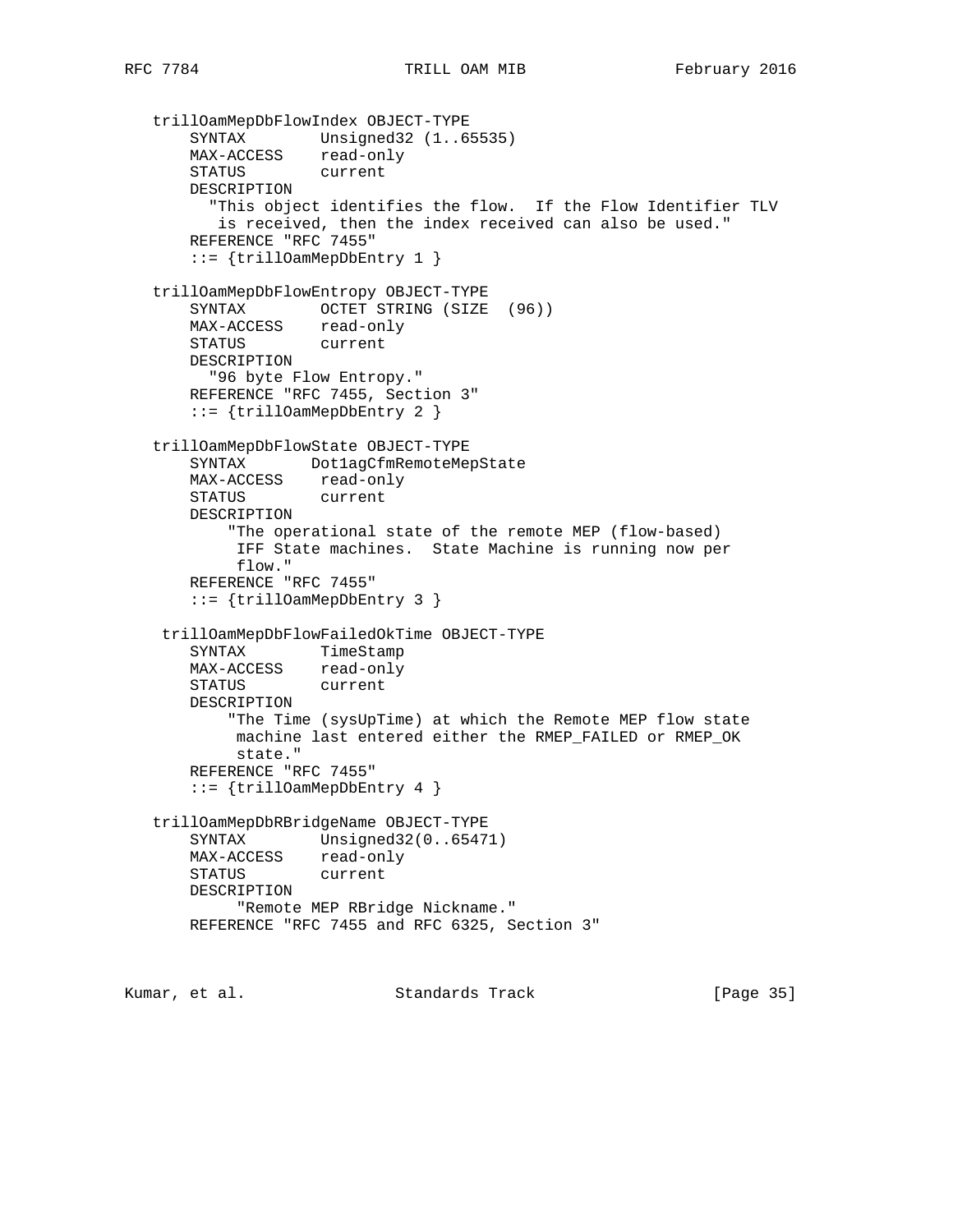```
   trillOamMepDbFlowIndex OBJECT-TYPE
       SYNTAX        Unsigned32 (1..65535)
       MAX-ACCESS    read-only
       STATUS        current
       DESCRIPTION
         "This object identifies the flow.  If the Flow Identifier TLV
          is received, then the index received can also be used."
       REFERENCE "RFC 7455"
       ::= {trillOamMepDbEntry 1 }

   trillOamMepDbFlowEntropy OBJECT-TYPE
       SYNTAX        OCTET STRING (SIZE  (96))
       MAX-ACCESS    read-only
       STATUS        current
       DESCRIPTION
         "96 byte Flow Entropy."
       REFERENCE "RFC 7455, Section 3"
       ::= {trillOamMepDbEntry 2 }

   trillOamMepDbFlowState OBJECT-TYPE
       SYNTAX       Dot1agCfmRemoteMepState
       MAX-ACCESS    read-only
       STATUS        current
       DESCRIPTION
           "The operational state of the remote MEP (flow-based)
            IFF State machines.  State Machine is running now per
            flow."
       REFERENCE "RFC 7455"
       ::= {trillOamMepDbEntry 3 }

    trillOamMepDbFlowFailedOkTime OBJECT-TYPE
       SYNTAX        TimeStamp
       MAX-ACCESS    read-only
       STATUS        current
       DESCRIPTION
           "The Time (sysUpTime) at which the Remote MEP flow state
            machine last entered either the RMEP_FAILED or RMEP_OK
            state."
       REFERENCE "RFC 7455"
       ::= {trillOamMepDbEntry 4 }

   trillOamMepDbRBridgeName OBJECT-TYPE
       SYNTAX        Unsigned32(0..65471)
       MAX-ACCESS    read-only
       STATUS        current
       DESCRIPTION
            "Remote MEP RBridge Nickname."
       REFERENCE "RFC 7455 and RFC 6325, Section 3"
```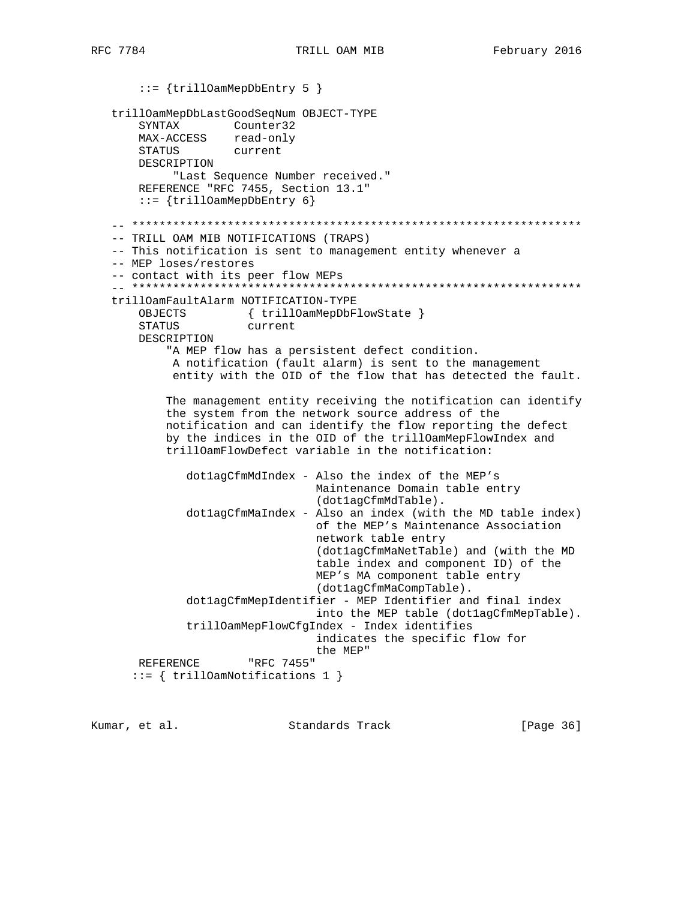```
       ::= {trillOamMepDbEntry 5 }

   trillOamMepDbLastGoodSeqNum OBJECT-TYPE
       SYNTAX        Counter32
       MAX-ACCESS    read-only
       STATUS        current
       DESCRIPTION
            "Last Sequence Number received."
       REFERENCE "RFC 7455, Section 13.1"
       ::= {trillOamMepDbEntry 6}

   -- *****************************************************************
   -- TRILL OAM MIB NOTIFICATIONS (TRAPS)
   -- This notification is sent to management entity whenever a
   -- MEP loses/restores
   -- contact with its peer flow MEPs
   -- *****************************************************************
   trillOamFaultAlarm NOTIFICATION-TYPE
       OBJECTS         { trillOamMepDbFlowState }
       STATUS          current
       DESCRIPTION
           "A MEP flow has a persistent defect condition.
            A notification (fault alarm) is sent to the management
            entity with the OID of the flow that has detected the fault.

           The management entity receiving the notification can identify
           the system from the network source address of the
           notification and can identify the flow reporting the defect
           by the indices in the OID of the trillOamMepFlowIndex and
           trillOamFlowDefect variable in the notification:

              dot1agCfmMdIndex - Also the index of the MEP's
                                 Maintenance Domain table entry
                                 (dot1agCfmMdTable).
              dot1agCfmMaIndex - Also an index (with the MD table index)
                                 of the MEP's Maintenance Association
                                 network table entry
                                 (dot1agCfmMaNetTable) and (with the MD
                                 table index and component ID) of the
                                 MEP's MA component table entry
                                 (dot1agCfmMaCompTable).
              dot1agCfmMepIdentifier - MEP Identifier and final index
                                 into the MEP table (dot1agCfmMepTable).
              trillOamMepFlowCfgIndex - Index identifies
                                 indicates the specific flow for
                                 the MEP"
       REFERENCE       "RFC 7455"
      ::= { trillOamNotifications 1 }
```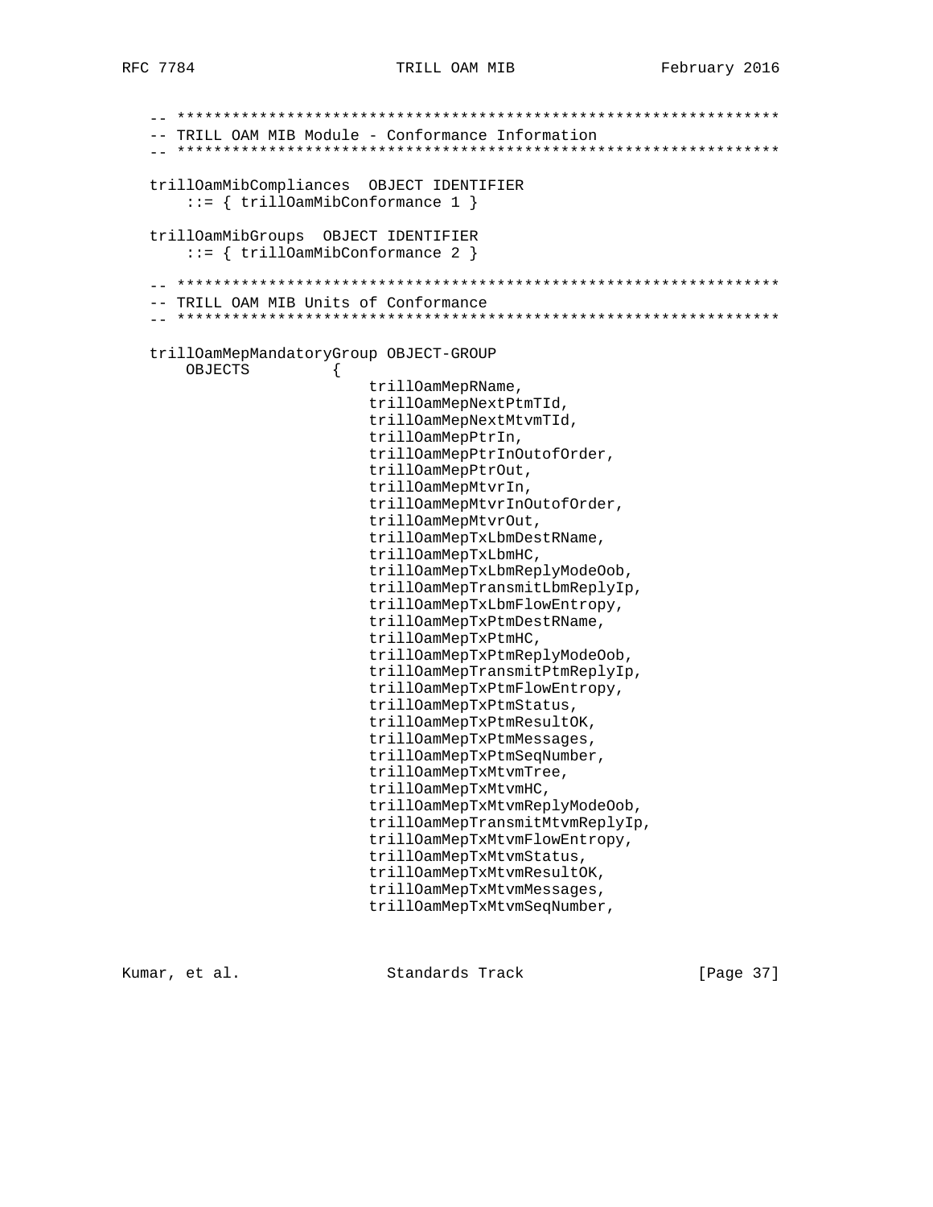```
   -- ******************************************************************
   -- TRILL OAM MIB Module - Conformance Information
   -- ******************************************************************

   trillOamMibCompliances  OBJECT IDENTIFIER
       ::= { trillOamMibConformance 1 }

   trillOamMibGroups  OBJECT IDENTIFIER
       ::= { trillOamMibConformance 2 }

   -- ******************************************************************
   -- TRILL OAM MIB Units of Conformance
   -- ******************************************************************

   trillOamMepMandatoryGroup OBJECT-GROUP
       OBJECTS         {
                           trillOamMepRName,
                           trillOamMepNextPtmTId,
                           trillOamMepNextMtvmTId,
                           trillOamMepPtrIn,
                           trillOamMepPtrInOutofOrder,
                           trillOamMepPtrOut,
                           trillOamMepMtvrIn,
                           trillOamMepMtvrInOutofOrder,
                           trillOamMepMtvrOut,
                           trillOamMepTxLbmDestRName,
                           trillOamMepTxLbmHC,
                           trillOamMepTxLbmReplyModeOob,
                           trillOamMepTransmitLbmReplyIp,
                           trillOamMepTxLbmFlowEntropy,
                           trillOamMepTxPtmDestRName,
                           trillOamMepTxPtmHC,
                           trillOamMepTxPtmReplyModeOob,
                           trillOamMepTransmitPtmReplyIp,
                           trillOamMepTxPtmFlowEntropy,
                           trillOamMepTxPtmStatus,
                           trillOamMepTxPtmResultOK,
                           trillOamMepTxPtmMessages,
                           trillOamMepTxPtmSeqNumber,
                           trillOamMepTxMtvmTree,
                           trillOamMepTxMtvmHC,
                           trillOamMepTxMtvmReplyModeOob,
                           trillOamMepTransmitMtvmReplyIp,
                           trillOamMepTxMtvmFlowEntropy,
                           trillOamMepTxMtvmStatus,
                           trillOamMepTxMtvmResultOK,
                           trillOamMepTxMtvmMessages,
                           trillOamMepTxMtvmSeqNumber,
```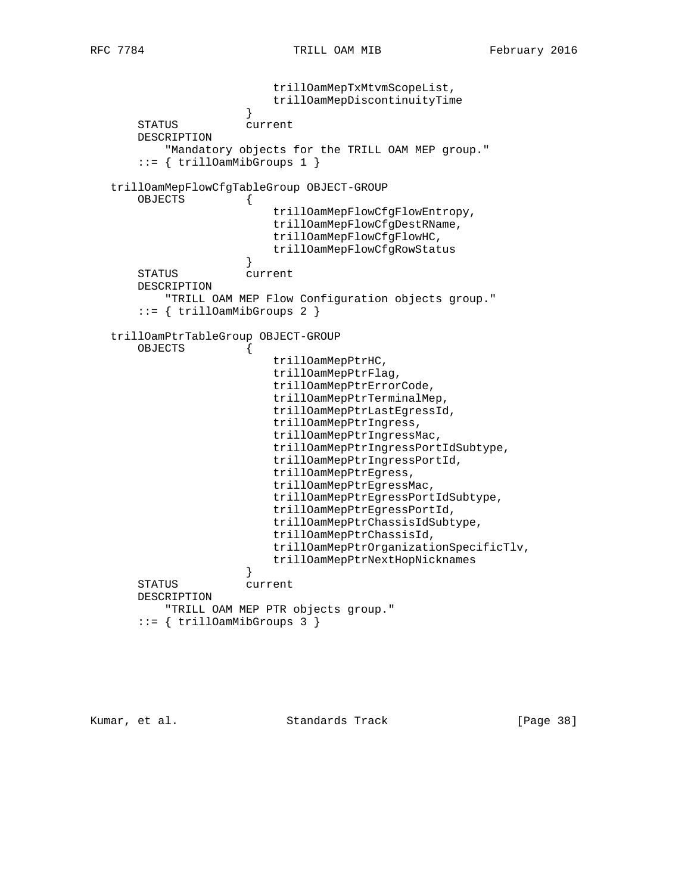```
                           trillOamMepTxMtvmScopeList,
                           trillOamMepDiscontinuityTime
                       }
       STATUS          current
       DESCRIPTION
           "Mandatory objects for the TRILL OAM MEP group."
       ::= { trillOamMibGroups 1 }

   trillOamMepFlowCfgTableGroup OBJECT-GROUP
       OBJECTS         {
                           trillOamMepFlowCfgFlowEntropy,
                           trillOamMepFlowCfgDestRName,
                           trillOamMepFlowCfgFlowHC,
                           trillOamMepFlowCfgRowStatus
                       }
       STATUS          current
       DESCRIPTION
           "TRILL OAM MEP Flow Configuration objects group."
       ::= { trillOamMibGroups 2 }

   trillOamPtrTableGroup OBJECT-GROUP
       OBJECTS         {
                           trillOamMepPtrHC,
                           trillOamMepPtrFlag,
                           trillOamMepPtrErrorCode,
                           trillOamMepPtrTerminalMep,
                           trillOamMepPtrLastEgressId,
                           trillOamMepPtrIngress,
                           trillOamMepPtrIngressMac,
                           trillOamMepPtrIngressPortIdSubtype,
                           trillOamMepPtrIngressPortId,
                           trillOamMepPtrEgress,
                           trillOamMepPtrEgressMac,
                           trillOamMepPtrEgressPortIdSubtype,
                           trillOamMepPtrEgressPortId,
                           trillOamMepPtrChassisIdSubtype,
                           trillOamMepPtrChassisId,
                           trillOamMepPtrOrganizationSpecificTlv,
                           trillOamMepPtrNextHopNicknames
                       }
       STATUS          current
       DESCRIPTION
           "TRILL OAM MEP PTR objects group."
       ::= { trillOamMibGroups 3 }
```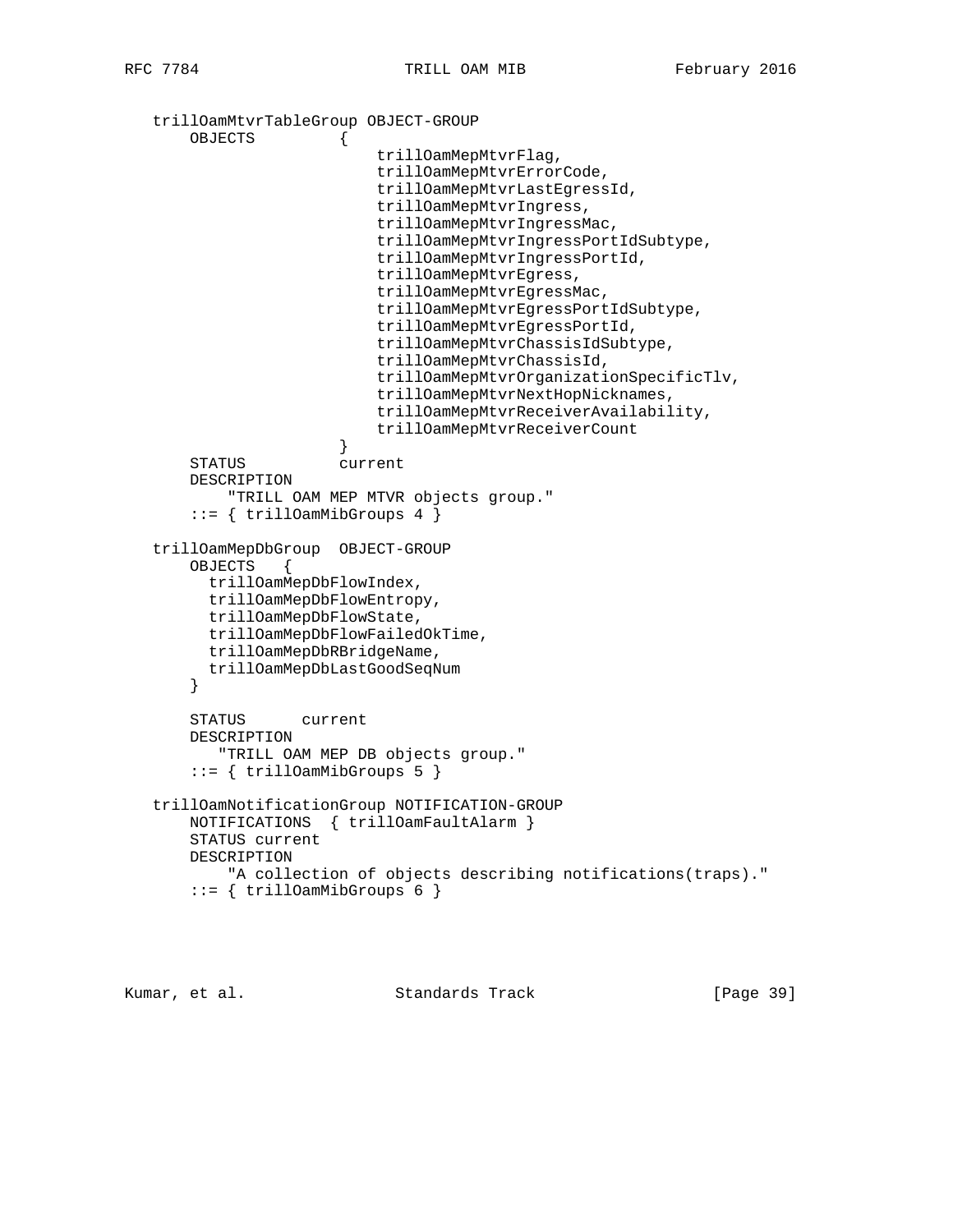```
   trillOamMtvrTableGroup OBJECT-GROUP
       OBJECTS         {
                           trillOamMepMtvrFlag,
                           trillOamMepMtvrErrorCode,
                           trillOamMepMtvrLastEgressId,
                           trillOamMepMtvrIngress,
                           trillOamMepMtvrIngressMac,
                           trillOamMepMtvrIngressPortIdSubtype,
                           trillOamMepMtvrIngressPortId,
                           trillOamMepMtvrEgress,
                           trillOamMepMtvrEgressMac,
                           trillOamMepMtvrEgressPortIdSubtype,
                           trillOamMepMtvrEgressPortId,
                           trillOamMepMtvrChassisIdSubtype,
                           trillOamMepMtvrChassisId,
                           trillOamMepMtvrOrganizationSpecificTlv,
                           trillOamMepMtvrNextHopNicknames,
                           trillOamMepMtvrReceiverAvailability,
                           trillOamMepMtvrReceiverCount
                       }
       STATUS          current
       DESCRIPTION
           "TRILL OAM MEP MTVR objects group."
       ::= { trillOamMibGroups 4 }

   trillOamMepDbGroup  OBJECT-GROUP
       OBJECTS   {
         trillOamMepDbFlowIndex,
         trillOamMepDbFlowEntropy,
         trillOamMepDbFlowState,
         trillOamMepDbFlowFailedOkTime,
         trillOamMepDbRBridgeName,
         trillOamMepDbLastGoodSeqNum
       }

       STATUS      current
       DESCRIPTION
          "TRILL OAM MEP DB objects group."
       ::= { trillOamMibGroups 5 }

   trillOamNotificationGroup NOTIFICATION-GROUP
       NOTIFICATIONS  { trillOamFaultAlarm }
       STATUS current
       DESCRIPTION
           "A collection of objects describing notifications(traps)."
       ::= { trillOamMibGroups 6 }
```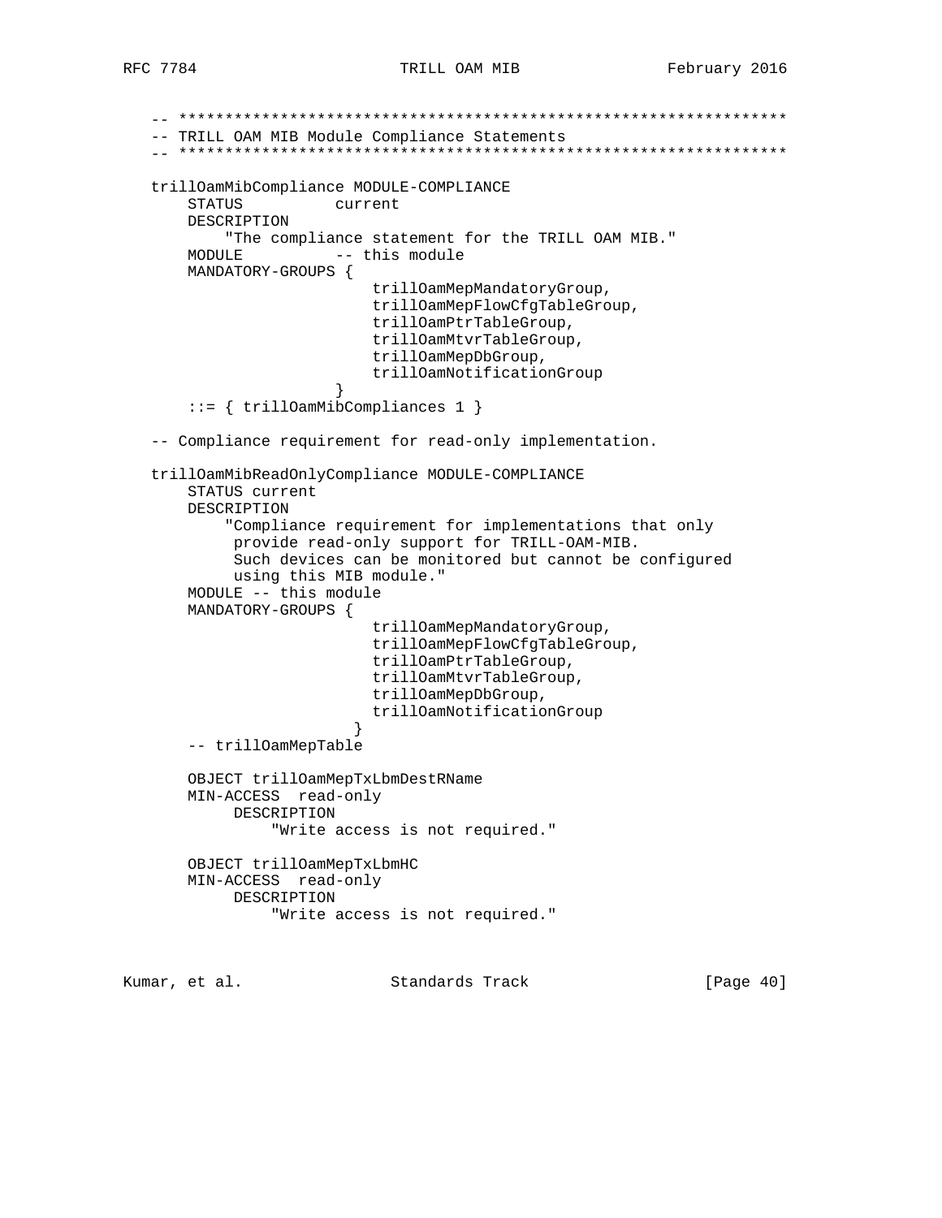```
-- ******************************************************************
-- TRILL OAM MIB Module Compliance Statements
-- ******************************************************************

trillOamMibCompliance MODULE-COMPLIANCE
    STATUS          current
    DESCRIPTION
        "The compliance statement for the TRILL OAM MIB."
    MODULE          -- this module
    MANDATORY-GROUPS {
                        trillOamMepMandatoryGroup,
                        trillOamMepFlowCfgTableGroup,
                        trillOamPtrTableGroup,
                        trillOamMtvrTableGroup,
                        trillOamMepDbGroup,
                        trillOamNotificationGroup
                    }
    ::= { trillOamMibCompliances 1 }

-- Compliance requirement for read-only implementation.

trillOamMibReadOnlyCompliance MODULE-COMPLIANCE
    STATUS current
    DESCRIPTION
        "Compliance requirement for implementations that only
         provide read-only support for TRILL-OAM-MIB.
         Such devices can be monitored but cannot be configured
         using this MIB module."
    MODULE -- this module
    MANDATORY-GROUPS {
                        trillOamMepMandatoryGroup,
                        trillOamMepFlowCfgTableGroup,
                        trillOamPtrTableGroup,
                        trillOamMtvrTableGroup,
                        trillOamMepDbGroup,
                        trillOamNotificationGroup
                      }
    -- trillOamMepTable

    OBJECT trillOamMepTxLbmDestRName
    MIN-ACCESS  read-only
         DESCRIPTION
             "Write access is not required."

    OBJECT trillOamMepTxLbmHC
    MIN-ACCESS  read-only
         DESCRIPTION
             "Write access is not required."
```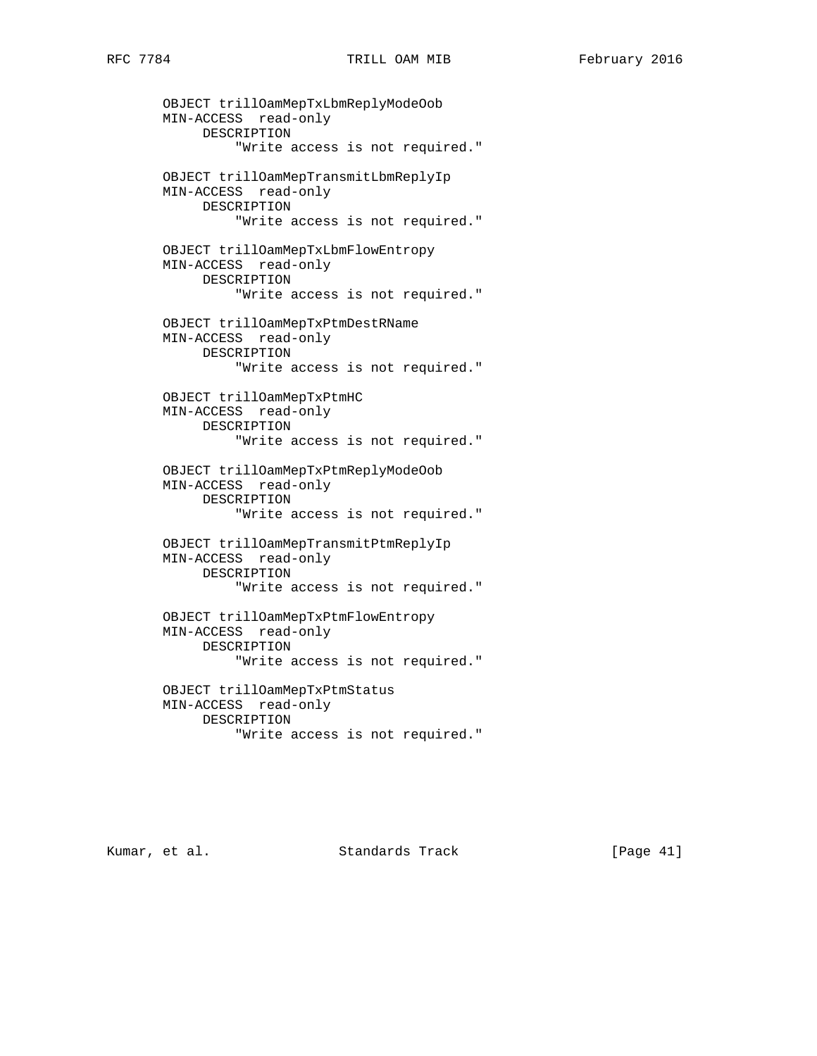```
       OBJECT trillOamMepTxLbmReplyModeOob
       MIN-ACCESS  read-only
            DESCRIPTION
                "Write access is not required."

       OBJECT trillOamMepTransmitLbmReplyIp
       MIN-ACCESS  read-only
            DESCRIPTION
                "Write access is not required."

       OBJECT trillOamMepTxLbmFlowEntropy
       MIN-ACCESS  read-only
            DESCRIPTION
                "Write access is not required."

       OBJECT trillOamMepTxPtmDestRName
       MIN-ACCESS  read-only
            DESCRIPTION
                "Write access is not required."

       OBJECT trillOamMepTxPtmHC
       MIN-ACCESS  read-only
            DESCRIPTION
                "Write access is not required."

       OBJECT trillOamMepTxPtmReplyModeOob
       MIN-ACCESS  read-only
            DESCRIPTION
                "Write access is not required."

       OBJECT trillOamMepTransmitPtmReplyIp
       MIN-ACCESS  read-only
            DESCRIPTION
                "Write access is not required."

       OBJECT trillOamMepTxPtmFlowEntropy
       MIN-ACCESS  read-only
            DESCRIPTION
                "Write access is not required."

       OBJECT trillOamMepTxPtmStatus
       MIN-ACCESS  read-only
            DESCRIPTION
                "Write access is not required."
```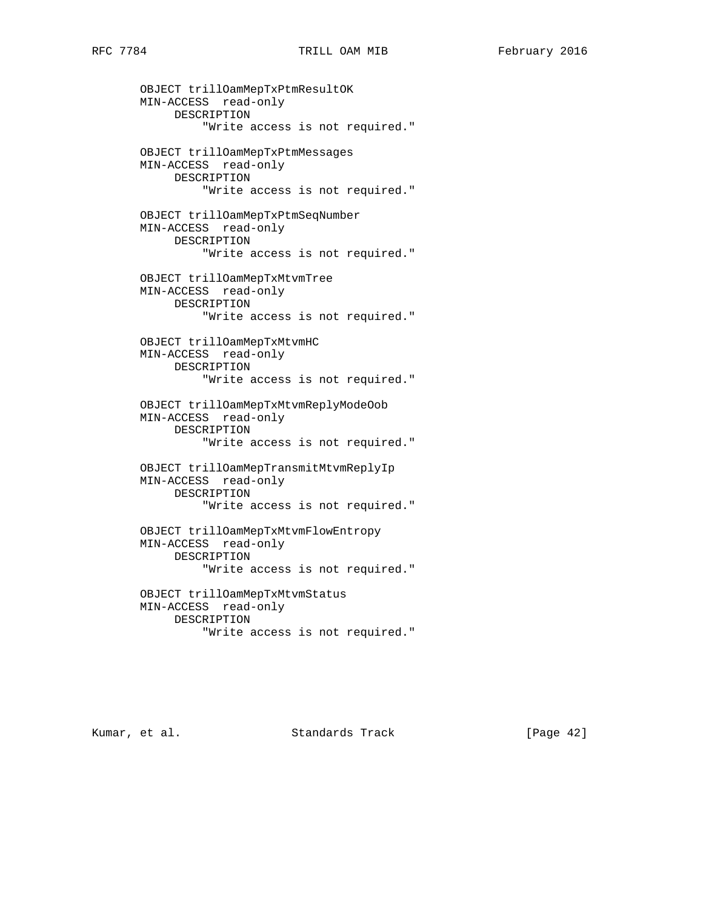```
       OBJECT trillOamMepTxPtmResultOK
       MIN-ACCESS  read-only
            DESCRIPTION
                "Write access is not required."

       OBJECT trillOamMepTxPtmMessages
       MIN-ACCESS  read-only
            DESCRIPTION
                "Write access is not required."

       OBJECT trillOamMepTxPtmSeqNumber
       MIN-ACCESS  read-only
            DESCRIPTION
                "Write access is not required."

       OBJECT trillOamMepTxMtvmTree
       MIN-ACCESS  read-only
            DESCRIPTION
                "Write access is not required."

       OBJECT trillOamMepTxMtvmHC
       MIN-ACCESS  read-only
            DESCRIPTION
                "Write access is not required."

       OBJECT trillOamMepTxMtvmReplyModeOob
       MIN-ACCESS  read-only
            DESCRIPTION
                "Write access is not required."

       OBJECT trillOamMepTransmitMtvmReplyIp
       MIN-ACCESS  read-only
            DESCRIPTION
                "Write access is not required."

       OBJECT trillOamMepTxMtvmFlowEntropy
       MIN-ACCESS  read-only
            DESCRIPTION
                "Write access is not required."

       OBJECT trillOamMepTxMtvmStatus
       MIN-ACCESS  read-only
            DESCRIPTION
                "Write access is not required."
```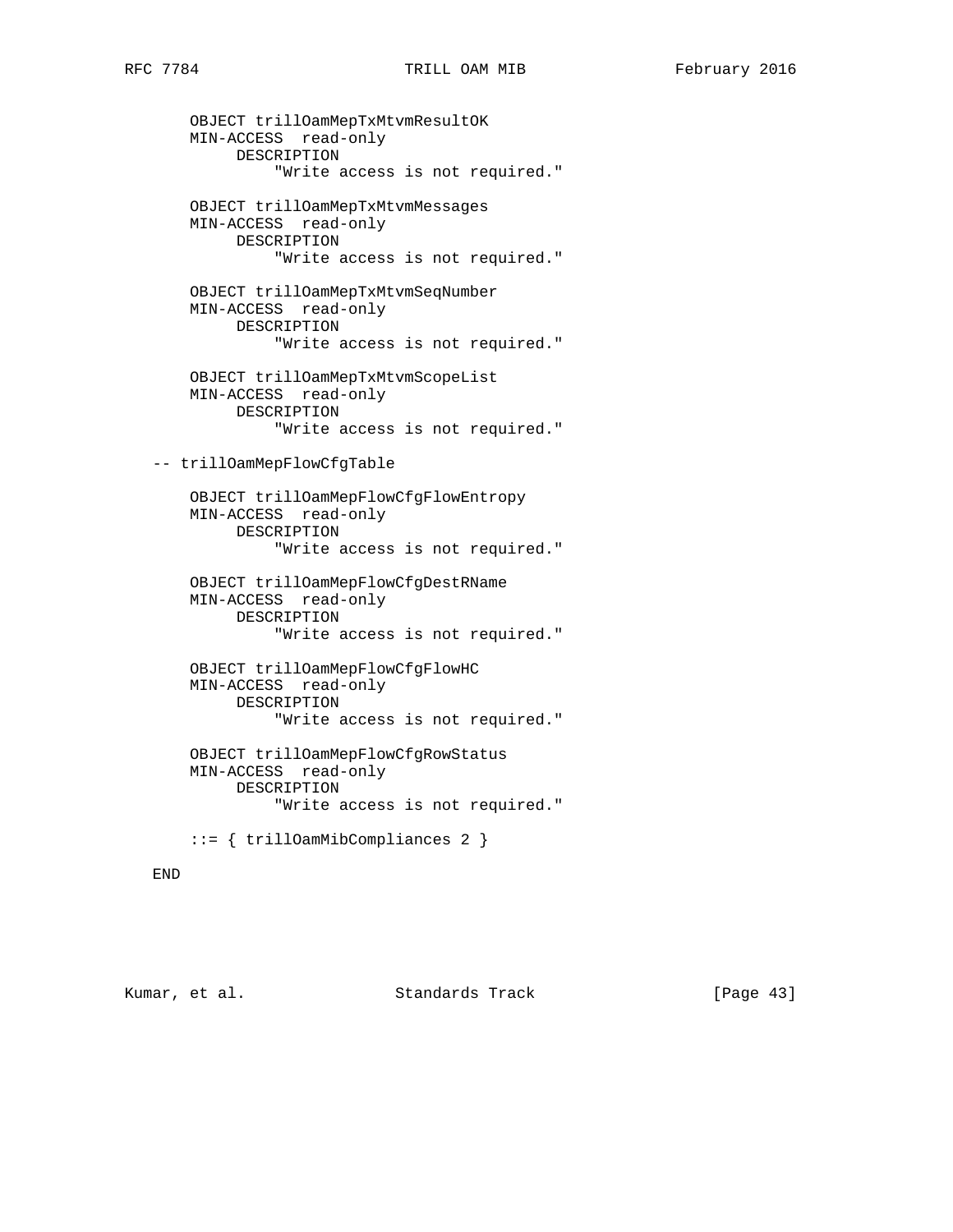```
      OBJECT trillOamMepTxMtvmResultOK
      MIN-ACCESS  read-only
           DESCRIPTION
               "Write access is not required."

      OBJECT trillOamMepTxMtvmMessages
      MIN-ACCESS  read-only
           DESCRIPTION
               "Write access is not required."

      OBJECT trillOamMepTxMtvmSeqNumber
      MIN-ACCESS  read-only
           DESCRIPTION
               "Write access is not required."

      OBJECT trillOamMepTxMtvmScopeList
      MIN-ACCESS  read-only
           DESCRIPTION
               "Write access is not required."

  -- trillOamMepFlowCfgTable

      OBJECT trillOamMepFlowCfgFlowEntropy
      MIN-ACCESS  read-only
           DESCRIPTION
               "Write access is not required."

      OBJECT trillOamMepFlowCfgDestRName
      MIN-ACCESS  read-only
           DESCRIPTION
               "Write access is not required."

      OBJECT trillOamMepFlowCfgFlowHC
      MIN-ACCESS  read-only
           DESCRIPTION
               "Write access is not required."

      OBJECT trillOamMepFlowCfgRowStatus
      MIN-ACCESS  read-only
           DESCRIPTION
               "Write access is not required."

      ::= { trillOamMibCompliances 2 }

  END
```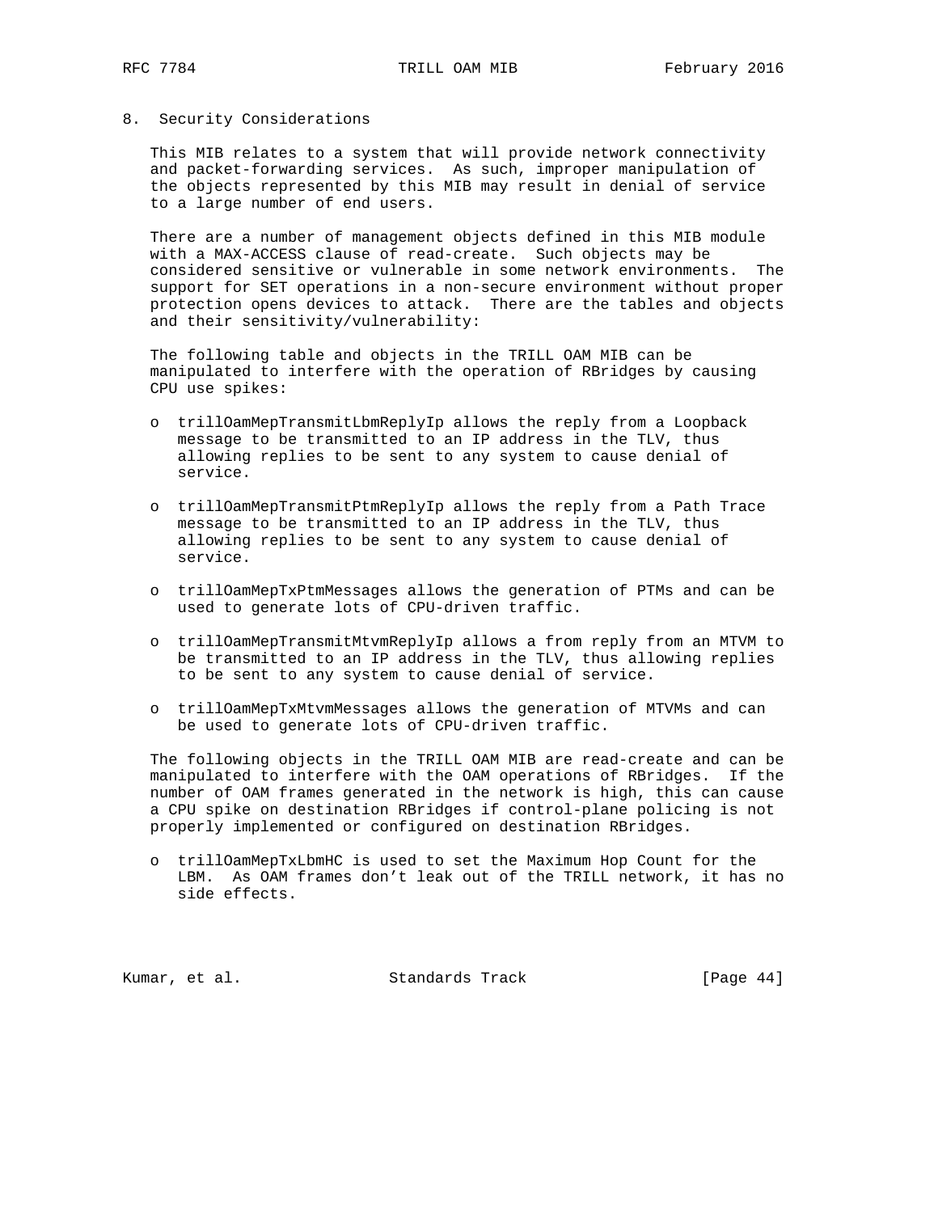## 8. Security Considerations

This MIB relates to a system that will provide network connectivity and packet-forwarding services. As such, improper manipulation of the objects represented by this MIB may result in denial of service to a large number of end users.

There are a number of management objects defined in this MIB module with a MAX-ACCESS clause of read-create. Such objects may be considered sensitive or vulnerable in some network environments. The support for SET operations in a non-secure environment without proper protection opens devices to attack. There are the tables and objects and their sensitivity/vulnerability:

The following table and objects in the TRILL OAM MIB can be manipulated to interfere with the operation of RBridges by causing CPU use spikes:

- trillOamMepTransmitLbmReplyIp allows the reply from a Loopback message to be transmitted to an IP address in the TLV, thus allowing replies to be sent to any system to cause denial of service.
- trillOamMepTransmitPtmReplyIp allows the reply from a Path Trace message to be transmitted to an IP address in the TLV, thus allowing replies to be sent to any system to cause denial of service.
- trillOamMepTxPtmMessages allows the generation of PTMs and can be used to generate lots of CPU-driven traffic.
- trillOamMepTransmitMtvmReplyIp allows a from reply from an MTVM to be transmitted to an IP address in the TLV, thus allowing replies to be sent to any system to cause denial of service.
- trillOamMepTxMtvmMessages allows the generation of MTVMs and can be used to generate lots of CPU-driven traffic.

The following objects in the TRILL OAM MIB are read-create and can be manipulated to interfere with the OAM operations of RBridges. If the number of OAM frames generated in the network is high, this can cause a CPU spike on destination RBridges if control-plane policing is not properly implemented or configured on destination RBridges.

- trillOamMepTxLbmHC is used to set the Maximum Hop Count for the LBM. As OAM frames don't leak out of the TRILL network, it has no side effects.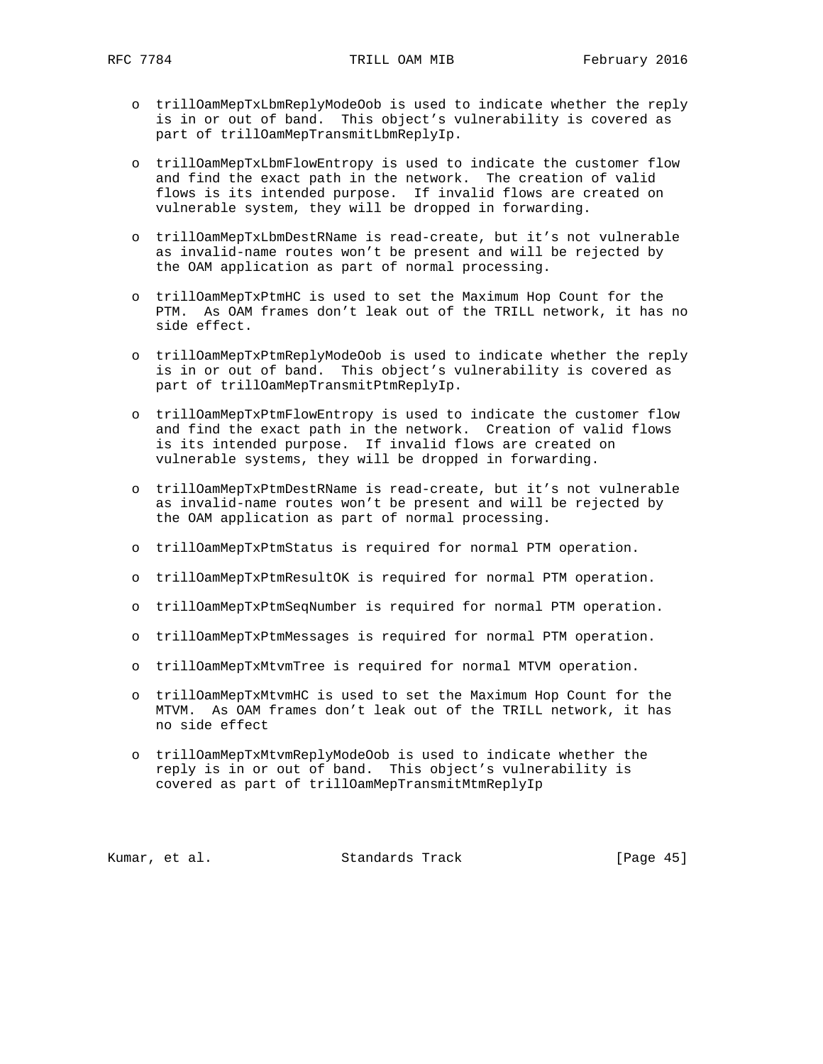- trillOamMepTxLbmReplyModeOob is used to indicate whether the reply is in or out of band. This object's vulnerability is covered as part of trillOamMepTransmitLbmReplyIp.

- trillOamMepTxLbmFlowEntropy is used to indicate the customer flow and find the exact path in the network. The creation of valid flows is its intended purpose. If invalid flows are created on vulnerable system, they will be dropped in forwarding.

- trillOamMepTxLbmDestRName is read-create, but it's not vulnerable as invalid-name routes won't be present and will be rejected by the OAM application as part of normal processing.

- trillOamMepTxPtmHC is used to set the Maximum Hop Count for the PTM. As OAM frames don't leak out of the TRILL network, it has no side effect.

- trillOamMepTxPtmReplyModeOob is used to indicate whether the reply is in or out of band. This object's vulnerability is covered as part of trillOamMepTransmitPtmReplyIp.

- trillOamMepTxPtmFlowEntropy is used to indicate the customer flow and find the exact path in the network. Creation of valid flows is its intended purpose. If invalid flows are created on vulnerable systems, they will be dropped in forwarding.

- trillOamMepTxPtmDestRName is read-create, but it's not vulnerable as invalid-name routes won't be present and will be rejected by the OAM application as part of normal processing.

- trillOamMepTxPtmStatus is required for normal PTM operation.

- trillOamMepTxPtmResultOK is required for normal PTM operation.

- trillOamMepTxPtmSeqNumber is required for normal PTM operation.

- trillOamMepTxPtmMessages is required for normal PTM operation.

- trillOamMepTxMtvmTree is required for normal MTVM operation.

- trillOamMepTxMtvmHC is used to set the Maximum Hop Count for the MTVM. As OAM frames don't leak out of the TRILL network, it has no side effect

- trillOamMepTxMtvmReplyModeOob is used to indicate whether the reply is in or out of band. This object's vulnerability is covered as part of trillOamMepTransmitMtmReplyIp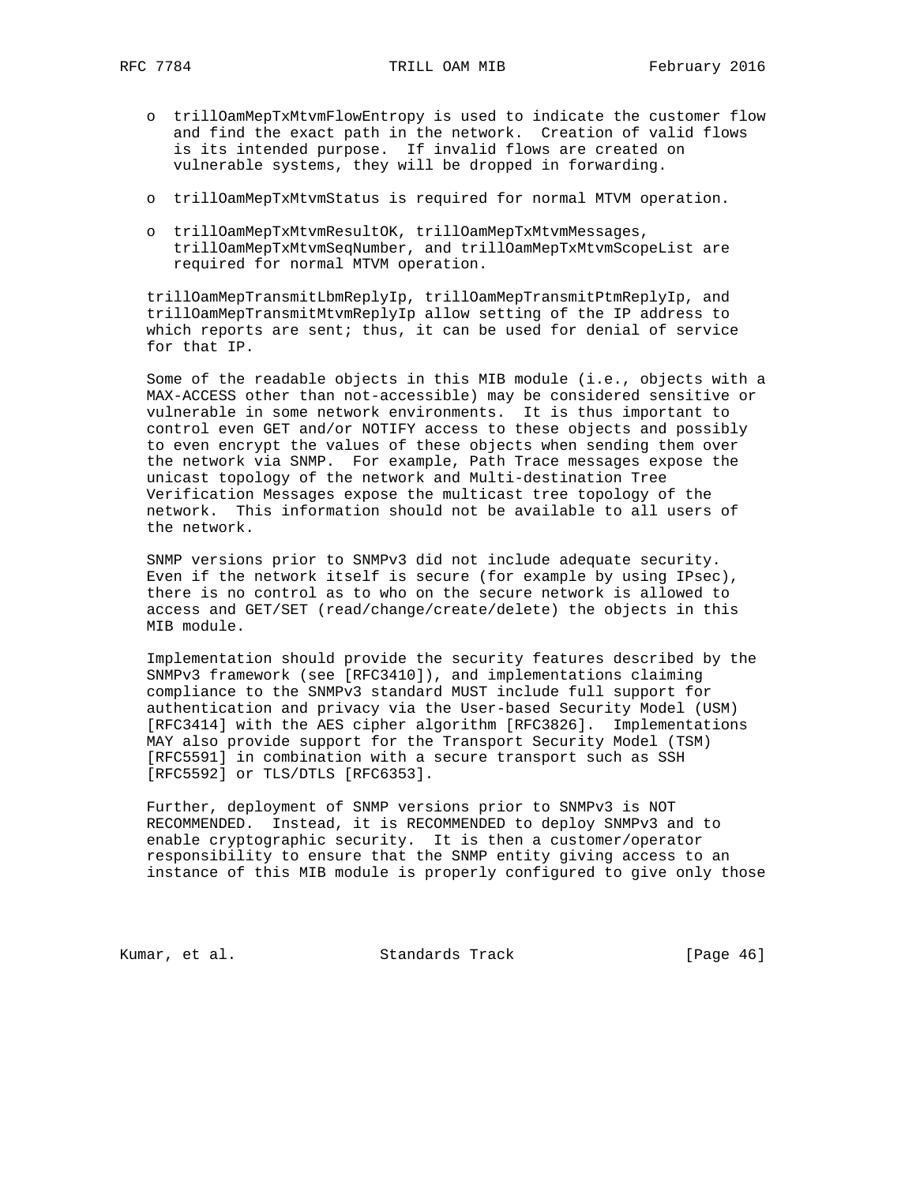- trillOamMepTxMtvmFlowEntropy is used to indicate the customer flow and find the exact path in the network. Creation of valid flows is its intended purpose. If invalid flows are created on vulnerable systems, they will be dropped in forwarding.
- trillOamMepTxMtvmStatus is required for normal MTVM operation.
- trillOamMepTxMtvmResultOK, trillOamMepTxMtvmMessages, trillOamMepTxMtvmSeqNumber, and trillOamMepTxMtvmScopeList are required for normal MTVM operation.

trillOamMepTransmitLbmReplyIp, trillOamMepTransmitPtmReplyIp, and trillOamMepTransmitMtvmReplyIp allow setting of the IP address to which reports are sent; thus, it can be used for denial of service for that IP.

Some of the readable objects in this MIB module (i.e., objects with a MAX-ACCESS other than not-accessible) may be considered sensitive or vulnerable in some network environments. It is thus important to control even GET and/or NOTIFY access to these objects and possibly to even encrypt the values of these objects when sending them over the network via SNMP. For example, Path Trace messages expose the unicast topology of the network and Multi-destination Tree Verification Messages expose the multicast tree topology of the network. This information should not be available to all users of the network.

SNMP versions prior to SNMPv3 did not include adequate security. Even if the network itself is secure (for example by using IPsec), there is no control as to who on the secure network is allowed to access and GET/SET (read/change/create/delete) the objects in this MIB module.

Implementation should provide the security features described by the SNMPv3 framework (see [RFC3410]), and implementations claiming compliance to the SNMPv3 standard MUST include full support for authentication and privacy via the User-based Security Model (USM) [RFC3414] with the AES cipher algorithm [RFC3826]. Implementations MAY also provide support for the Transport Security Model (TSM) [RFC5591] in combination with a secure transport such as SSH [RFC5592] or TLS/DTLS [RFC6353].

Further, deployment of SNMP versions prior to SNMPv3 is NOT RECOMMENDED. Instead, it is RECOMMENDED to deploy SNMPv3 and to enable cryptographic security. It is then a customer/operator responsibility to ensure that the SNMP entity giving access to an instance of this MIB module is properly configured to give only those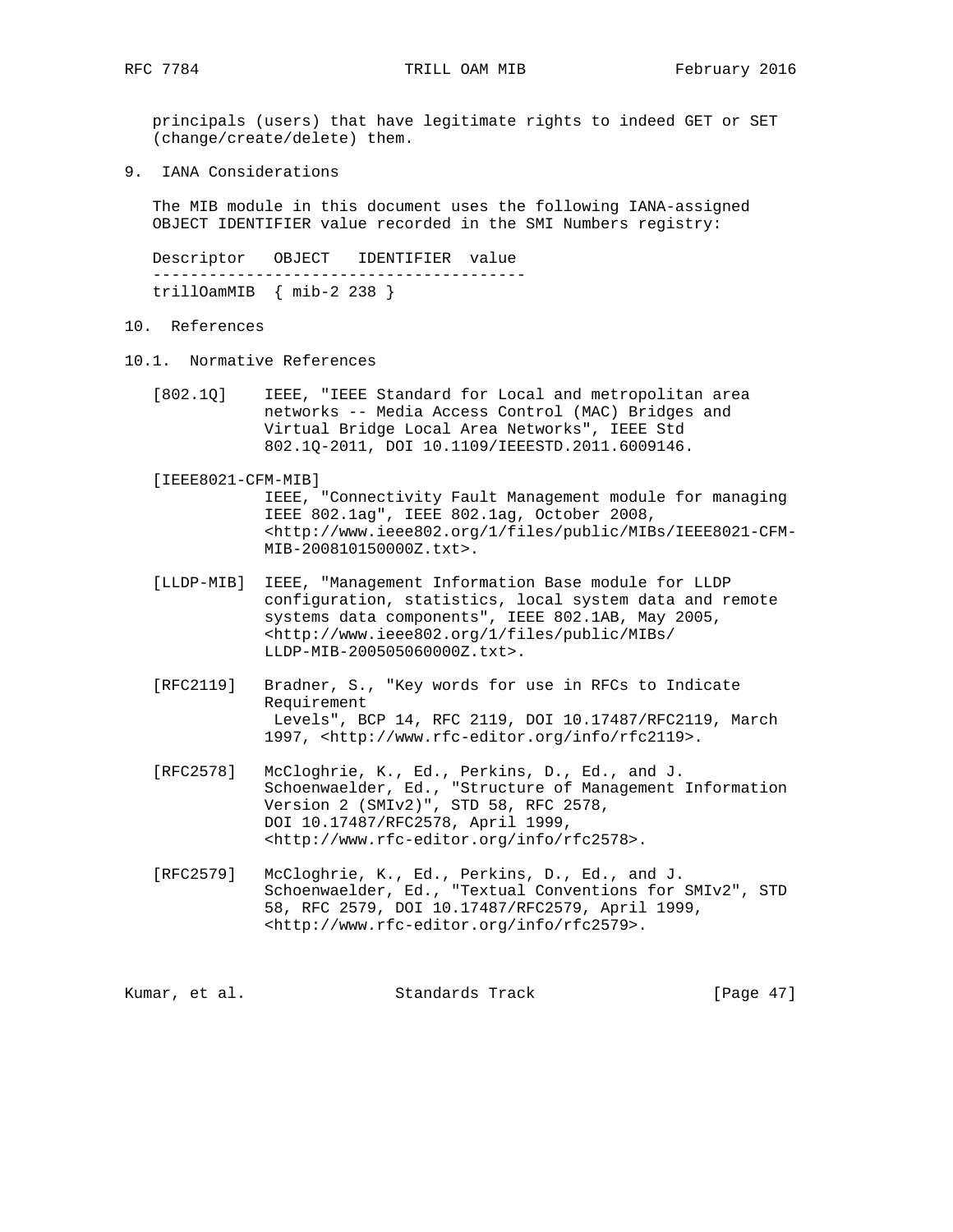principals (users) that have legitimate rights to indeed GET or SET (change/create/delete) them.

## 9. IANA Considerations

The MIB module in this document uses the following IANA-assigned OBJECT IDENTIFIER value recorded in the SMI Numbers registry:

```
Descriptor   OBJECT   IDENTIFIER  value
----------------------------------------
trillOamMIB  { mib-2 238 }
```

## 10. References

### 10.1. Normative References

[802.1Q] IEEE, "IEEE Standard for Local and metropolitan area networks -- Media Access Control (MAC) Bridges and Virtual Bridge Local Area Networks", IEEE Std 802.1Q-2011, DOI 10.1109/IEEESTD.2011.6009146.

[IEEE8021-CFM-MIB] IEEE, "Connectivity Fault Management module for managing IEEE 802.1ag", IEEE 802.1ag, October 2008, <http://www.ieee802.org/1/files/public/MIBs/IEEE8021-CFM-MIB-200810150000Z.txt>.

[LLDP-MIB] IEEE, "Management Information Base module for LLDP configuration, statistics, local system data and remote systems data components", IEEE 802.1AB, May 2005, <http://www.ieee802.org/1/files/public/MIBs/LLDP-MIB-200505060000Z.txt>.

[RFC2119] Bradner, S., "Key words for use in RFCs to Indicate Requirement Levels", BCP 14, RFC 2119, DOI 10.17487/RFC2119, March 1997, <http://www.rfc-editor.org/info/rfc2119>.

[RFC2578] McCloghrie, K., Ed., Perkins, D., Ed., and J. Schoenwaelder, Ed., "Structure of Management Information Version 2 (SMIv2)", STD 58, RFC 2578, DOI 10.17487/RFC2578, April 1999, <http://www.rfc-editor.org/info/rfc2578>.

[RFC2579] McCloghrie, K., Ed., Perkins, D., Ed., and J. Schoenwaelder, Ed., "Textual Conventions for SMIv2", STD 58, RFC 2579, DOI 10.17487/RFC2579, April 1999, <http://www.rfc-editor.org/info/rfc2579>.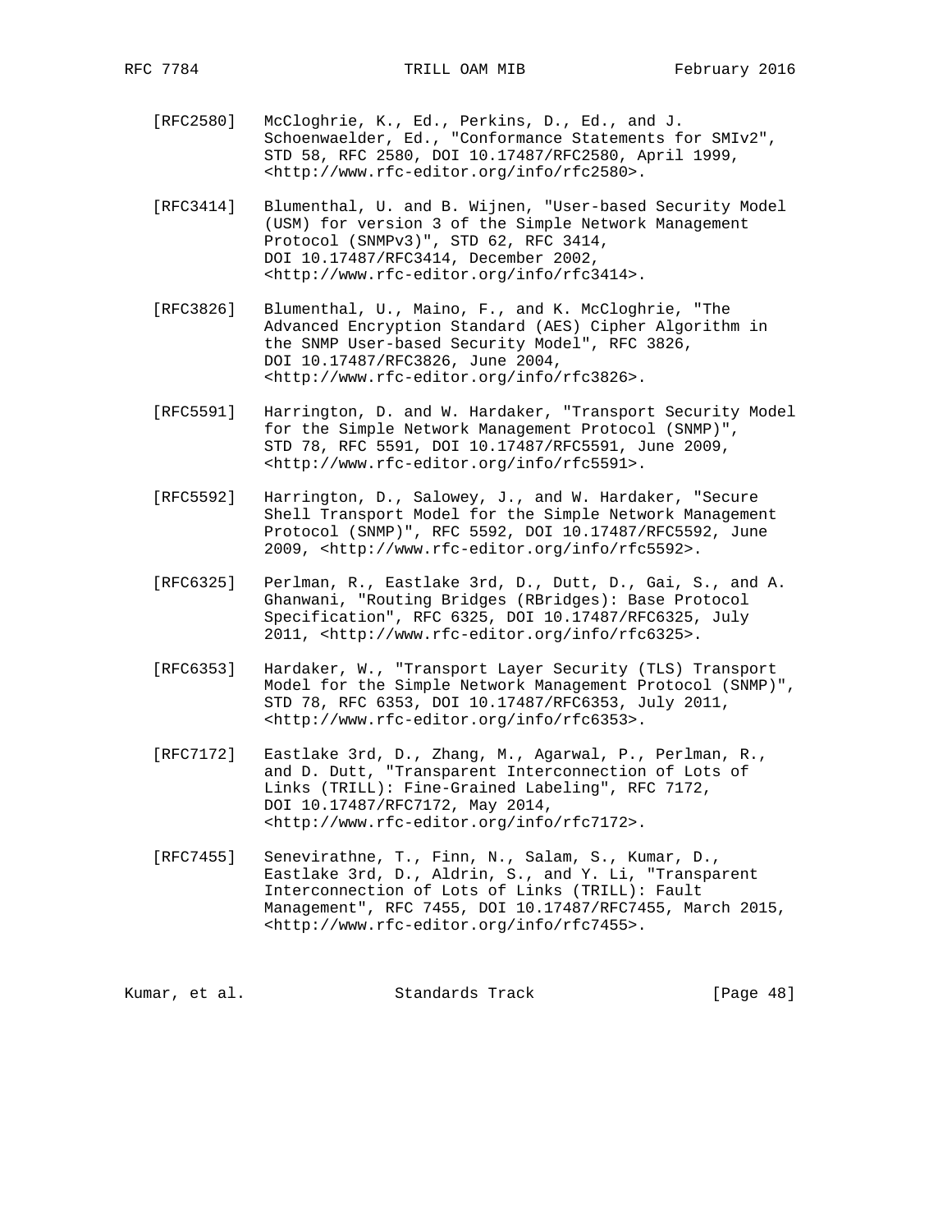[RFC2580] McCloghrie, K., Ed., Perkins, D., Ed., and J. Schoenwaelder, Ed., "Conformance Statements for SMIv2", STD 58, RFC 2580, DOI 10.17487/RFC2580, April 1999, <http://www.rfc-editor.org/info/rfc2580>.

[RFC3414] Blumenthal, U. and B. Wijnen, "User-based Security Model (USM) for version 3 of the Simple Network Management Protocol (SNMPv3)", STD 62, RFC 3414, DOI 10.17487/RFC3414, December 2002, <http://www.rfc-editor.org/info/rfc3414>.

[RFC3826] Blumenthal, U., Maino, F., and K. McCloghrie, "The Advanced Encryption Standard (AES) Cipher Algorithm in the SNMP User-based Security Model", RFC 3826, DOI 10.17487/RFC3826, June 2004, <http://www.rfc-editor.org/info/rfc3826>.

[RFC5591] Harrington, D. and W. Hardaker, "Transport Security Model for the Simple Network Management Protocol (SNMP)", STD 78, RFC 5591, DOI 10.17487/RFC5591, June 2009, <http://www.rfc-editor.org/info/rfc5591>.

[RFC5592] Harrington, D., Salowey, J., and W. Hardaker, "Secure Shell Transport Model for the Simple Network Management Protocol (SNMP)", RFC 5592, DOI 10.17487/RFC5592, June 2009, <http://www.rfc-editor.org/info/rfc5592>.

[RFC6325] Perlman, R., Eastlake 3rd, D., Dutt, D., Gai, S., and A. Ghanwani, "Routing Bridges (RBridges): Base Protocol Specification", RFC 6325, DOI 10.17487/RFC6325, July 2011, <http://www.rfc-editor.org/info/rfc6325>.

[RFC6353] Hardaker, W., "Transport Layer Security (TLS) Transport Model for the Simple Network Management Protocol (SNMP)", STD 78, RFC 6353, DOI 10.17487/RFC6353, July 2011, <http://www.rfc-editor.org/info/rfc6353>.

[RFC7172] Eastlake 3rd, D., Zhang, M., Agarwal, P., Perlman, R., and D. Dutt, "Transparent Interconnection of Lots of Links (TRILL): Fine-Grained Labeling", RFC 7172, DOI 10.17487/RFC7172, May 2014, <http://www.rfc-editor.org/info/rfc7172>.

[RFC7455] Senevirathne, T., Finn, N., Salam, S., Kumar, D., Eastlake 3rd, D., Aldrin, S., and Y. Li, "Transparent Interconnection of Lots of Links (TRILL): Fault Management", RFC 7455, DOI 10.17487/RFC7455, March 2015, <http://www.rfc-editor.org/info/rfc7455>.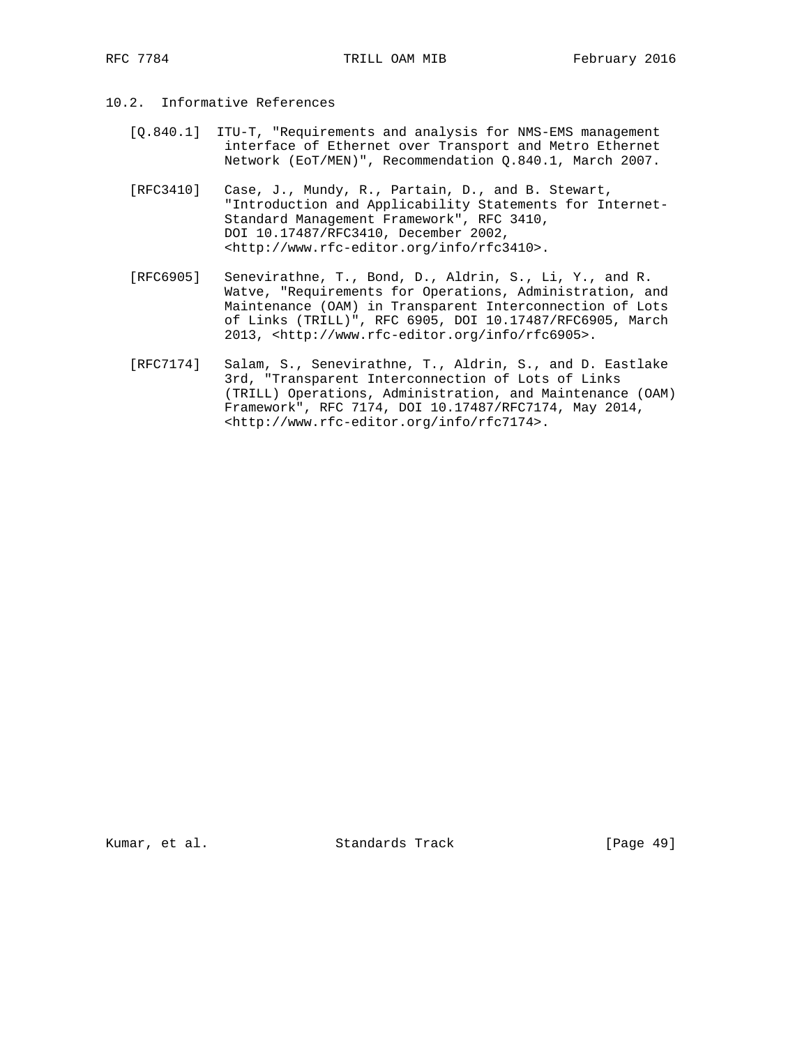## 10.2. Informative References

[Q.840.1] ITU-T, "Requirements and analysis for NMS-EMS management interface of Ethernet over Transport and Metro Ethernet Network (EoT/MEN)", Recommendation Q.840.1, March 2007.

[RFC3410] Case, J., Mundy, R., Partain, D., and B. Stewart, "Introduction and Applicability Statements for Internet-Standard Management Framework", RFC 3410, DOI 10.17487/RFC3410, December 2002, <http://www.rfc-editor.org/info/rfc3410>.

[RFC6905] Senevirathne, T., Bond, D., Aldrin, S., Li, Y., and R. Watve, "Requirements for Operations, Administration, and Maintenance (OAM) in Transparent Interconnection of Lots of Links (TRILL)", RFC 6905, DOI 10.17487/RFC6905, March 2013, <http://www.rfc-editor.org/info/rfc6905>.

[RFC7174] Salam, S., Senevirathne, T., Aldrin, S., and D. Eastlake 3rd, "Transparent Interconnection of Lots of Links (TRILL) Operations, Administration, and Maintenance (OAM) Framework", RFC 7174, DOI 10.17487/RFC7174, May 2014, <http://www.rfc-editor.org/info/rfc7174>.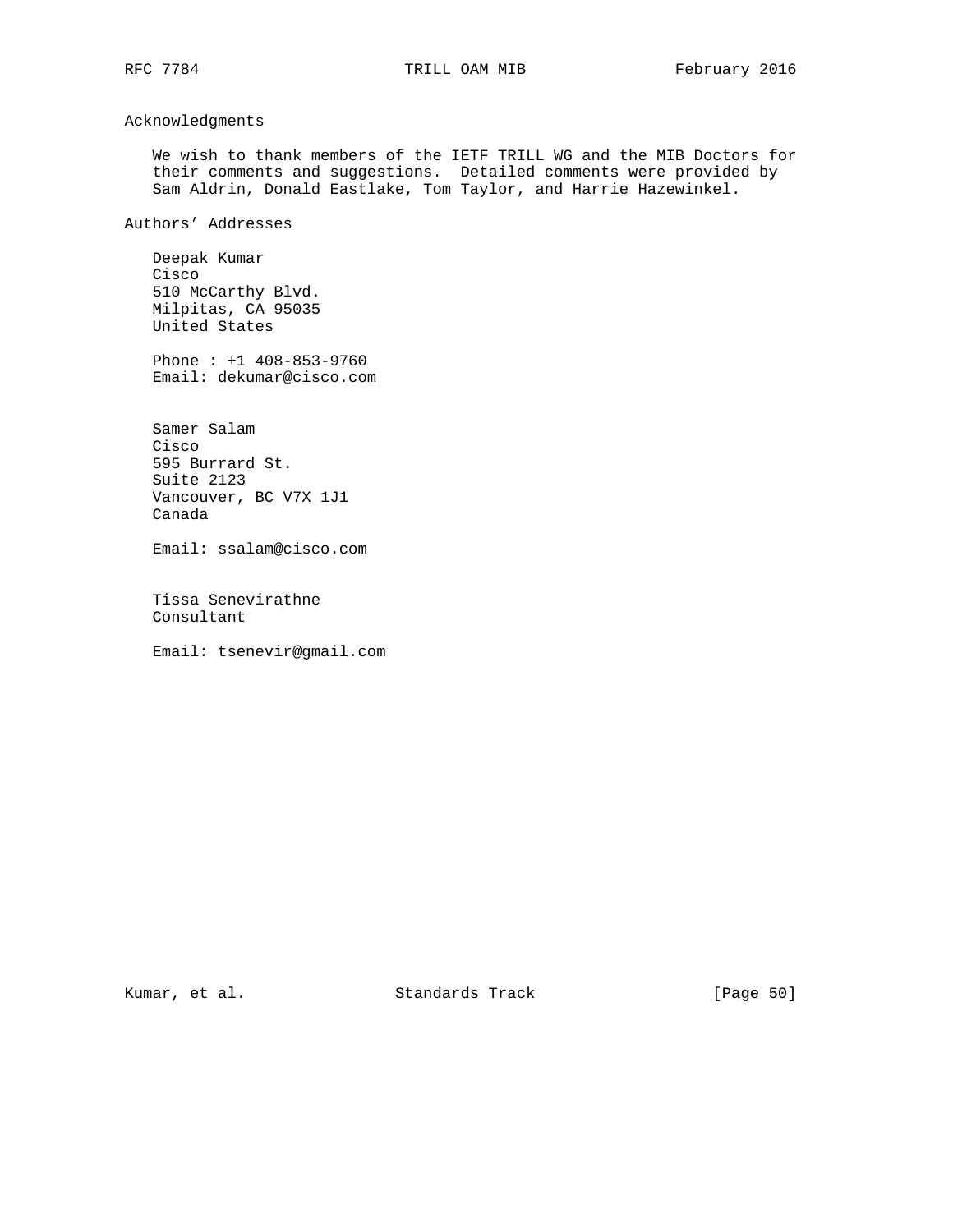## Acknowledgments

We wish to thank members of the IETF TRILL WG and the MIB Doctors for their comments and suggestions. Detailed comments were provided by Sam Aldrin, Donald Eastlake, Tom Taylor, and Harrie Hazewinkel.

## Authors' Addresses

Deepak Kumar
Cisco
510 McCarthy Blvd.
Milpitas, CA 95035
United States

Phone : +1 408-853-9760
Email: dekumar@cisco.com

Samer Salam
Cisco
595 Burrard St.
Suite 2123
Vancouver, BC V7X 1J1
Canada

Email: ssalam@cisco.com

Tissa Senevirathne
Consultant

Email: tsenevir@gmail.com